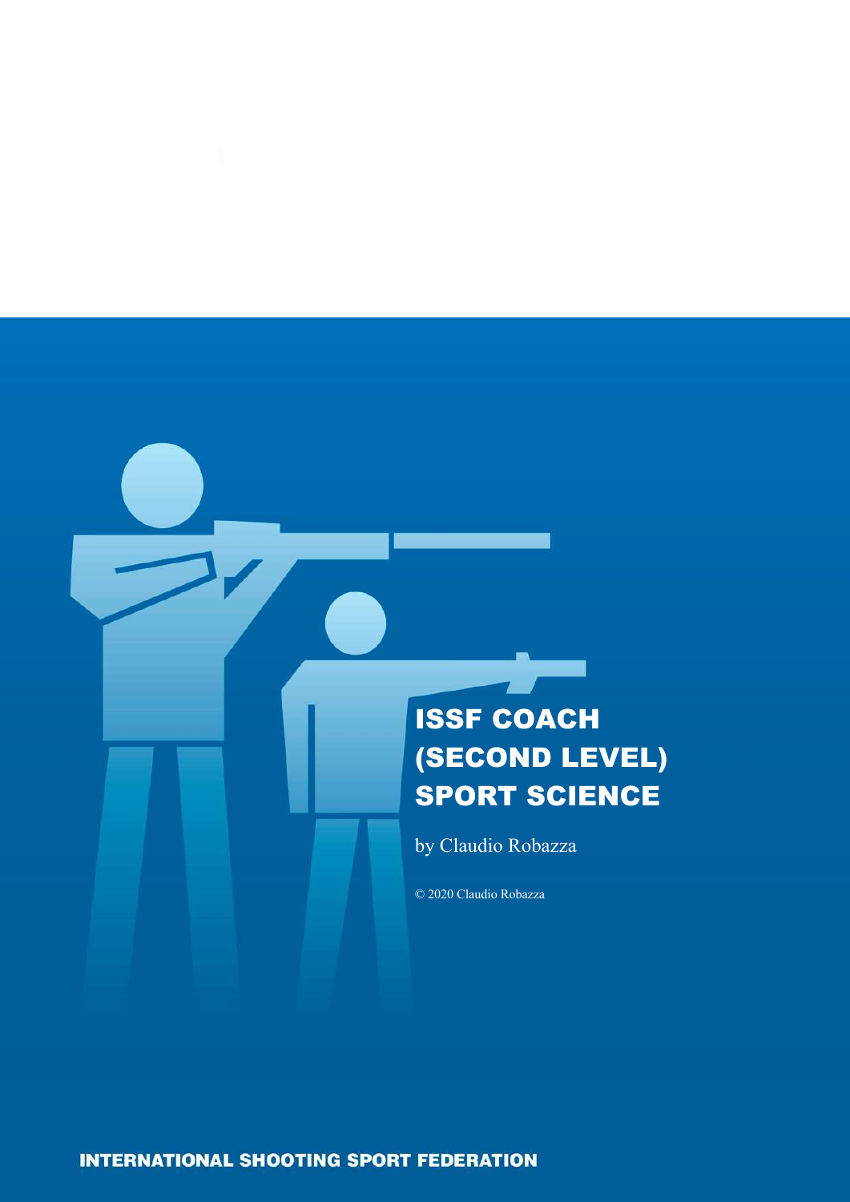# ISSF COACH (SECOND LEVEL) SPORT SCIENCE

by Claudio Robazza

© 2020 Claudio Robazza

INTERNATIONAL SHOOTING SPORT FEDERATION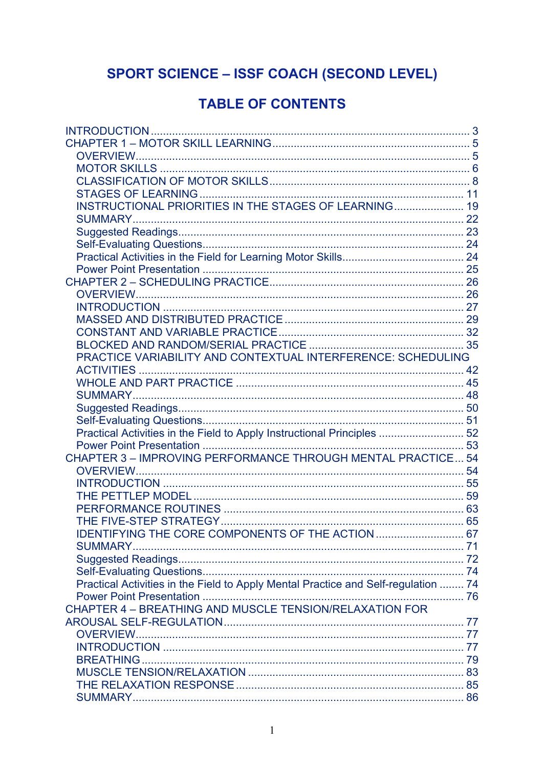# SPORT SCIENCE – ISSF COACH (SECOND LEVEL)

## TABLE OF CONTENTS

INTRODUCTION ........................................................................................................ 3
CHAPTER 1 – MOTOR SKILL LEARNING ................................................................ 5
- OVERVIEW ............................................................................................................. 5
- MOTOR SKILLS ...................................................................................................... 6
- CLASSIFICATION OF MOTOR SKILLS .................................................................. 8
- STAGES OF LEARNING ........................................................................................ 11
- INSTRUCTIONAL PRIORITIES IN THE STAGES OF LEARNING ........................ 19
- SUMMARY ............................................................................................................ 22
- Suggested Readings ............................................................................................. 23
- Self-Evaluating Questions ..................................................................................... 24
- Practical Activities in the Field for Learning Motor Skills ........................................ 24
- Power Point Presentation ...................................................................................... 25

CHAPTER 2 – SCHEDULING PRACTICE ................................................................ 26
- OVERVIEW ............................................................................................................ 26
- INTRODUCTION .................................................................................................... 27
- MASSED AND DISTRIBUTED PRACTICE ............................................................ 29
- CONSTANT AND VARIABLE PRACTICE .............................................................. 32
- BLOCKED AND RANDOM/SERIAL PRACTICE .................................................... 35
- PRACTICE VARIABILITY AND CONTEXTUAL INTERFERENCE: SCHEDULING ACTIVITIES ........................................................................................................... 42
- WHOLE AND PART PRACTICE ............................................................................ 45
- SUMMARY ............................................................................................................ 48
- Suggested Readings ............................................................................................. 50
- Self-Evaluating Questions ..................................................................................... 51
- Practical Activities in the Field to Apply Instructional Principles ............................ 52
- Power Point Presentation ...................................................................................... 53

CHAPTER 3 – IMPROVING PERFORMANCE THROUGH MENTAL PRACTICE ... 54
- OVERVIEW ............................................................................................................ 54
- INTRODUCTION .................................................................................................... 55
- THE PETTLEP MODEL .......................................................................................... 59
- PERFORMANCE ROUTINES ................................................................................ 63
- THE FIVE-STEP STRATEGY ................................................................................. 65
- IDENTIFYING THE CORE COMPONENTS OF THE ACTION ............................... 67
- SUMMARY ............................................................................................................ 71
- Suggested Readings ............................................................................................. 72
- Self-Evaluating Questions ..................................................................................... 74
- Practical Activities in the Field to Apply Mental Practice and Self-regulation ........ 74
- Power Point Presentation ...................................................................................... 76

CHAPTER 4 – BREATHING AND MUSCLE TENSION/RELAXATION FOR AROUSAL SELF-REGULATION ................................................................................................ 77
- OVERVIEW ............................................................................................................ 77
- INTRODUCTION .................................................................................................... 77
- BREATHING .......................................................................................................... 79
- MUSCLE TENSION/RELAXATION ........................................................................ 83
- THE RELAXATION RESPONSE ............................................................................ 85
- SUMMARY ............................................................................................................ 86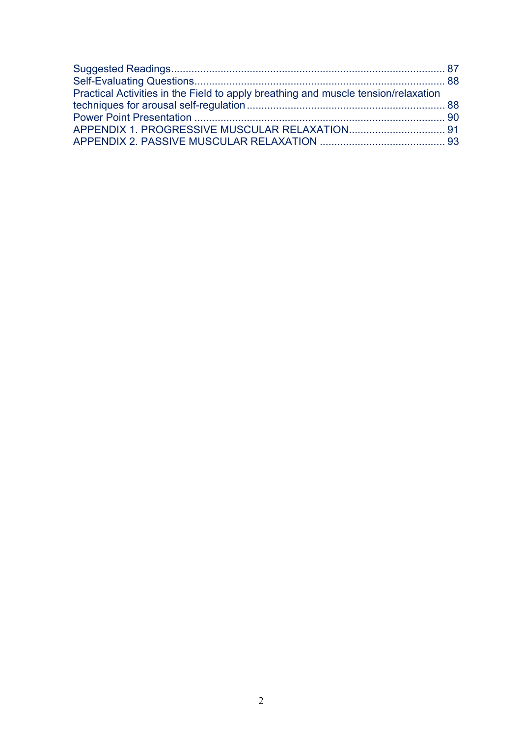Suggested Readings................................................................................................ 87
Self-Evaluating Questions...................................................................................... 88
Practical Activities in the Field to apply breathing and muscle tension/relaxation techniques for arousal self-regulation .................................................................... 88
Power Point Presentation ...................................................................................... 90
APPENDIX 1. PROGRESSIVE MUSCULAR RELAXATION................................. 91
APPENDIX 2. PASSIVE MUSCULAR RELAXATION ........................................... 93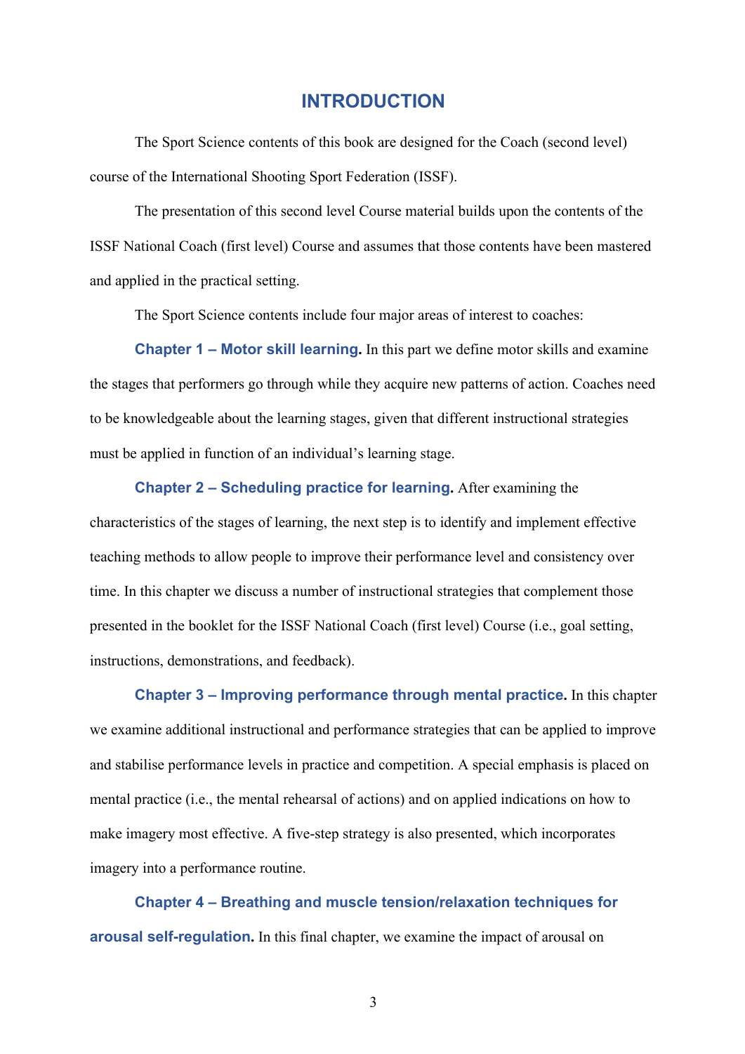# INTRODUCTION

The Sport Science contents of this book are designed for the Coach (second level) course of the International Shooting Sport Federation (ISSF).

The presentation of this second level Course material builds upon the contents of the ISSF National Coach (first level) Course and assumes that those contents have been mastered and applied in the practical setting.

The Sport Science contents include four major areas of interest to coaches:

**Chapter 1 – Motor skill learning.** In this part we define motor skills and examine the stages that performers go through while they acquire new patterns of action. Coaches need to be knowledgeable about the learning stages, given that different instructional strategies must be applied in function of an individual's learning stage.

**Chapter 2 – Scheduling practice for learning.** After examining the characteristics of the stages of learning, the next step is to identify and implement effective teaching methods to allow people to improve their performance level and consistency over time. In this chapter we discuss a number of instructional strategies that complement those presented in the booklet for the ISSF National Coach (first level) Course (i.e., goal setting, instructions, demonstrations, and feedback).

**Chapter 3 – Improving performance through mental practice.** In this chapter we examine additional instructional and performance strategies that can be applied to improve and stabilise performance levels in practice and competition. A special emphasis is placed on mental practice (i.e., the mental rehearsal of actions) and on applied indications on how to make imagery most effective. A five-step strategy is also presented, which incorporates imagery into a performance routine.

**Chapter 4 – Breathing and muscle tension/relaxation techniques for arousal self-regulation.** In this final chapter, we examine the impact of arousal on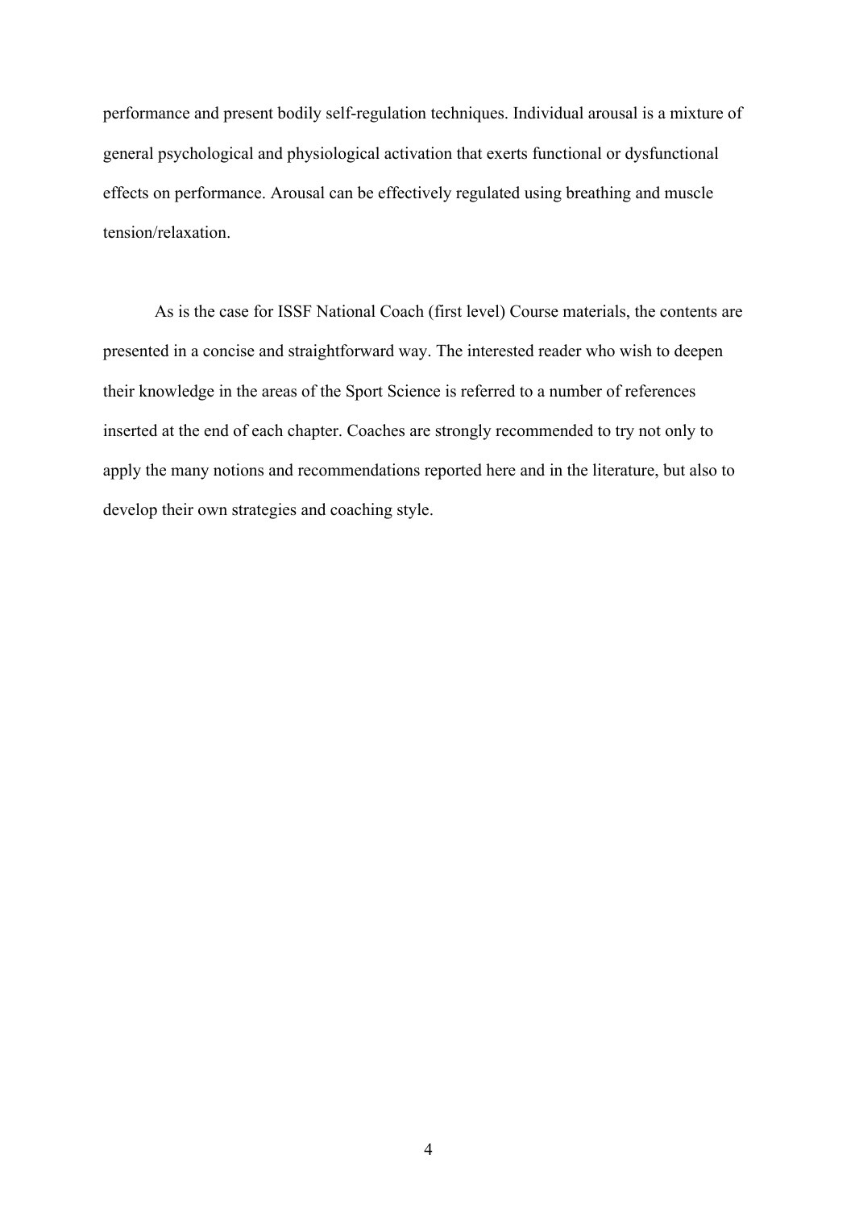performance and present bodily self-regulation techniques. Individual arousal is a mixture of general psychological and physiological activation that exerts functional or dysfunctional effects on performance. Arousal can be effectively regulated using breathing and muscle tension/relaxation.

As is the case for ISSF National Coach (first level) Course materials, the contents are presented in a concise and straightforward way. The interested reader who wish to deepen their knowledge in the areas of the Sport Science is referred to a number of references inserted at the end of each chapter. Coaches are strongly recommended to try not only to apply the many notions and recommendations reported here and in the literature, but also to develop their own strategies and coaching style.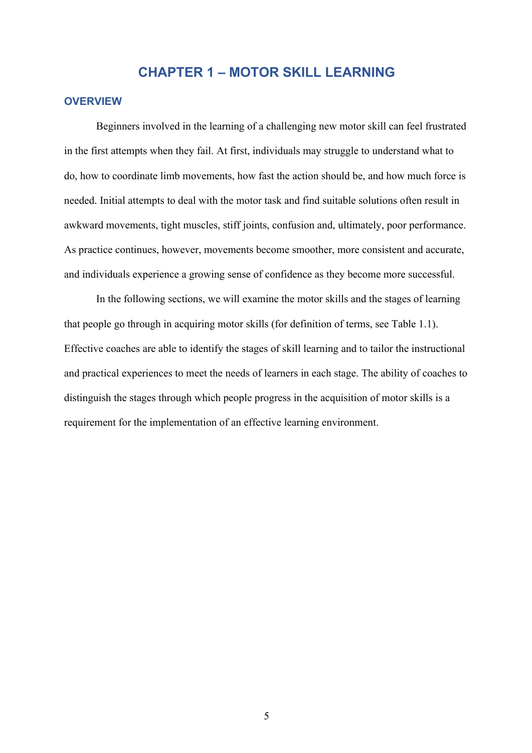# CHAPTER 1 – MOTOR SKILL LEARNING

## OVERVIEW

Beginners involved in the learning of a challenging new motor skill can feel frustrated in the first attempts when they fail. At first, individuals may struggle to understand what to do, how to coordinate limb movements, how fast the action should be, and how much force is needed. Initial attempts to deal with the motor task and find suitable solutions often result in awkward movements, tight muscles, stiff joints, confusion and, ultimately, poor performance. As practice continues, however, movements become smoother, more consistent and accurate, and individuals experience a growing sense of confidence as they become more successful.

In the following sections, we will examine the motor skills and the stages of learning that people go through in acquiring motor skills (for definition of terms, see Table 1.1). Effective coaches are able to identify the stages of skill learning and to tailor the instructional and practical experiences to meet the needs of learners in each stage. The ability of coaches to distinguish the stages through which people progress in the acquisition of motor skills is a requirement for the implementation of an effective learning environment.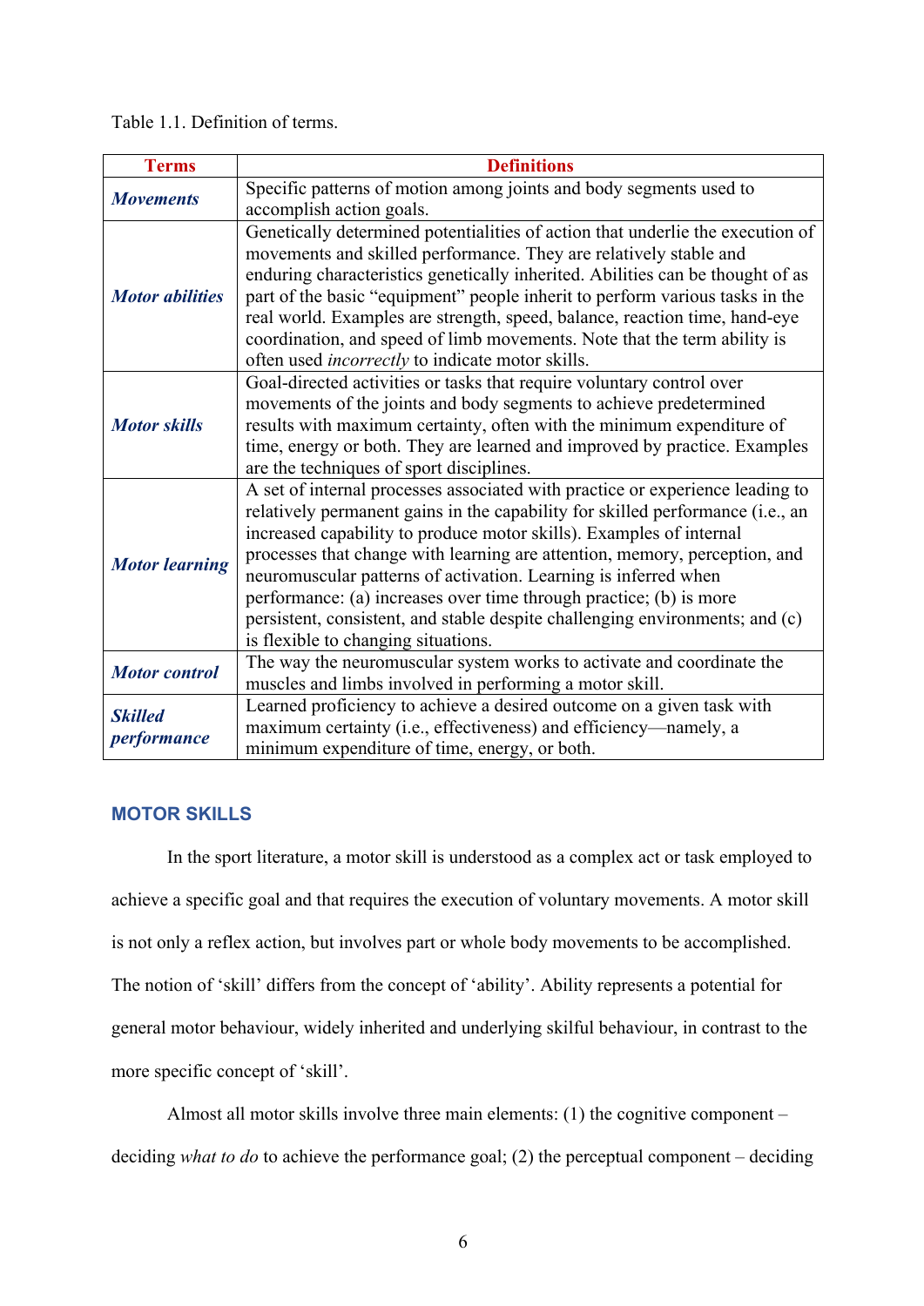Table 1.1. Definition of terms.

| Terms | Definitions |
|---|---|
| ***Movements*** | Specific patterns of motion among joints and body segments used to accomplish action goals. |
| ***Motor abilities*** | Genetically determined potentialities of action that underlie the execution of movements and skilled performance. They are relatively stable and enduring characteristics genetically inherited. Abilities can be thought of as part of the basic "equipment" people inherit to perform various tasks in the real world. Examples are strength, speed, balance, reaction time, hand-eye coordination, and speed of limb movements. Note that the term ability is often used *incorrectly* to indicate motor skills. |
| ***Motor skills*** | Goal-directed activities or tasks that require voluntary control over movements of the joints and body segments to achieve predetermined results with maximum certainty, often with the minimum expenditure of time, energy or both. They are learned and improved by practice. Examples are the techniques of sport disciplines. |
| ***Motor learning*** | A set of internal processes associated with practice or experience leading to relatively permanent gains in the capability for skilled performance (i.e., an increased capability to produce motor skills). Examples of internal processes that change with learning are attention, memory, perception, and neuromuscular patterns of activation. Learning is inferred when performance: (a) increases over time through practice; (b) is more persistent, consistent, and stable despite challenging environments; and (c) is flexible to changing situations. |
| ***Motor control*** | The way the neuromuscular system works to activate and coordinate the muscles and limbs involved in performing a motor skill. |
| ***Skilled performance*** | Learned proficiency to achieve a desired outcome on a given task with maximum certainty (i.e., effectiveness) and efficiency—namely, a minimum expenditure of time, energy, or both. |

## MOTOR SKILLS

In the sport literature, a motor skill is understood as a complex act or task employed to achieve a specific goal and that requires the execution of voluntary movements. A motor skill is not only a reflex action, but involves part or whole body movements to be accomplished. The notion of 'skill' differs from the concept of 'ability'. Ability represents a potential for general motor behaviour, widely inherited and underlying skilful behaviour, in contrast to the more specific concept of 'skill'.

Almost all motor skills involve three main elements: (1) the cognitive component – deciding *what to do* to achieve the performance goal; (2) the perceptual component – deciding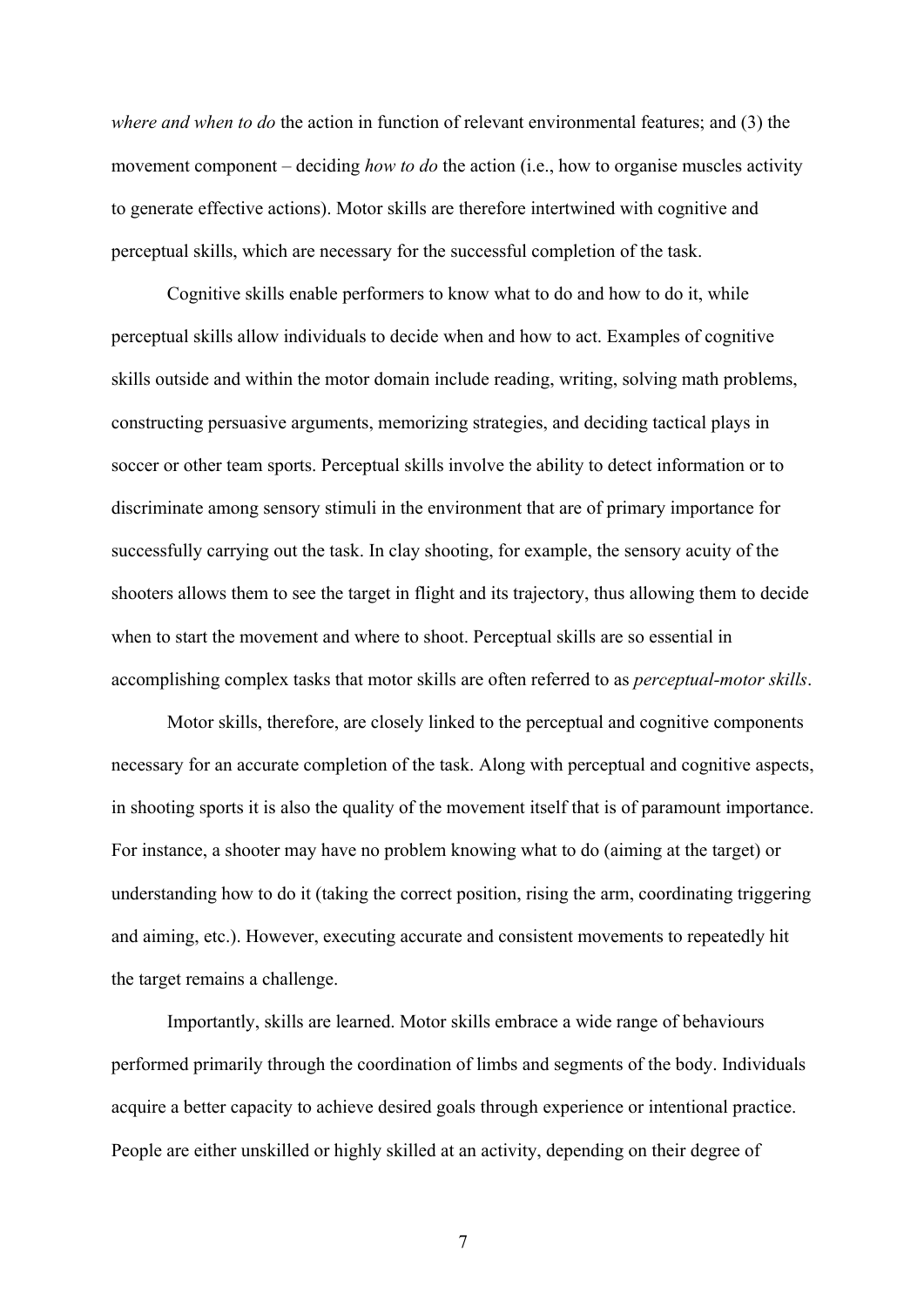*where and when to do* the action in function of relevant environmental features; and (3) the movement component – deciding *how to do* the action (i.e., how to organise muscles activity to generate effective actions). Motor skills are therefore intertwined with cognitive and perceptual skills, which are necessary for the successful completion of the task.

Cognitive skills enable performers to know what to do and how to do it, while perceptual skills allow individuals to decide when and how to act. Examples of cognitive skills outside and within the motor domain include reading, writing, solving math problems, constructing persuasive arguments, memorizing strategies, and deciding tactical plays in soccer or other team sports. Perceptual skills involve the ability to detect information or to discriminate among sensory stimuli in the environment that are of primary importance for successfully carrying out the task. In clay shooting, for example, the sensory acuity of the shooters allows them to see the target in flight and its trajectory, thus allowing them to decide when to start the movement and where to shoot. Perceptual skills are so essential in accomplishing complex tasks that motor skills are often referred to as *perceptual-motor skills*.

Motor skills, therefore, are closely linked to the perceptual and cognitive components necessary for an accurate completion of the task. Along with perceptual and cognitive aspects, in shooting sports it is also the quality of the movement itself that is of paramount importance. For instance, a shooter may have no problem knowing what to do (aiming at the target) or understanding how to do it (taking the correct position, rising the arm, coordinating triggering and aiming, etc.). However, executing accurate and consistent movements to repeatedly hit the target remains a challenge.

Importantly, skills are learned. Motor skills embrace a wide range of behaviours performed primarily through the coordination of limbs and segments of the body. Individuals acquire a better capacity to achieve desired goals through experience or intentional practice. People are either unskilled or highly skilled at an activity, depending on their degree of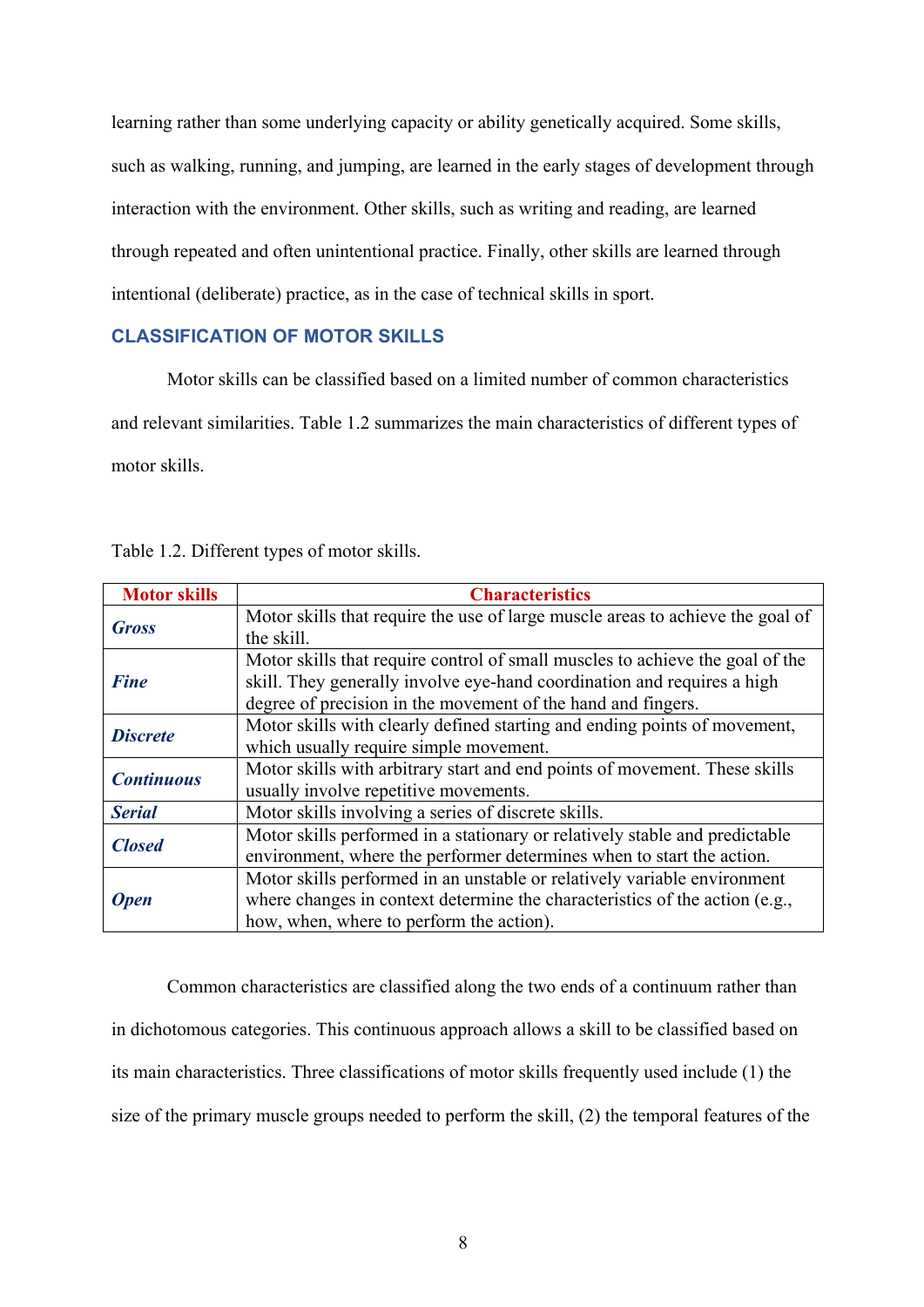learning rather than some underlying capacity or ability genetically acquired. Some skills, such as walking, running, and jumping, are learned in the early stages of development through interaction with the environment. Other skills, such as writing and reading, are learned through repeated and often unintentional practice. Finally, other skills are learned through intentional (deliberate) practice, as in the case of technical skills in sport.

## CLASSIFICATION OF MOTOR SKILLS

Motor skills can be classified based on a limited number of common characteristics and relevant similarities. Table 1.2 summarizes the main characteristics of different types of motor skills.

Table 1.2. Different types of motor skills.

| Motor skills | Characteristics |
|---|---|
| ***Gross*** | Motor skills that require the use of large muscle areas to achieve the goal of the skill. |
| ***Fine*** | Motor skills that require control of small muscles to achieve the goal of the skill. They generally involve eye-hand coordination and requires a high degree of precision in the movement of the hand and fingers. |
| ***Discrete*** | Motor skills with clearly defined starting and ending points of movement, which usually require simple movement. |
| ***Continuous*** | Motor skills with arbitrary start and end points of movement. These skills usually involve repetitive movements. |
| ***Serial*** | Motor skills involving a series of discrete skills. |
| ***Closed*** | Motor skills performed in a stationary or relatively stable and predictable environment, where the performer determines when to start the action. |
| ***Open*** | Motor skills performed in an unstable or relatively variable environment where changes in context determine the characteristics of the action (e.g., how, when, where to perform the action). |

Common characteristics are classified along the two ends of a continuum rather than in dichotomous categories. This continuous approach allows a skill to be classified based on its main characteristics. Three classifications of motor skills frequently used include (1) the size of the primary muscle groups needed to perform the skill, (2) the temporal features of the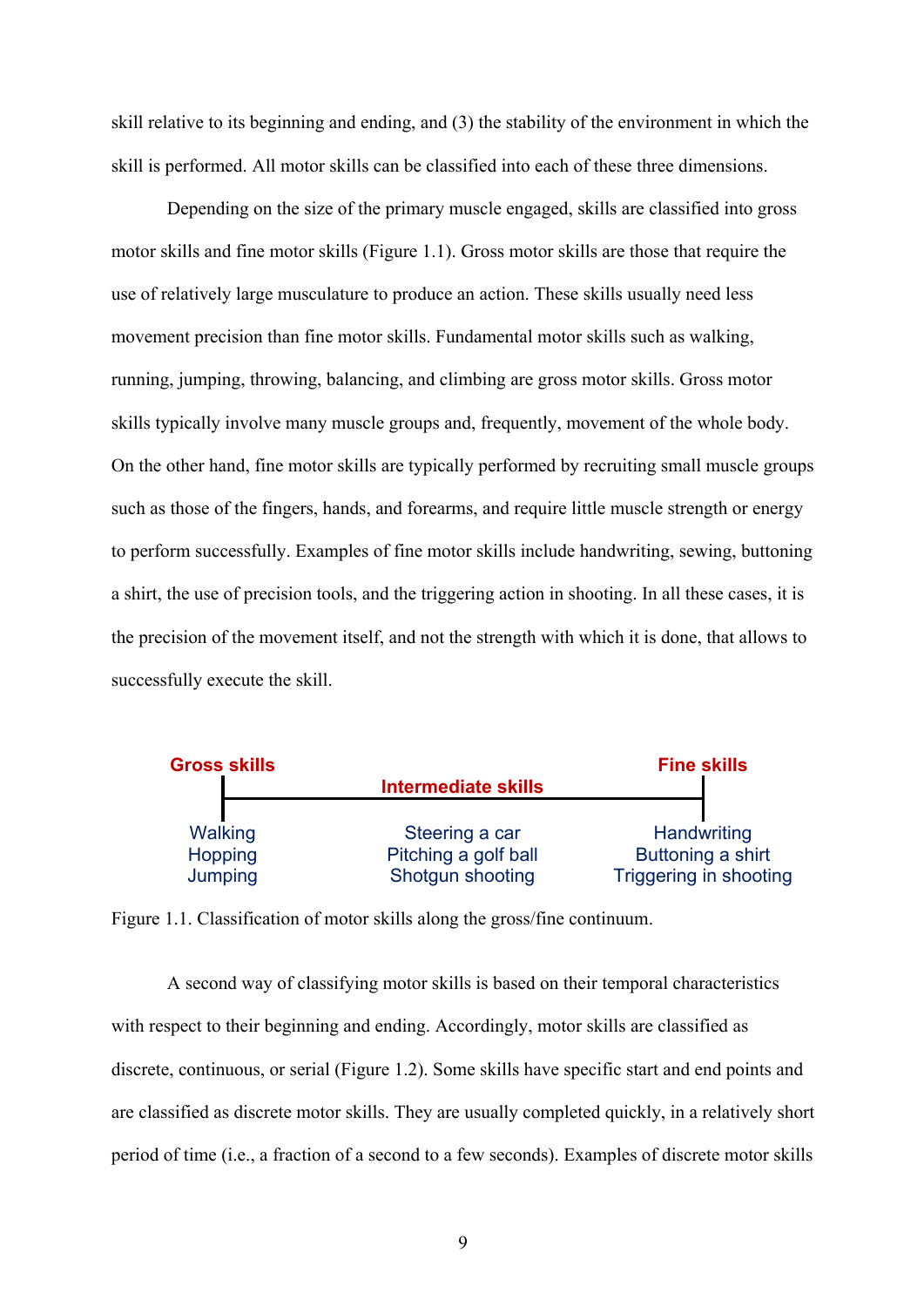skill relative to its beginning and ending, and (3) the stability of the environment in which the skill is performed. All motor skills can be classified into each of these three dimensions.

Depending on the size of the primary muscle engaged, skills are classified into gross motor skills and fine motor skills (Figure 1.1). Gross motor skills are those that require the use of relatively large musculature to produce an action. These skills usually need less movement precision than fine motor skills. Fundamental motor skills such as walking, running, jumping, throwing, balancing, and climbing are gross motor skills. Gross motor skills typically involve many muscle groups and, frequently, movement of the whole body. On the other hand, fine motor skills are typically performed by recruiting small muscle groups such as those of the fingers, hands, and forearms, and require little muscle strength or energy to perform successfully. Examples of fine motor skills include handwriting, sewing, buttoning a shirt, the use of precision tools, and the triggering action in shooting. In all these cases, it is the precision of the movement itself, and not the strength with which it is done, that allows to successfully execute the skill.

| Gross skills | Intermediate skills | Fine skills |
|---|---|---|
| Walking | Steering a car | Handwriting |
| Hopping | Pitching a golf ball | Buttoning a shirt |
| Jumping | Shotgun shooting | Triggering in shooting |

Figure 1.1. Classification of motor skills along the gross/fine continuum.

A second way of classifying motor skills is based on their temporal characteristics with respect to their beginning and ending. Accordingly, motor skills are classified as discrete, continuous, or serial (Figure 1.2). Some skills have specific start and end points and are classified as discrete motor skills. They are usually completed quickly, in a relatively short period of time (i.e., a fraction of a second to a few seconds). Examples of discrete motor skills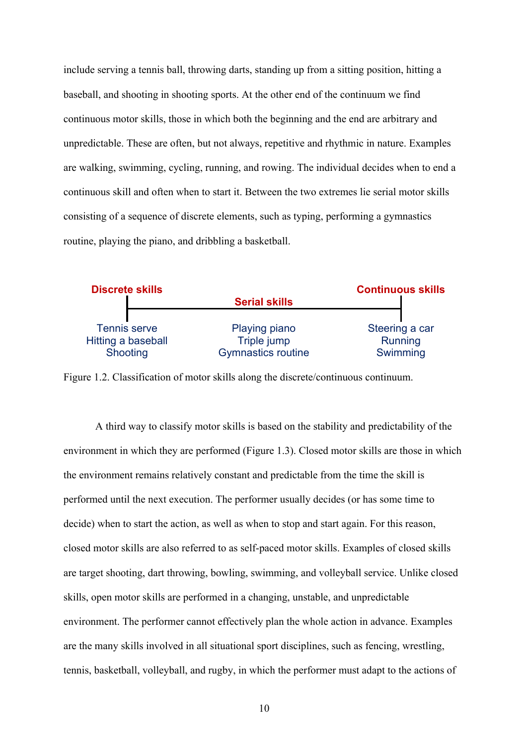include serving a tennis ball, throwing darts, standing up from a sitting position, hitting a baseball, and shooting in shooting sports. At the other end of the continuum we find continuous motor skills, those in which both the beginning and the end are arbitrary and unpredictable. These are often, but not always, repetitive and rhythmic in nature. Examples are walking, swimming, cycling, running, and rowing. The individual decides when to end a continuous skill and often when to start it. Between the two extremes lie serial motor skills consisting of a sequence of discrete elements, such as typing, performing a gymnastics routine, playing the piano, and dribbling a basketball.

| Discrete skills | Serial skills | Continuous skills |
| --- | --- | --- |
| Tennis serve | Playing piano | Steering a car |
| Hitting a baseball | Triple jump | Running |
| Shooting | Gymnastics routine | Swimming |

Figure 1.2. Classification of motor skills along the discrete/continuous continuum.

A third way to classify motor skills is based on the stability and predictability of the environment in which they are performed (Figure 1.3). Closed motor skills are those in which the environment remains relatively constant and predictable from the time the skill is performed until the next execution. The performer usually decides (or has some time to decide) when to start the action, as well as when to stop and start again. For this reason, closed motor skills are also referred to as self-paced motor skills. Examples of closed skills are target shooting, dart throwing, bowling, swimming, and volleyball service. Unlike closed skills, open motor skills are performed in a changing, unstable, and unpredictable environment. The performer cannot effectively plan the whole action in advance. Examples are the many skills involved in all situational sport disciplines, such as fencing, wrestling, tennis, basketball, volleyball, and rugby, in which the performer must adapt to the actions of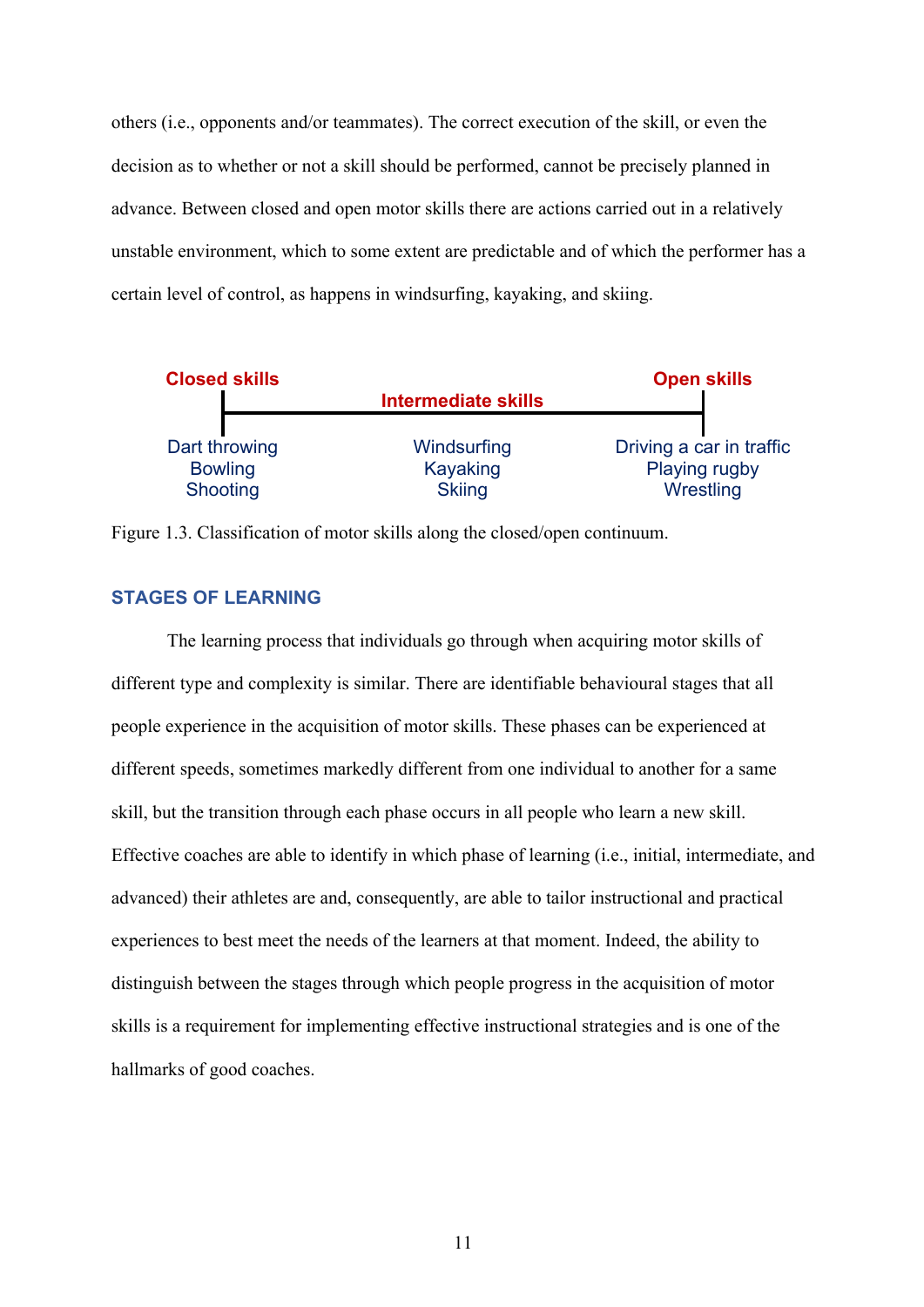others (i.e., opponents and/or teammates). The correct execution of the skill, or even the decision as to whether or not a skill should be performed, cannot be precisely planned in advance. Between closed and open motor skills there are actions carried out in a relatively unstable environment, which to some extent are predictable and of which the performer has a certain level of control, as happens in windsurfing, kayaking, and skiing.

| Closed skills | Intermediate skills | Open skills |
| --- | --- | --- |
| Dart throwing | Windsurfing | Driving a car in traffic |
| Bowling | Kayaking | Playing rugby |
| Shooting | Skiing | Wrestling |

Figure 1.3. Classification of motor skills along the closed/open continuum.

## STAGES OF LEARNING

The learning process that individuals go through when acquiring motor skills of different type and complexity is similar. There are identifiable behavioural stages that all people experience in the acquisition of motor skills. These phases can be experienced at different speeds, sometimes markedly different from one individual to another for a same skill, but the transition through each phase occurs in all people who learn a new skill. Effective coaches are able to identify in which phase of learning (i.e., initial, intermediate, and advanced) their athletes are and, consequently, are able to tailor instructional and practical experiences to best meet the needs of the learners at that moment. Indeed, the ability to distinguish between the stages through which people progress in the acquisition of motor skills is a requirement for implementing effective instructional strategies and is one of the hallmarks of good coaches.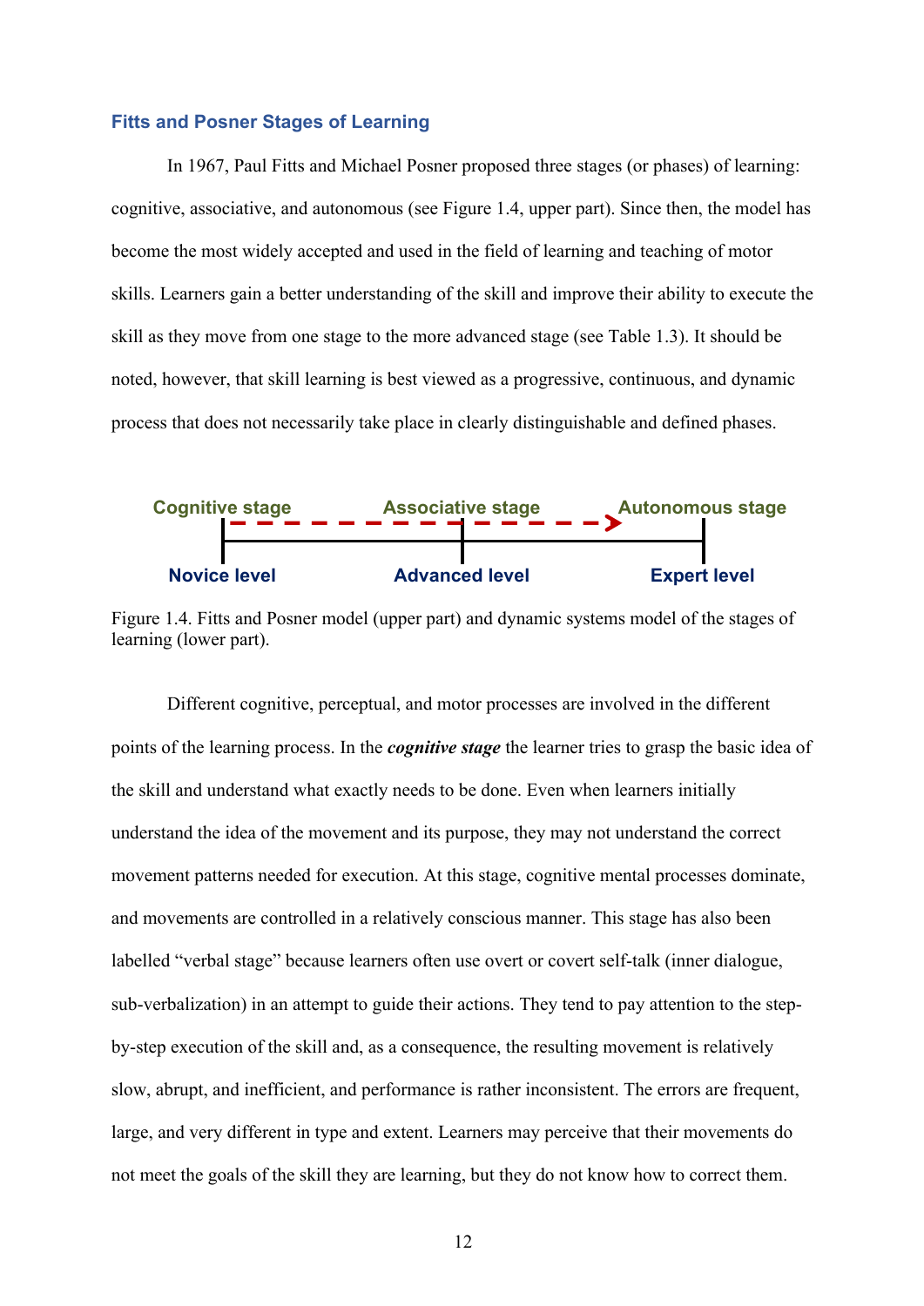### Fitts and Posner Stages of Learning

In 1967, Paul Fitts and Michael Posner proposed three stages (or phases) of learning: cognitive, associative, and autonomous (see Figure 1.4, upper part). Since then, the model has become the most widely accepted and used in the field of learning and teaching of motor skills. Learners gain a better understanding of the skill and improve their ability to execute the skill as they move from one stage to the more advanced stage (see Table 1.3). It should be noted, however, that skill learning is best viewed as a progressive, continuous, and dynamic process that does not necessarily take place in clearly distinguishable and defined phases.

Cognitive stage — Associative stage — Autonomous stage

Novice level — Advanced level — Expert level

Figure 1.4. Fitts and Posner model (upper part) and dynamic systems model of the stages of learning (lower part).

Different cognitive, perceptual, and motor processes are involved in the different points of the learning process. In the ***cognitive stage*** the learner tries to grasp the basic idea of the skill and understand what exactly needs to be done. Even when learners initially understand the idea of the movement and its purpose, they may not understand the correct movement patterns needed for execution. At this stage, cognitive mental processes dominate, and movements are controlled in a relatively conscious manner. This stage has also been labelled "verbal stage" because learners often use overt or covert self-talk (inner dialogue, sub-verbalization) in an attempt to guide their actions. They tend to pay attention to the step-by-step execution of the skill and, as a consequence, the resulting movement is relatively slow, abrupt, and inefficient, and performance is rather inconsistent. The errors are frequent, large, and very different in type and extent. Learners may perceive that their movements do not meet the goals of the skill they are learning, but they do not know how to correct them.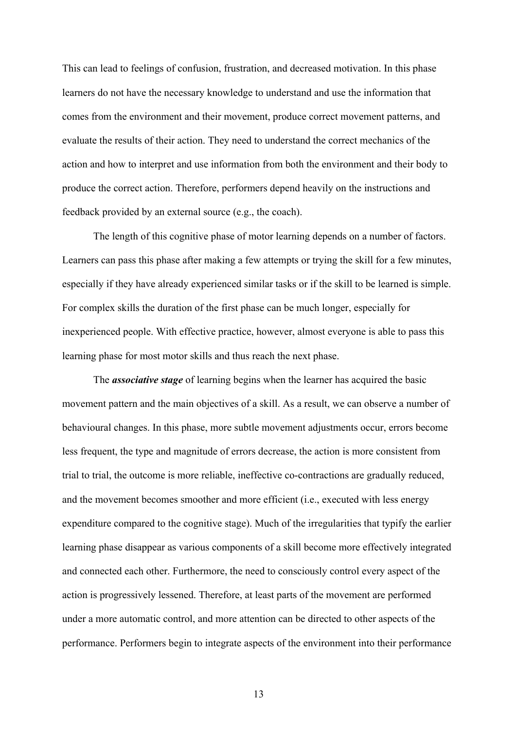This can lead to feelings of confusion, frustration, and decreased motivation. In this phase learners do not have the necessary knowledge to understand and use the information that comes from the environment and their movement, produce correct movement patterns, and evaluate the results of their action. They need to understand the correct mechanics of the action and how to interpret and use information from both the environment and their body to produce the correct action. Therefore, performers depend heavily on the instructions and feedback provided by an external source (e.g., the coach).

The length of this cognitive phase of motor learning depends on a number of factors. Learners can pass this phase after making a few attempts or trying the skill for a few minutes, especially if they have already experienced similar tasks or if the skill to be learned is simple. For complex skills the duration of the first phase can be much longer, especially for inexperienced people. With effective practice, however, almost everyone is able to pass this learning phase for most motor skills and thus reach the next phase.

The ***associative stage*** of learning begins when the learner has acquired the basic movement pattern and the main objectives of a skill. As a result, we can observe a number of behavioural changes. In this phase, more subtle movement adjustments occur, errors become less frequent, the type and magnitude of errors decrease, the action is more consistent from trial to trial, the outcome is more reliable, ineffective co-contractions are gradually reduced, and the movement becomes smoother and more efficient (i.e., executed with less energy expenditure compared to the cognitive stage). Much of the irregularities that typify the earlier learning phase disappear as various components of a skill become more effectively integrated and connected each other. Furthermore, the need to consciously control every aspect of the action is progressively lessened. Therefore, at least parts of the movement are performed under a more automatic control, and more attention can be directed to other aspects of the performance. Performers begin to integrate aspects of the environment into their performance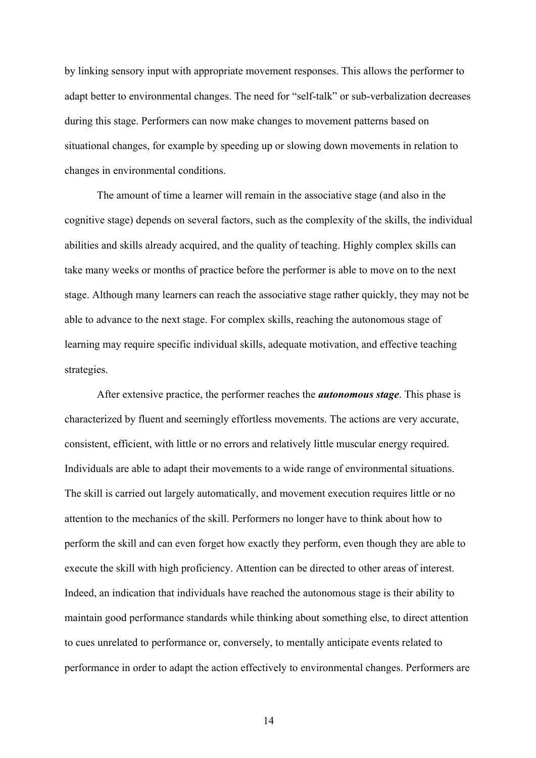by linking sensory input with appropriate movement responses. This allows the performer to adapt better to environmental changes. The need for "self-talk" or sub-verbalization decreases during this stage. Performers can now make changes to movement patterns based on situational changes, for example by speeding up or slowing down movements in relation to changes in environmental conditions.

The amount of time a learner will remain in the associative stage (and also in the cognitive stage) depends on several factors, such as the complexity of the skills, the individual abilities and skills already acquired, and the quality of teaching. Highly complex skills can take many weeks or months of practice before the performer is able to move on to the next stage. Although many learners can reach the associative stage rather quickly, they may not be able to advance to the next stage. For complex skills, reaching the autonomous stage of learning may require specific individual skills, adequate motivation, and effective teaching strategies.

After extensive practice, the performer reaches the ***autonomous stage***. This phase is characterized by fluent and seemingly effortless movements. The actions are very accurate, consistent, efficient, with little or no errors and relatively little muscular energy required. Individuals are able to adapt their movements to a wide range of environmental situations. The skill is carried out largely automatically, and movement execution requires little or no attention to the mechanics of the skill. Performers no longer have to think about how to perform the skill and can even forget how exactly they perform, even though they are able to execute the skill with high proficiency. Attention can be directed to other areas of interest. Indeed, an indication that individuals have reached the autonomous stage is their ability to maintain good performance standards while thinking about something else, to direct attention to cues unrelated to performance or, conversely, to mentally anticipate events related to performance in order to adapt the action effectively to environmental changes. Performers are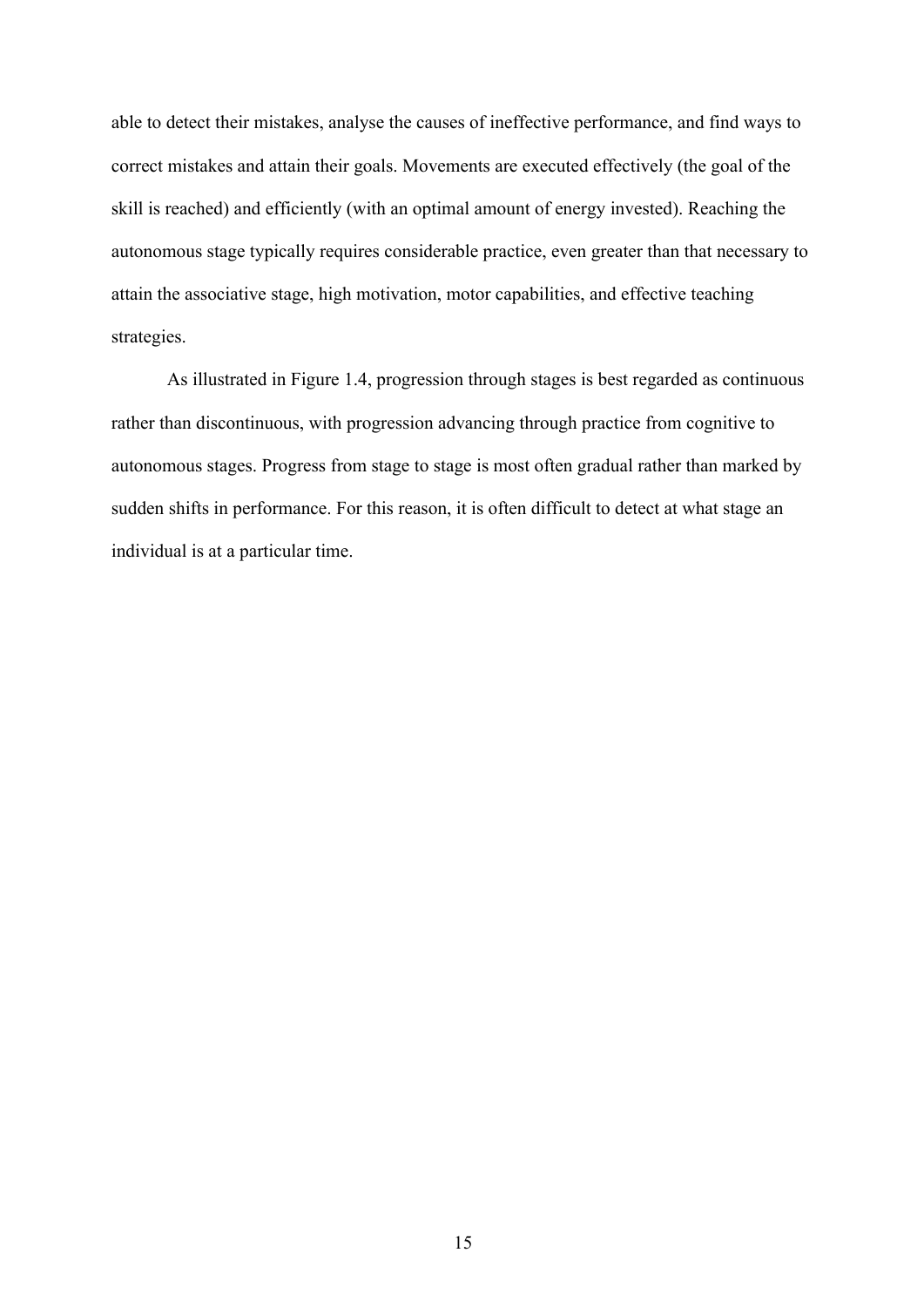able to detect their mistakes, analyse the causes of ineffective performance, and find ways to correct mistakes and attain their goals. Movements are executed effectively (the goal of the skill is reached) and efficiently (with an optimal amount of energy invested). Reaching the autonomous stage typically requires considerable practice, even greater than that necessary to attain the associative stage, high motivation, motor capabilities, and effective teaching strategies.

As illustrated in Figure 1.4, progression through stages is best regarded as continuous rather than discontinuous, with progression advancing through practice from cognitive to autonomous stages. Progress from stage to stage is most often gradual rather than marked by sudden shifts in performance. For this reason, it is often difficult to detect at what stage an individual is at a particular time.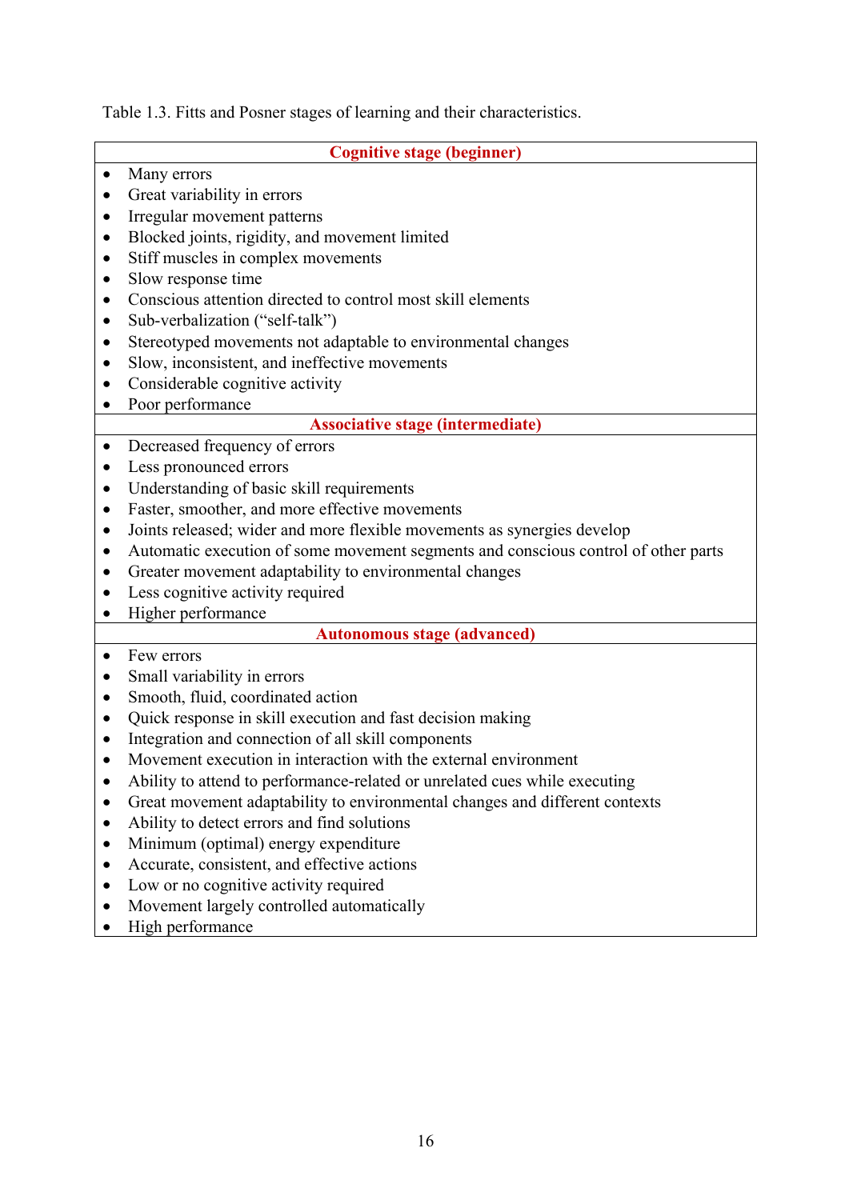Table 1.3. Fitts and Posner stages of learning and their characteristics.

| **Cognitive stage (beginner)** |
|---|
| • Many errors<br>• Great variability in errors<br>• Irregular movement patterns<br>• Blocked joints, rigidity, and movement limited<br>• Stiff muscles in complex movements<br>• Slow response time<br>• Conscious attention directed to control most skill elements<br>• Sub-verbalization ("self-talk")<br>• Stereotyped movements not adaptable to environmental changes<br>• Slow, inconsistent, and ineffective movements<br>• Considerable cognitive activity<br>• Poor performance |
| **Associative stage (intermediate)** |
| • Decreased frequency of errors<br>• Less pronounced errors<br>• Understanding of basic skill requirements<br>• Faster, smoother, and more effective movements<br>• Joints released; wider and more flexible movements as synergies develop<br>• Automatic execution of some movement segments and conscious control of other parts<br>• Greater movement adaptability to environmental changes<br>• Less cognitive activity required<br>• Higher performance |
| **Autonomous stage (advanced)** |
| • Few errors<br>• Small variability in errors<br>• Smooth, fluid, coordinated action<br>• Quick response in skill execution and fast decision making<br>• Integration and connection of all skill components<br>• Movement execution in interaction with the external environment<br>• Ability to attend to performance-related or unrelated cues while executing<br>• Great movement adaptability to environmental changes and different contexts<br>• Ability to detect errors and find solutions<br>• Minimum (optimal) energy expenditure<br>• Accurate, consistent, and effective actions<br>• Low or no cognitive activity required<br>• Movement largely controlled automatically<br>• High performance |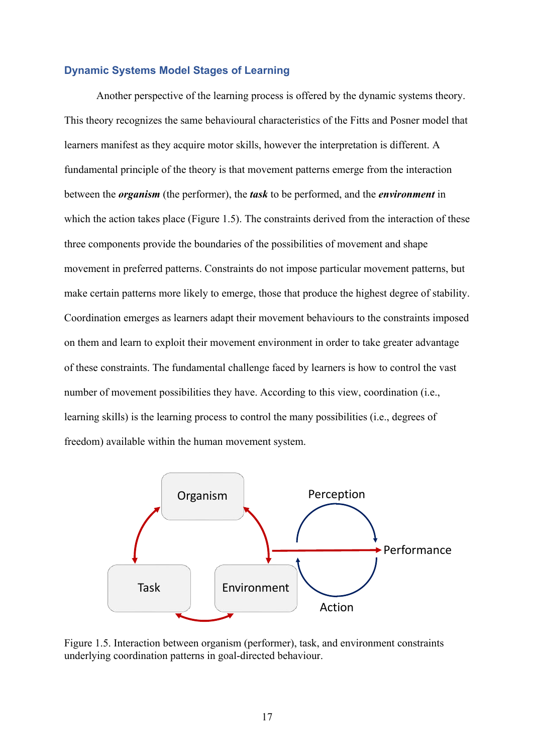### Dynamic Systems Model Stages of Learning

Another perspective of the learning process is offered by the dynamic systems theory. This theory recognizes the same behavioural characteristics of the Fitts and Posner model that learners manifest as they acquire motor skills, however the interpretation is different. A fundamental principle of the theory is that movement patterns emerge from the interaction between the ***organism*** (the performer), the ***task*** to be performed, and the ***environment*** in which the action takes place (Figure 1.5). The constraints derived from the interaction of these three components provide the boundaries of the possibilities of movement and shape movement in preferred patterns. Constraints do not impose particular movement patterns, but make certain patterns more likely to emerge, those that produce the highest degree of stability. Coordination emerges as learners adapt their movement behaviours to the constraints imposed on them and learn to exploit their movement environment in order to take greater advantage of these constraints. The fundamental challenge faced by learners is how to control the vast number of movement possibilities they have. According to this view, coordination (i.e., learning skills) is the learning process to control the many possibilities (i.e., degrees of freedom) available within the human movement system.

Organism

Perception

Performance

Task

Environment

Action

Figure 1.5. Interaction between organism (performer), task, and environment constraints underlying coordination patterns in goal-directed behaviour.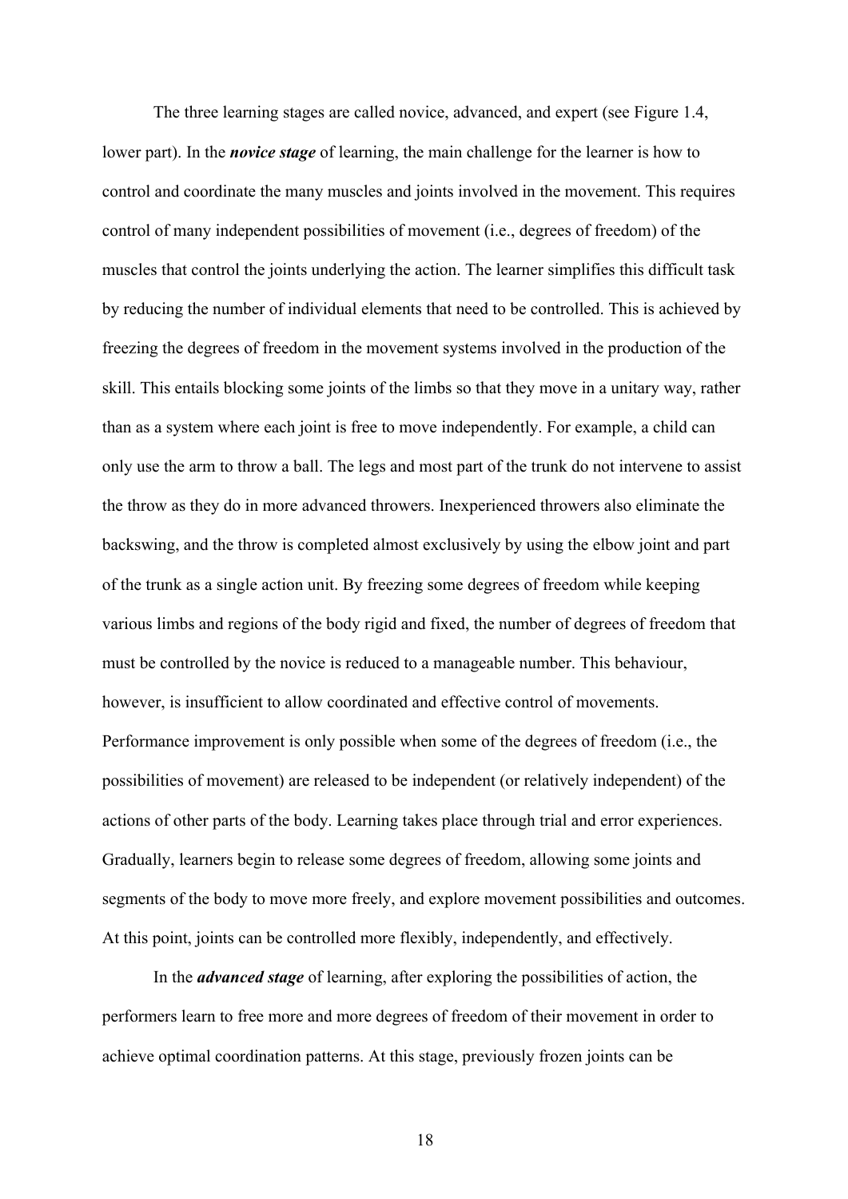The three learning stages are called novice, advanced, and expert (see Figure 1.4, lower part). In the ***novice stage*** of learning, the main challenge for the learner is how to control and coordinate the many muscles and joints involved in the movement. This requires control of many independent possibilities of movement (i.e., degrees of freedom) of the muscles that control the joints underlying the action. The learner simplifies this difficult task by reducing the number of individual elements that need to be controlled. This is achieved by freezing the degrees of freedom in the movement systems involved in the production of the skill. This entails blocking some joints of the limbs so that they move in a unitary way, rather than as a system where each joint is free to move independently. For example, a child can only use the arm to throw a ball. The legs and most part of the trunk do not intervene to assist the throw as they do in more advanced throwers. Inexperienced throwers also eliminate the backswing, and the throw is completed almost exclusively by using the elbow joint and part of the trunk as a single action unit. By freezing some degrees of freedom while keeping various limbs and regions of the body rigid and fixed, the number of degrees of freedom that must be controlled by the novice is reduced to a manageable number. This behaviour, however, is insufficient to allow coordinated and effective control of movements. Performance improvement is only possible when some of the degrees of freedom (i.e., the possibilities of movement) are released to be independent (or relatively independent) of the actions of other parts of the body. Learning takes place through trial and error experiences. Gradually, learners begin to release some degrees of freedom, allowing some joints and segments of the body to move more freely, and explore movement possibilities and outcomes. At this point, joints can be controlled more flexibly, independently, and effectively.

In the ***advanced stage*** of learning, after exploring the possibilities of action, the performers learn to free more and more degrees of freedom of their movement in order to achieve optimal coordination patterns. At this stage, previously frozen joints can be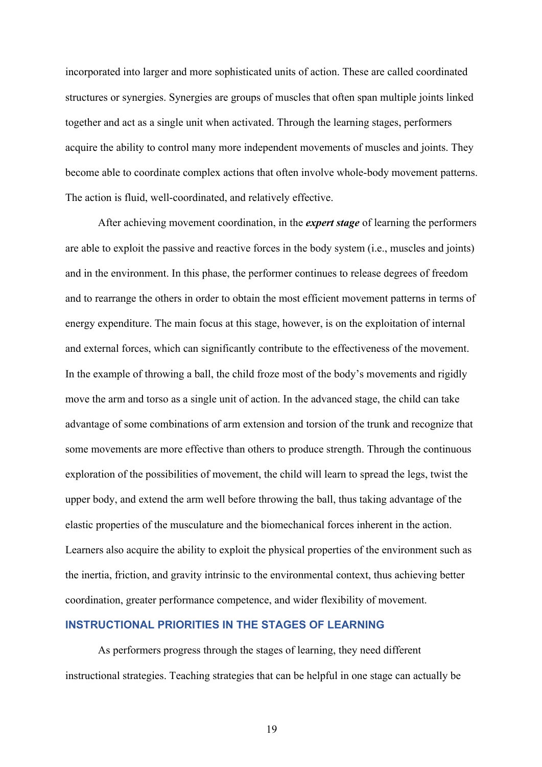incorporated into larger and more sophisticated units of action. These are called coordinated structures or synergies. Synergies are groups of muscles that often span multiple joints linked together and act as a single unit when activated. Through the learning stages, performers acquire the ability to control many more independent movements of muscles and joints. They become able to coordinate complex actions that often involve whole-body movement patterns. The action is fluid, well-coordinated, and relatively effective.

After achieving movement coordination, in the ***expert stage*** of learning the performers are able to exploit the passive and reactive forces in the body system (i.e., muscles and joints) and in the environment. In this phase, the performer continues to release degrees of freedom and to rearrange the others in order to obtain the most efficient movement patterns in terms of energy expenditure. The main focus at this stage, however, is on the exploitation of internal and external forces, which can significantly contribute to the effectiveness of the movement. In the example of throwing a ball, the child froze most of the body's movements and rigidly move the arm and torso as a single unit of action. In the advanced stage, the child can take advantage of some combinations of arm extension and torsion of the trunk and recognize that some movements are more effective than others to produce strength. Through the continuous exploration of the possibilities of movement, the child will learn to spread the legs, twist the upper body, and extend the arm well before throwing the ball, thus taking advantage of the elastic properties of the musculature and the biomechanical forces inherent in the action. Learners also acquire the ability to exploit the physical properties of the environment such as the inertia, friction, and gravity intrinsic to the environmental context, thus achieving better coordination, greater performance competence, and wider flexibility of movement.

## INSTRUCTIONAL PRIORITIES IN THE STAGES OF LEARNING

As performers progress through the stages of learning, they need different instructional strategies. Teaching strategies that can be helpful in one stage can actually be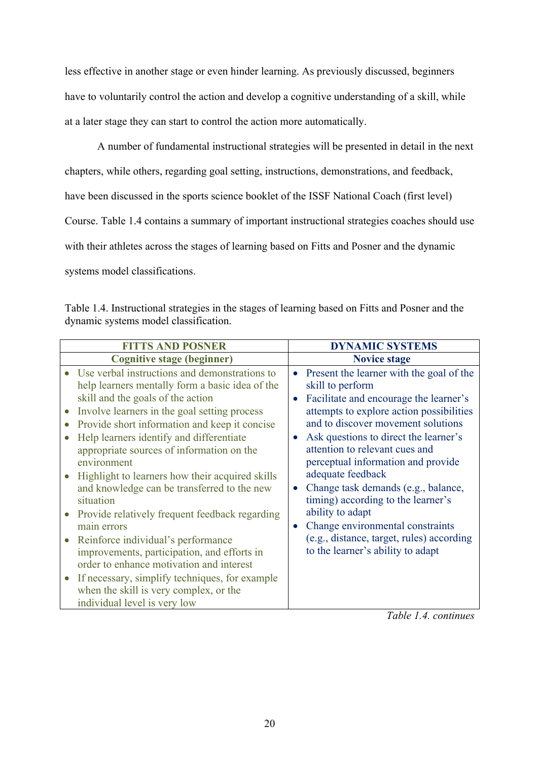less effective in another stage or even hinder learning. As previously discussed, beginners have to voluntarily control the action and develop a cognitive understanding of a skill, while at a later stage they can start to control the action more automatically.

A number of fundamental instructional strategies will be presented in detail in the next chapters, while others, regarding goal setting, instructions, demonstrations, and feedback, have been discussed in the sports science booklet of the ISSF National Coach (first level) Course. Table 1.4 contains a summary of important instructional strategies coaches should use with their athletes across the stages of learning based on Fitts and Posner and the dynamic systems model classifications.

Table 1.4. Instructional strategies in the stages of learning based on Fitts and Posner and the dynamic systems model classification.

| **FITTS AND POSNER** | **DYNAMIC SYSTEMS** |
|---|---|
| **Cognitive stage (beginner)** | **Novice stage** |
| • Use verbal instructions and demonstrations to help learners mentally form a basic idea of the skill and the goals of the action<br>• Involve learners in the goal setting process<br>• Provide short information and keep it concise<br>• Help learners identify and differentiate appropriate sources of information on the environment<br>• Highlight to learners how their acquired skills and knowledge can be transferred to the new situation<br>• Provide relatively frequent feedback regarding main errors<br>• Reinforce individual's performance improvements, participation, and efforts in order to enhance motivation and interest<br>• If necessary, simplify techniques, for example when the skill is very complex, or the individual level is very low | • Present the learner with the goal of the skill to perform<br>• Facilitate and encourage the learner's attempts to explore action possibilities and to discover movement solutions<br>• Ask questions to direct the learner's attention to relevant cues and perceptual information and provide adequate feedback<br>• Change task demands (e.g., balance, timing) according to the learner's ability to adapt<br>• Change environmental constraints (e.g., distance, target, rules) according to the learner's ability to adapt |

*Table 1.4. continues*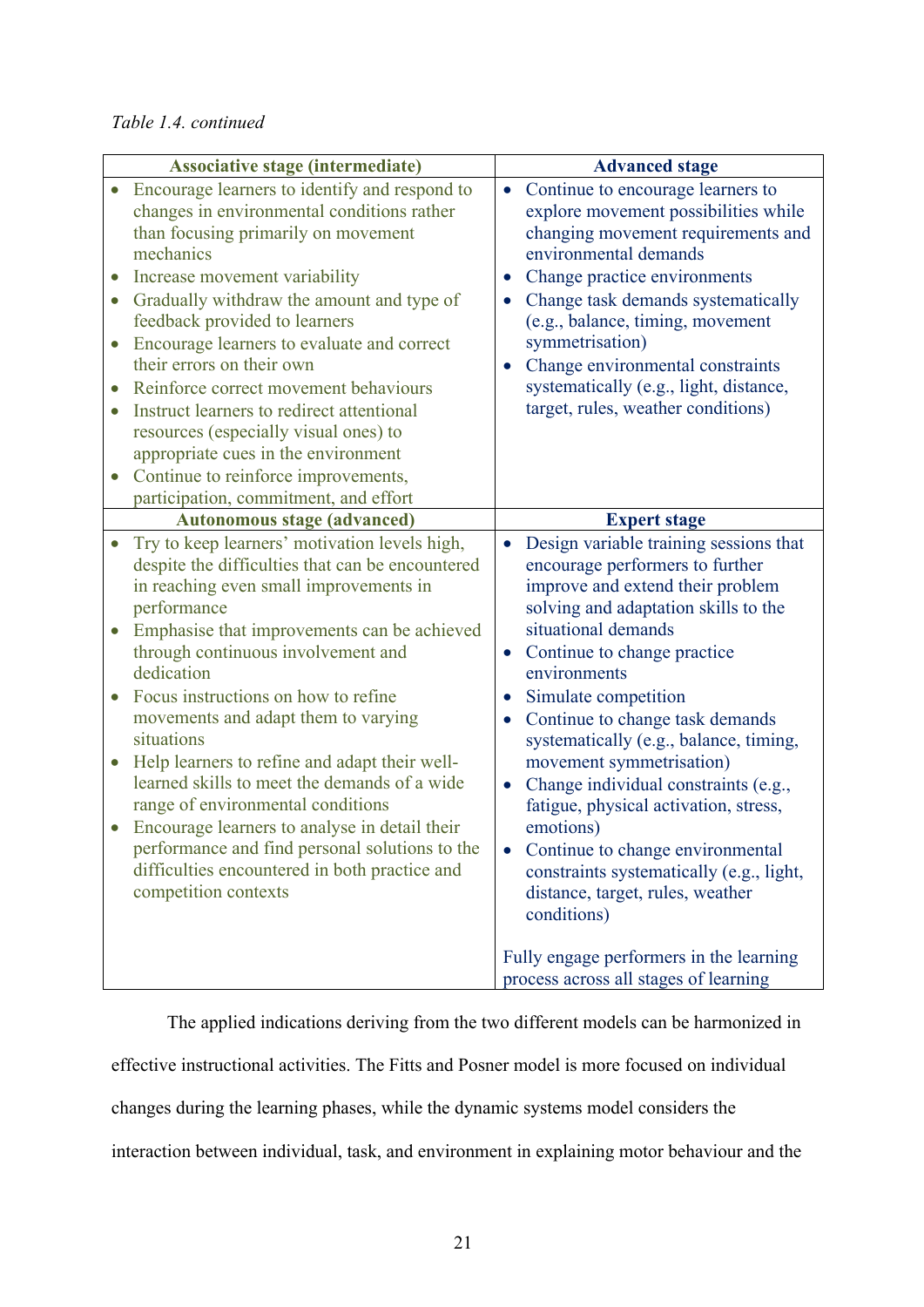*Table 1.4. continued*

| Associative stage (intermediate) | Advanced stage |
|---|---|
| • Encourage learners to identify and respond to changes in environmental conditions rather than focusing primarily on movement mechanics<br>• Increase movement variability<br>• Gradually withdraw the amount and type of feedback provided to learners<br>• Encourage learners to evaluate and correct their errors on their own<br>• Reinforce correct movement behaviours<br>• Instruct learners to redirect attentional resources (especially visual ones) to appropriate cues in the environment<br>• Continue to reinforce improvements, participation, commitment, and effort | • Continue to encourage learners to explore movement possibilities while changing movement requirements and environmental demands<br>• Change practice environments<br>• Change task demands systematically (e.g., balance, timing, movement symmetrisation)<br>• Change environmental constraints systematically (e.g., light, distance, target, rules, weather conditions) |
| **Autonomous stage (advanced)** | **Expert stage** |
| • Try to keep learners' motivation levels high, despite the difficulties that can be encountered in reaching even small improvements in performance<br>• Emphasise that improvements can be achieved through continuous involvement and dedication<br>• Focus instructions on how to refine movements and adapt them to varying situations<br>• Help learners to refine and adapt their well-learned skills to meet the demands of a wide range of environmental conditions<br>• Encourage learners to analyse in detail their performance and find personal solutions to the difficulties encountered in both practice and competition contexts | • Design variable training sessions that encourage performers to further improve and extend their problem solving and adaptation skills to the situational demands<br>• Continue to change practice environments<br>• Simulate competition<br>• Continue to change task demands systematically (e.g., balance, timing, movement symmetrisation)<br>• Change individual constraints (e.g., fatigue, physical activation, stress, emotions)<br>• Continue to change environmental constraints systematically (e.g., light, distance, target, rules, weather conditions)<br><br>Fully engage performers in the learning process across all stages of learning |

The applied indications deriving from the two different models can be harmonized in effective instructional activities. The Fitts and Posner model is more focused on individual changes during the learning phases, while the dynamic systems model considers the interaction between individual, task, and environment in explaining motor behaviour and the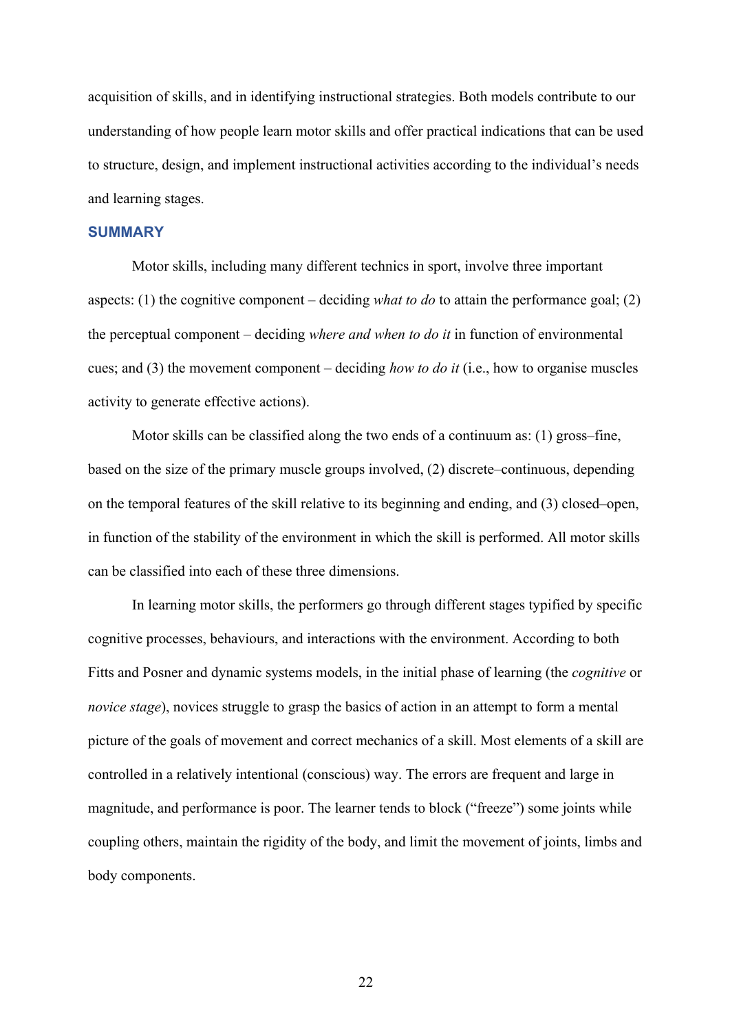acquisition of skills, and in identifying instructional strategies. Both models contribute to our understanding of how people learn motor skills and offer practical indications that can be used to structure, design, and implement instructional activities according to the individual's needs and learning stages.

## SUMMARY

Motor skills, including many different technics in sport, involve three important aspects: (1) the cognitive component – deciding *what to do* to attain the performance goal; (2) the perceptual component – deciding *where and when to do it* in function of environmental cues; and (3) the movement component – deciding *how to do it* (i.e., how to organise muscles activity to generate effective actions).

Motor skills can be classified along the two ends of a continuum as: (1) gross–fine, based on the size of the primary muscle groups involved, (2) discrete–continuous, depending on the temporal features of the skill relative to its beginning and ending, and (3) closed–open, in function of the stability of the environment in which the skill is performed. All motor skills can be classified into each of these three dimensions.

In learning motor skills, the performers go through different stages typified by specific cognitive processes, behaviours, and interactions with the environment. According to both Fitts and Posner and dynamic systems models, in the initial phase of learning (the *cognitive* or *novice stage*), novices struggle to grasp the basics of action in an attempt to form a mental picture of the goals of movement and correct mechanics of a skill. Most elements of a skill are controlled in a relatively intentional (conscious) way. The errors are frequent and large in magnitude, and performance is poor. The learner tends to block ("freeze") some joints while coupling others, maintain the rigidity of the body, and limit the movement of joints, limbs and body components.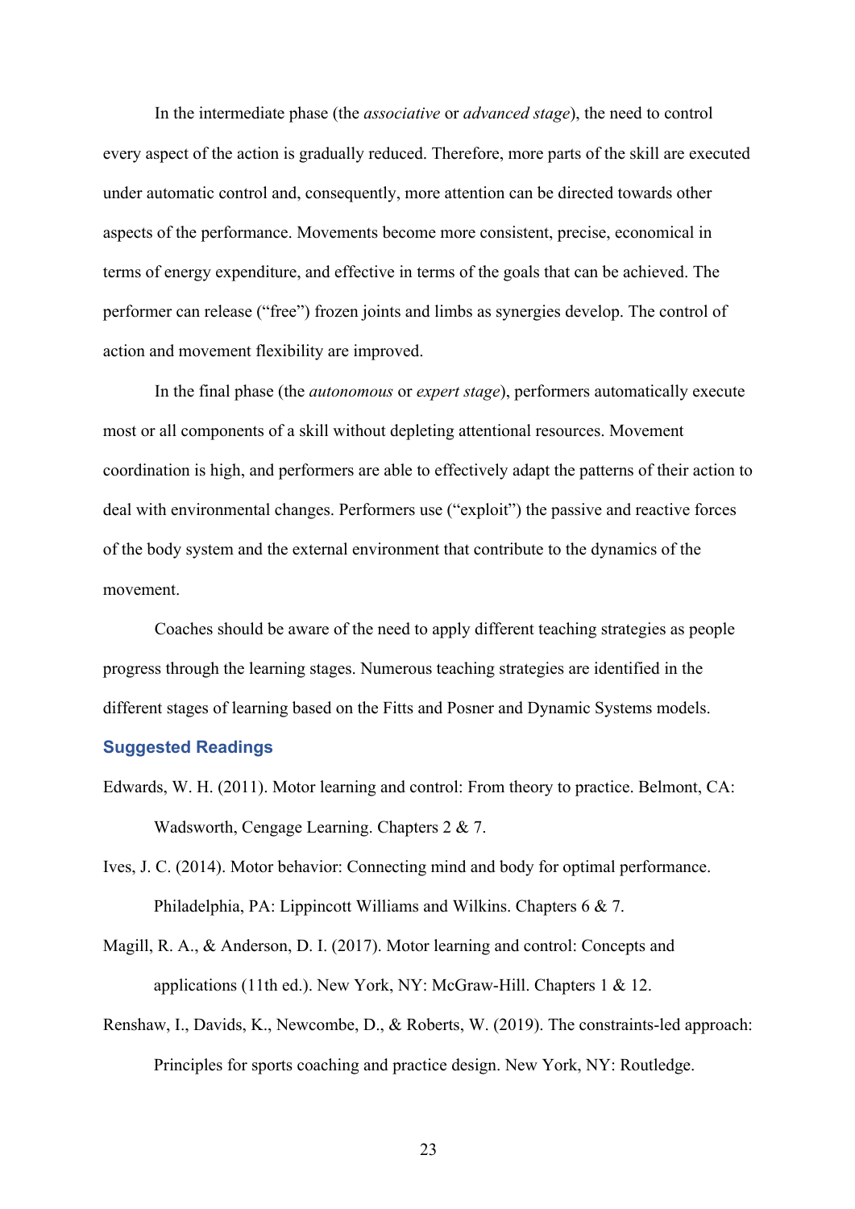In the intermediate phase (the *associative* or *advanced stage*), the need to control every aspect of the action is gradually reduced. Therefore, more parts of the skill are executed under automatic control and, consequently, more attention can be directed towards other aspects of the performance. Movements become more consistent, precise, economical in terms of energy expenditure, and effective in terms of the goals that can be achieved. The performer can release ("free") frozen joints and limbs as synergies develop. The control of action and movement flexibility are improved.

In the final phase (the *autonomous* or *expert stage*), performers automatically execute most or all components of a skill without depleting attentional resources. Movement coordination is high, and performers are able to effectively adapt the patterns of their action to deal with environmental changes. Performers use ("exploit") the passive and reactive forces of the body system and the external environment that contribute to the dynamics of the movement.

Coaches should be aware of the need to apply different teaching strategies as people progress through the learning stages. Numerous teaching strategies are identified in the different stages of learning based on the Fitts and Posner and Dynamic Systems models.

### Suggested Readings

Edwards, W. H. (2011). Motor learning and control: From theory to practice. Belmont, CA: Wadsworth, Cengage Learning. Chapters 2 & 7.

Ives, J. C. (2014). Motor behavior: Connecting mind and body for optimal performance. Philadelphia, PA: Lippincott Williams and Wilkins. Chapters 6 & 7.

Magill, R. A., & Anderson, D. I. (2017). Motor learning and control: Concepts and applications (11th ed.). New York, NY: McGraw-Hill. Chapters 1 & 12.

Renshaw, I., Davids, K., Newcombe, D., & Roberts, W. (2019). The constraints-led approach: Principles for sports coaching and practice design. New York, NY: Routledge.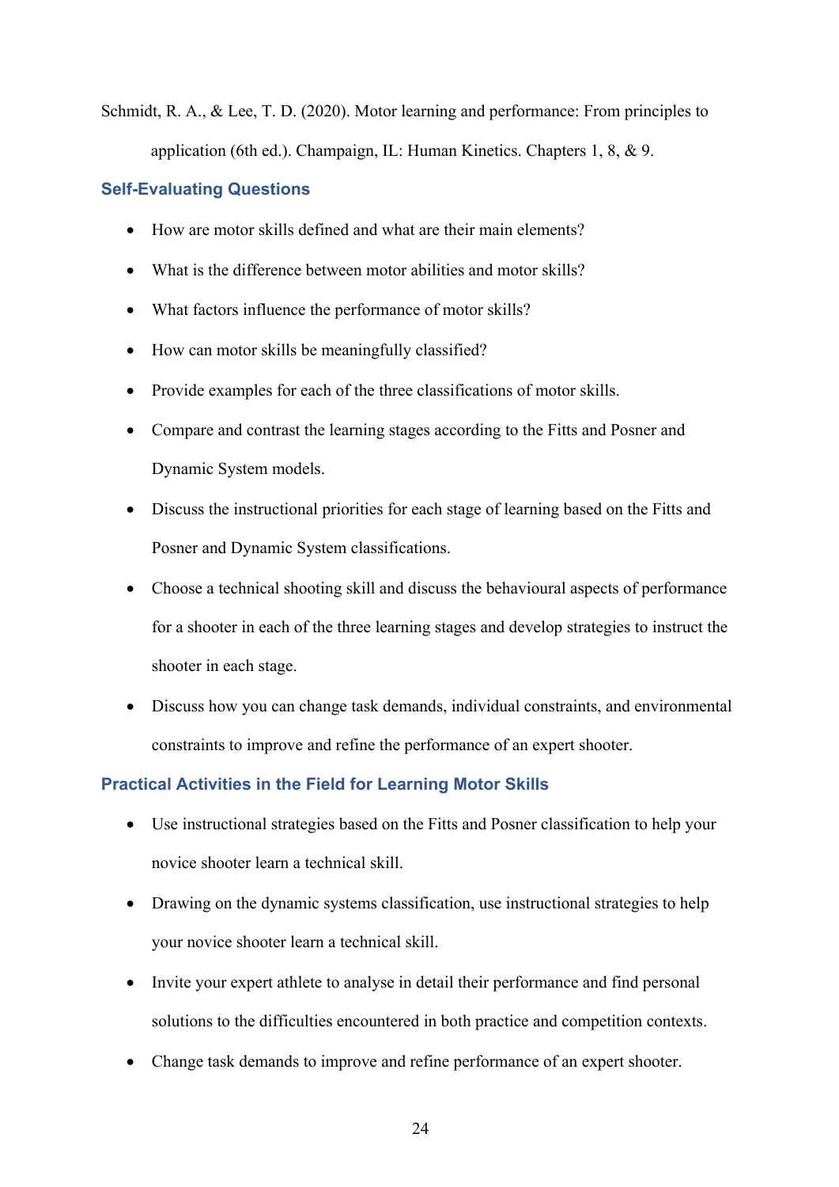Schmidt, R. A., & Lee, T. D. (2020). Motor learning and performance: From principles to application (6th ed.). Champaign, IL: Human Kinetics. Chapters 1, 8, & 9.

### Self-Evaluating Questions

- How are motor skills defined and what are their main elements?
- What is the difference between motor abilities and motor skills?
- What factors influence the performance of motor skills?
- How can motor skills be meaningfully classified?
- Provide examples for each of the three classifications of motor skills.
- Compare and contrast the learning stages according to the Fitts and Posner and Dynamic System models.
- Discuss the instructional priorities for each stage of learning based on the Fitts and Posner and Dynamic System classifications.
- Choose a technical shooting skill and discuss the behavioural aspects of performance for a shooter in each of the three learning stages and develop strategies to instruct the shooter in each stage.
- Discuss how you can change task demands, individual constraints, and environmental constraints to improve and refine the performance of an expert shooter.

### Practical Activities in the Field for Learning Motor Skills

- Use instructional strategies based on the Fitts and Posner classification to help your novice shooter learn a technical skill.
- Drawing on the dynamic systems classification, use instructional strategies to help your novice shooter learn a technical skill.
- Invite your expert athlete to analyse in detail their performance and find personal solutions to the difficulties encountered in both practice and competition contexts.
- Change task demands to improve and refine performance of an expert shooter.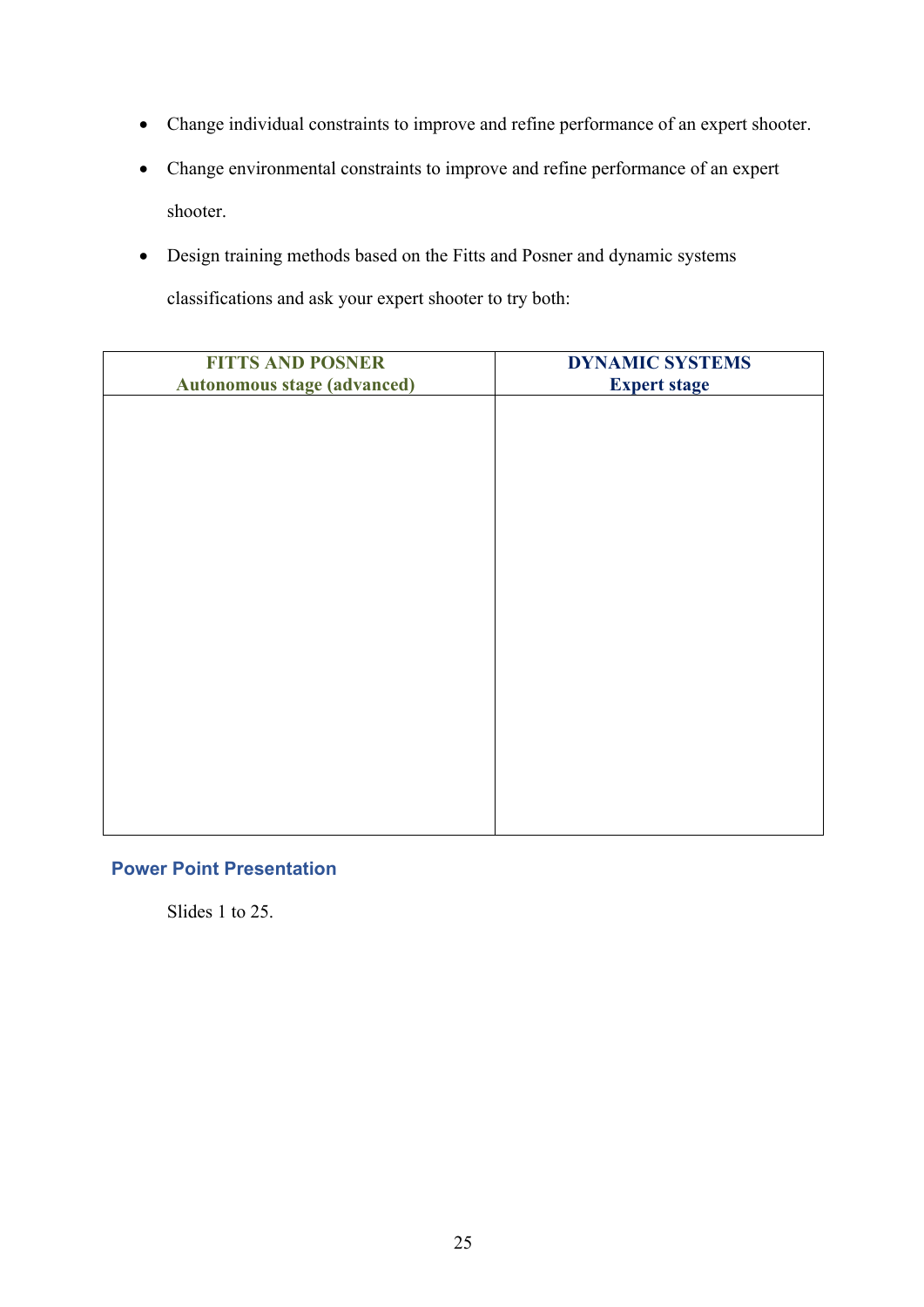- Change individual constraints to improve and refine performance of an expert shooter.
- Change environmental constraints to improve and refine performance of an expert shooter.
- Design training methods based on the Fitts and Posner and dynamic systems classifications and ask your expert shooter to try both:

| **FITTS AND POSNER**<br>**Autonomous stage (advanced)** | **DYNAMIC SYSTEMS**<br>**Expert stage** |
|---|---|
| | |

## Power Point Presentation

Slides 1 to 25.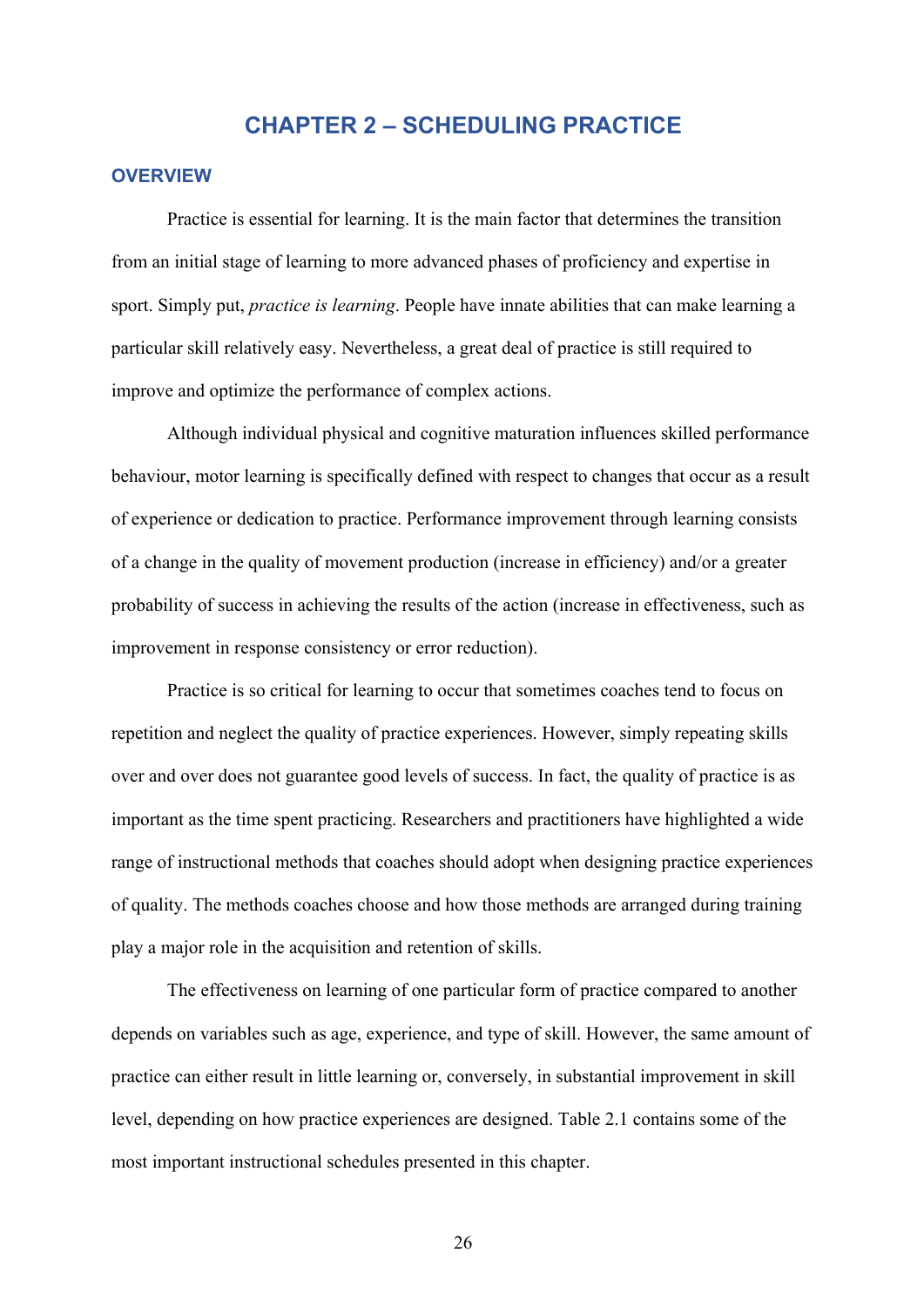# CHAPTER 2 – SCHEDULING PRACTICE

## OVERVIEW

Practice is essential for learning. It is the main factor that determines the transition from an initial stage of learning to more advanced phases of proficiency and expertise in sport. Simply put, *practice is learning*. People have innate abilities that can make learning a particular skill relatively easy. Nevertheless, a great deal of practice is still required to improve and optimize the performance of complex actions.

Although individual physical and cognitive maturation influences skilled performance behaviour, motor learning is specifically defined with respect to changes that occur as a result of experience or dedication to practice. Performance improvement through learning consists of a change in the quality of movement production (increase in efficiency) and/or a greater probability of success in achieving the results of the action (increase in effectiveness, such as improvement in response consistency or error reduction).

Practice is so critical for learning to occur that sometimes coaches tend to focus on repetition and neglect the quality of practice experiences. However, simply repeating skills over and over does not guarantee good levels of success. In fact, the quality of practice is as important as the time spent practicing. Researchers and practitioners have highlighted a wide range of instructional methods that coaches should adopt when designing practice experiences of quality. The methods coaches choose and how those methods are arranged during training play a major role in the acquisition and retention of skills.

The effectiveness on learning of one particular form of practice compared to another depends on variables such as age, experience, and type of skill. However, the same amount of practice can either result in little learning or, conversely, in substantial improvement in skill level, depending on how practice experiences are designed. Table 2.1 contains some of the most important instructional schedules presented in this chapter.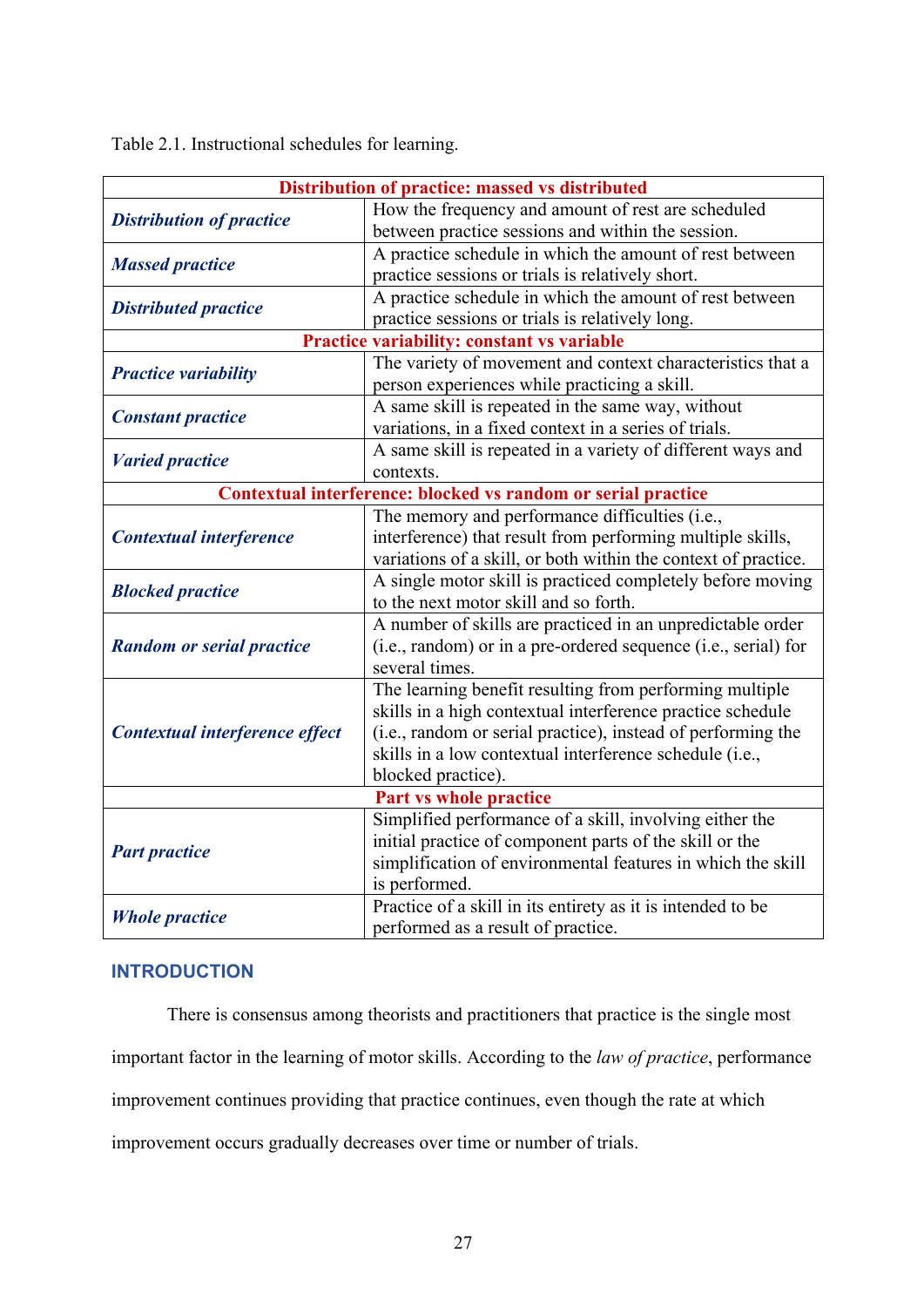Table 2.1. Instructional schedules for learning.

| **Distribution of practice: massed vs distributed** | |
|---|---|
| ***Distribution of practice*** | How the frequency and amount of rest are scheduled between practice sessions and within the session. |
| ***Massed practice*** | A practice schedule in which the amount of rest between practice sessions or trials is relatively short. |
| ***Distributed practice*** | A practice schedule in which the amount of rest between practice sessions or trials is relatively long. |
| **Practice variability: constant vs variable** | |
| ***Practice variability*** | The variety of movement and context characteristics that a person experiences while practicing a skill. |
| ***Constant practice*** | A same skill is repeated in the same way, without variations, in a fixed context in a series of trials. |
| ***Varied practice*** | A same skill is repeated in a variety of different ways and contexts. |
| **Contextual interference: blocked vs random or serial practice** | |
| ***Contextual interference*** | The memory and performance difficulties (i.e., interference) that result from performing multiple skills, variations of a skill, or both within the context of practice. |
| ***Blocked practice*** | A single motor skill is practiced completely before moving to the next motor skill and so forth. |
| ***Random or serial practice*** | A number of skills are practiced in an unpredictable order (i.e., random) or in a pre-ordered sequence (i.e., serial) for several times. |
| ***Contextual interference effect*** | The learning benefit resulting from performing multiple skills in a high contextual interference practice schedule (i.e., random or serial practice), instead of performing the skills in a low contextual interference schedule (i.e., blocked practice). |
| **Part vs whole practice** | |
| ***Part practice*** | Simplified performance of a skill, involving either the initial practice of component parts of the skill or the simplification of environmental features in which the skill is performed. |
| ***Whole practice*** | Practice of a skill in its entirety as it is intended to be performed as a result of practice. |

## INTRODUCTION

There is consensus among theorists and practitioners that practice is the single most important factor in the learning of motor skills. According to the *law of practice*, performance improvement continues providing that practice continues, even though the rate at which improvement occurs gradually decreases over time or number of trials.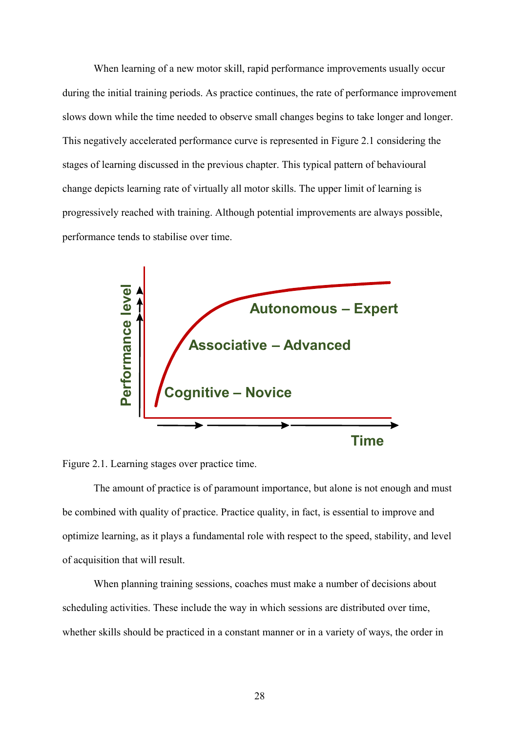When learning of a new motor skill, rapid performance improvements usually occur during the initial training periods. As practice continues, the rate of performance improvement slows down while the time needed to observe small changes begins to take longer and longer. This negatively accelerated performance curve is represented in Figure 2.1 considering the stages of learning discussed in the previous chapter. This typical pattern of behavioural change depicts learning rate of virtually all motor skills. The upper limit of learning is progressively reached with training. Although potential improvements are always possible, performance tends to stabilise over time.

Figure 2.1. Learning stages over practice time.

The amount of practice is of paramount importance, but alone is not enough and must be combined with quality of practice. Practice quality, in fact, is essential to improve and optimize learning, as it plays a fundamental role with respect to the speed, stability, and level of acquisition that will result.

When planning training sessions, coaches must make a number of decisions about scheduling activities. These include the way in which sessions are distributed over time, whether skills should be practiced in a constant manner or in a variety of ways, the order in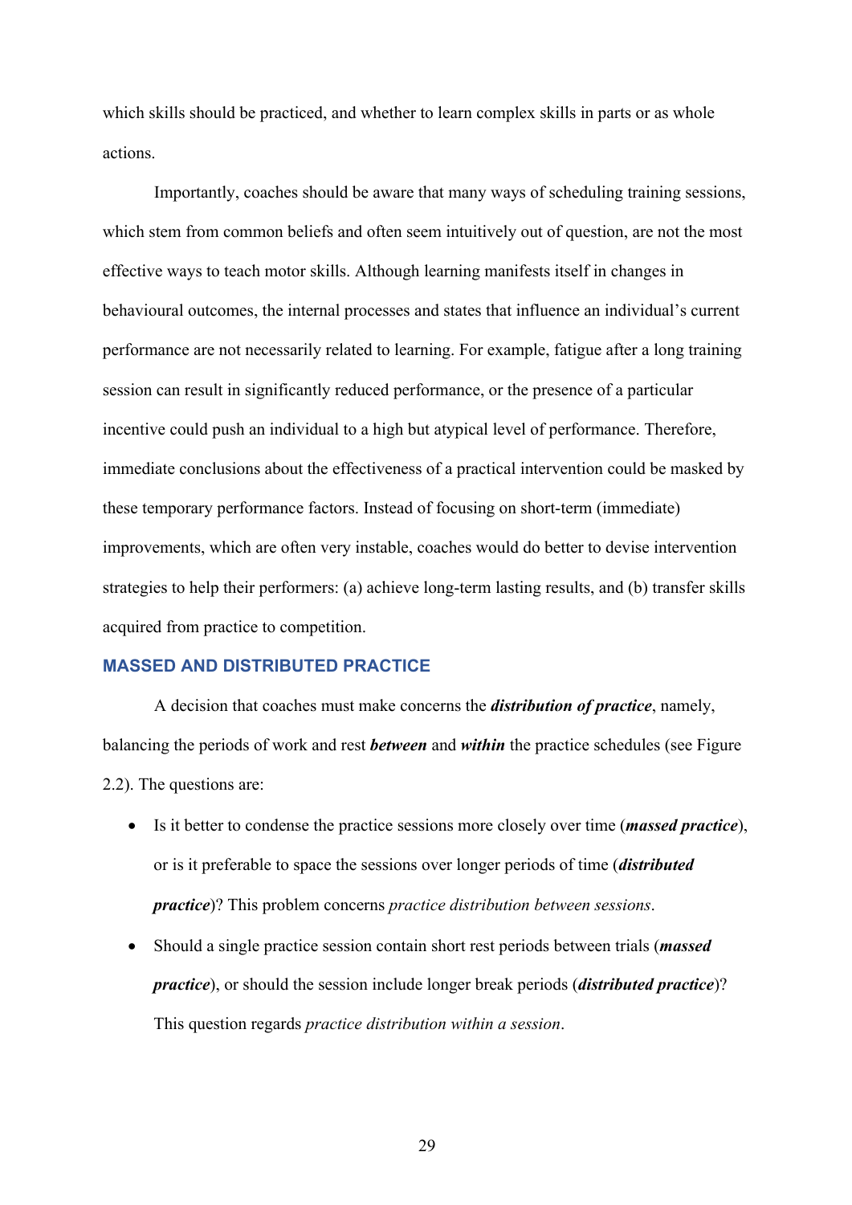which skills should be practiced, and whether to learn complex skills in parts or as whole actions.

Importantly, coaches should be aware that many ways of scheduling training sessions, which stem from common beliefs and often seem intuitively out of question, are not the most effective ways to teach motor skills. Although learning manifests itself in changes in behavioural outcomes, the internal processes and states that influence an individual's current performance are not necessarily related to learning. For example, fatigue after a long training session can result in significantly reduced performance, or the presence of a particular incentive could push an individual to a high but atypical level of performance. Therefore, immediate conclusions about the effectiveness of a practical intervention could be masked by these temporary performance factors. Instead of focusing on short-term (immediate) improvements, which are often very instable, coaches would do better to devise intervention strategies to help their performers: (a) achieve long-term lasting results, and (b) transfer skills acquired from practice to competition.

## MASSED AND DISTRIBUTED PRACTICE

A decision that coaches must make concerns the ***distribution of practice***, namely, balancing the periods of work and rest ***between*** and ***within*** the practice schedules (see Figure 2.2). The questions are:

- Is it better to condense the practice sessions more closely over time (***massed practice***), or is it preferable to space the sessions over longer periods of time (***distributed practice***)? This problem concerns *practice distribution between sessions*.
- Should a single practice session contain short rest periods between trials (***massed practice***), or should the session include longer break periods (***distributed practice***)? This question regards *practice distribution within a session*.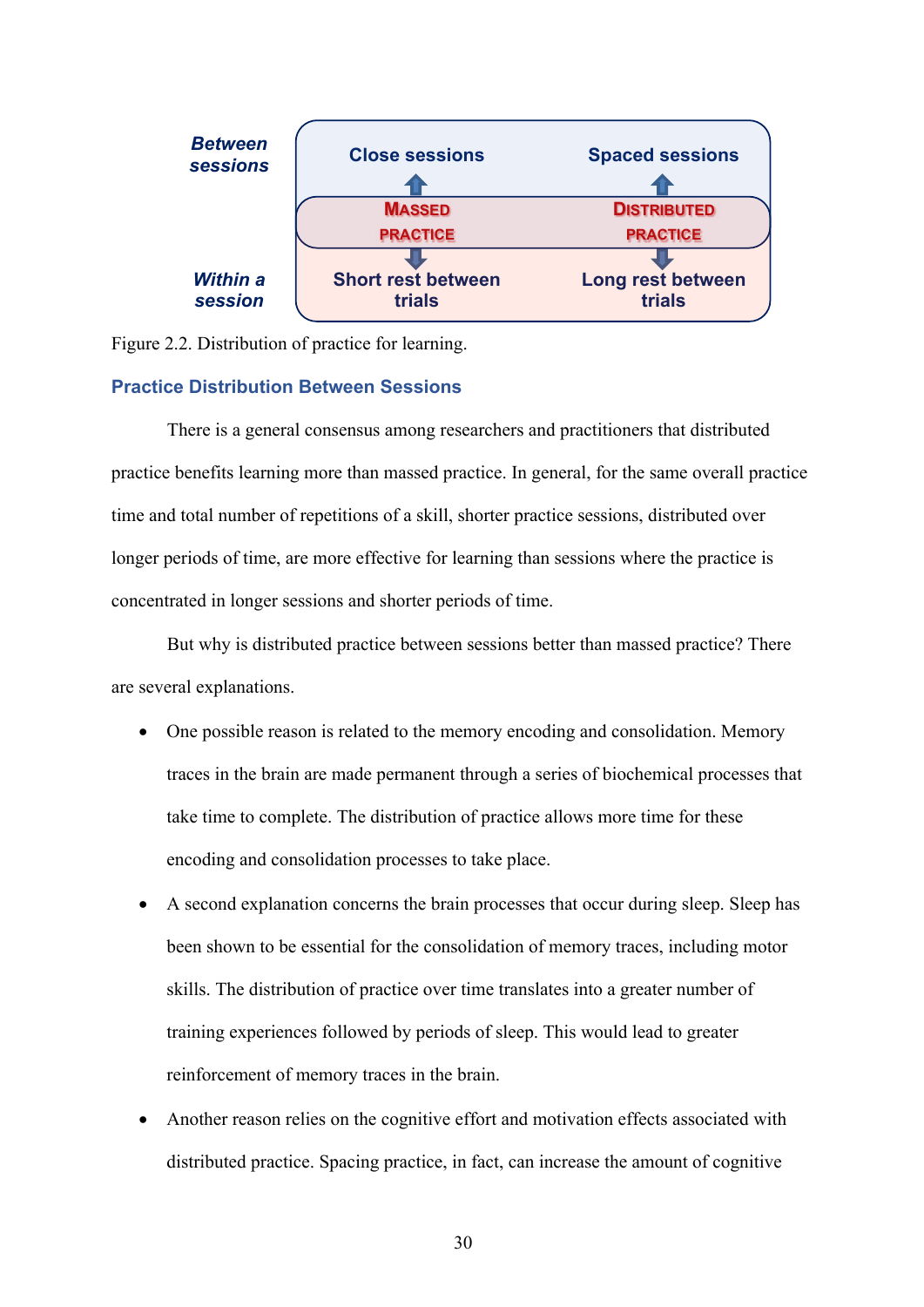| | | |
|---|---|---|
| ***Between sessions*** | **Close sessions** | **Spaced sessions** |
| | **MASSED PRACTICE** | **DISTRIBUTED PRACTICE** |
| ***Within a session*** | **Short rest between trials** | **Long rest between trials** |

Figure 2.2. Distribution of practice for learning.

### Practice Distribution Between Sessions

There is a general consensus among researchers and practitioners that distributed practice benefits learning more than massed practice. In general, for the same overall practice time and total number of repetitions of a skill, shorter practice sessions, distributed over longer periods of time, are more effective for learning than sessions where the practice is concentrated in longer sessions and shorter periods of time.

But why is distributed practice between sessions better than massed practice? There are several explanations.

- One possible reason is related to the memory encoding and consolidation. Memory traces in the brain are made permanent through a series of biochemical processes that take time to complete. The distribution of practice allows more time for these encoding and consolidation processes to take place.
- A second explanation concerns the brain processes that occur during sleep. Sleep has been shown to be essential for the consolidation of memory traces, including motor skills. The distribution of practice over time translates into a greater number of training experiences followed by periods of sleep. This would lead to greater reinforcement of memory traces in the brain.
- Another reason relies on the cognitive effort and motivation effects associated with distributed practice. Spacing practice, in fact, can increase the amount of cognitive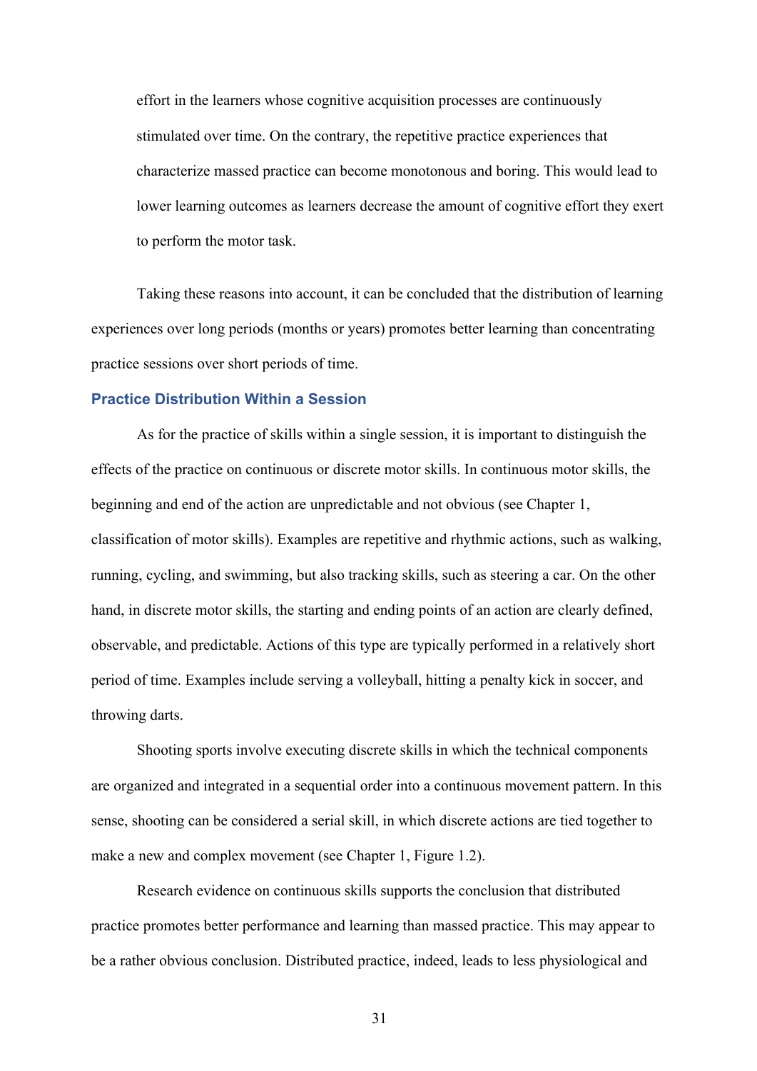effort in the learners whose cognitive acquisition processes are continuously stimulated over time. On the contrary, the repetitive practice experiences that characterize massed practice can become monotonous and boring. This would lead to lower learning outcomes as learners decrease the amount of cognitive effort they exert to perform the motor task.

Taking these reasons into account, it can be concluded that the distribution of learning experiences over long periods (months or years) promotes better learning than concentrating practice sessions over short periods of time.

### Practice Distribution Within a Session

As for the practice of skills within a single session, it is important to distinguish the effects of the practice on continuous or discrete motor skills. In continuous motor skills, the beginning and end of the action are unpredictable and not obvious (see Chapter 1, classification of motor skills). Examples are repetitive and rhythmic actions, such as walking, running, cycling, and swimming, but also tracking skills, such as steering a car. On the other hand, in discrete motor skills, the starting and ending points of an action are clearly defined, observable, and predictable. Actions of this type are typically performed in a relatively short period of time. Examples include serving a volleyball, hitting a penalty kick in soccer, and throwing darts.

Shooting sports involve executing discrete skills in which the technical components are organized and integrated in a sequential order into a continuous movement pattern. In this sense, shooting can be considered a serial skill, in which discrete actions are tied together to make a new and complex movement (see Chapter 1, Figure 1.2).

Research evidence on continuous skills supports the conclusion that distributed practice promotes better performance and learning than massed practice. This may appear to be a rather obvious conclusion. Distributed practice, indeed, leads to less physiological and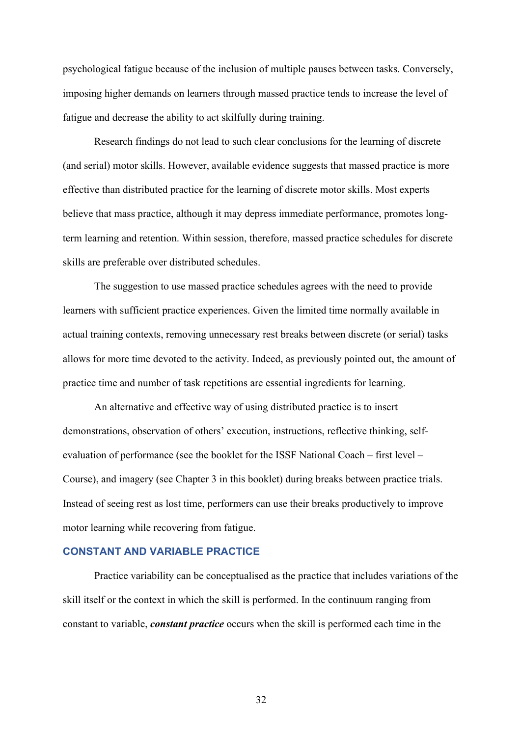psychological fatigue because of the inclusion of multiple pauses between tasks. Conversely, imposing higher demands on learners through massed practice tends to increase the level of fatigue and decrease the ability to act skilfully during training.

Research findings do not lead to such clear conclusions for the learning of discrete (and serial) motor skills. However, available evidence suggests that massed practice is more effective than distributed practice for the learning of discrete motor skills. Most experts believe that mass practice, although it may depress immediate performance, promotes long-term learning and retention. Within session, therefore, massed practice schedules for discrete skills are preferable over distributed schedules.

The suggestion to use massed practice schedules agrees with the need to provide learners with sufficient practice experiences. Given the limited time normally available in actual training contexts, removing unnecessary rest breaks between discrete (or serial) tasks allows for more time devoted to the activity. Indeed, as previously pointed out, the amount of practice time and number of task repetitions are essential ingredients for learning.

An alternative and effective way of using distributed practice is to insert demonstrations, observation of others' execution, instructions, reflective thinking, self-evaluation of performance (see the booklet for the ISSF National Coach – first level – Course), and imagery (see Chapter 3 in this booklet) during breaks between practice trials. Instead of seeing rest as lost time, performers can use their breaks productively to improve motor learning while recovering from fatigue.

## CONSTANT AND VARIABLE PRACTICE

Practice variability can be conceptualised as the practice that includes variations of the skill itself or the context in which the skill is performed. In the continuum ranging from constant to variable, ***constant practice*** occurs when the skill is performed each time in the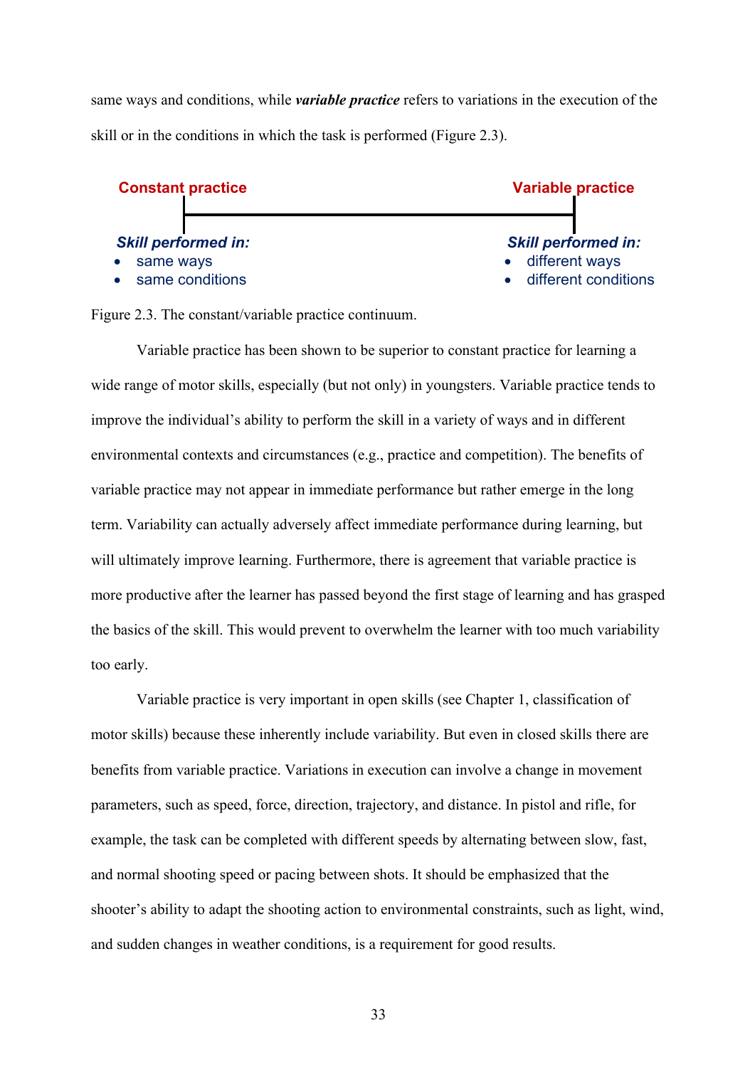same ways and conditions, while ***variable practice*** refers to variations in the execution of the skill or in the conditions in which the task is performed (Figure 2.3).

| **Constant practice** | **Variable practice** |
| --- | --- |
| ***Skill performed in:*** | ***Skill performed in:*** |
| • same ways | • different ways |
| • same conditions | • different conditions |

Figure 2.3. The constant/variable practice continuum.

Variable practice has been shown to be superior to constant practice for learning a wide range of motor skills, especially (but not only) in youngsters. Variable practice tends to improve the individual's ability to perform the skill in a variety of ways and in different environmental contexts and circumstances (e.g., practice and competition). The benefits of variable practice may not appear in immediate performance but rather emerge in the long term. Variability can actually adversely affect immediate performance during learning, but will ultimately improve learning. Furthermore, there is agreement that variable practice is more productive after the learner has passed beyond the first stage of learning and has grasped the basics of the skill. This would prevent to overwhelm the learner with too much variability too early.

Variable practice is very important in open skills (see Chapter 1, classification of motor skills) because these inherently include variability. But even in closed skills there are benefits from variable practice. Variations in execution can involve a change in movement parameters, such as speed, force, direction, trajectory, and distance. In pistol and rifle, for example, the task can be completed with different speeds by alternating between slow, fast, and normal shooting speed or pacing between shots. It should be emphasized that the shooter's ability to adapt the shooting action to environmental constraints, such as light, wind, and sudden changes in weather conditions, is a requirement for good results.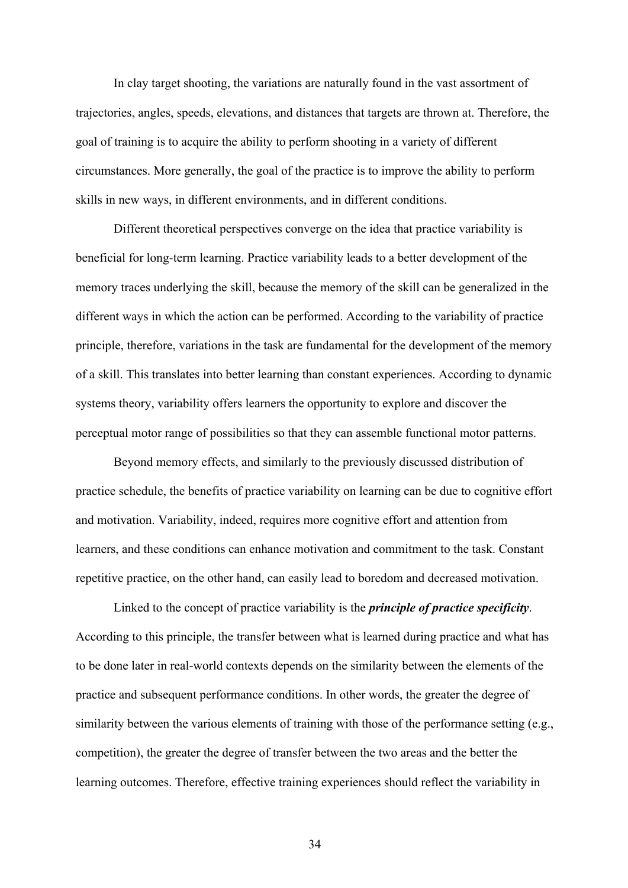In clay target shooting, the variations are naturally found in the vast assortment of trajectories, angles, speeds, elevations, and distances that targets are thrown at. Therefore, the goal of training is to acquire the ability to perform shooting in a variety of different circumstances. More generally, the goal of the practice is to improve the ability to perform skills in new ways, in different environments, and in different conditions.

Different theoretical perspectives converge on the idea that practice variability is beneficial for long-term learning. Practice variability leads to a better development of the memory traces underlying the skill, because the memory of the skill can be generalized in the different ways in which the action can be performed. According to the variability of practice principle, therefore, variations in the task are fundamental for the development of the memory of a skill. This translates into better learning than constant experiences. According to dynamic systems theory, variability offers learners the opportunity to explore and discover the perceptual motor range of possibilities so that they can assemble functional motor patterns.

Beyond memory effects, and similarly to the previously discussed distribution of practice schedule, the benefits of practice variability on learning can be due to cognitive effort and motivation. Variability, indeed, requires more cognitive effort and attention from learners, and these conditions can enhance motivation and commitment to the task. Constant repetitive practice, on the other hand, can easily lead to boredom and decreased motivation.

Linked to the concept of practice variability is the ***principle of practice specificity***. According to this principle, the transfer between what is learned during practice and what has to be done later in real-world contexts depends on the similarity between the elements of the practice and subsequent performance conditions. In other words, the greater the degree of similarity between the various elements of training with those of the performance setting (e.g., competition), the greater the degree of transfer between the two areas and the better the learning outcomes. Therefore, effective training experiences should reflect the variability in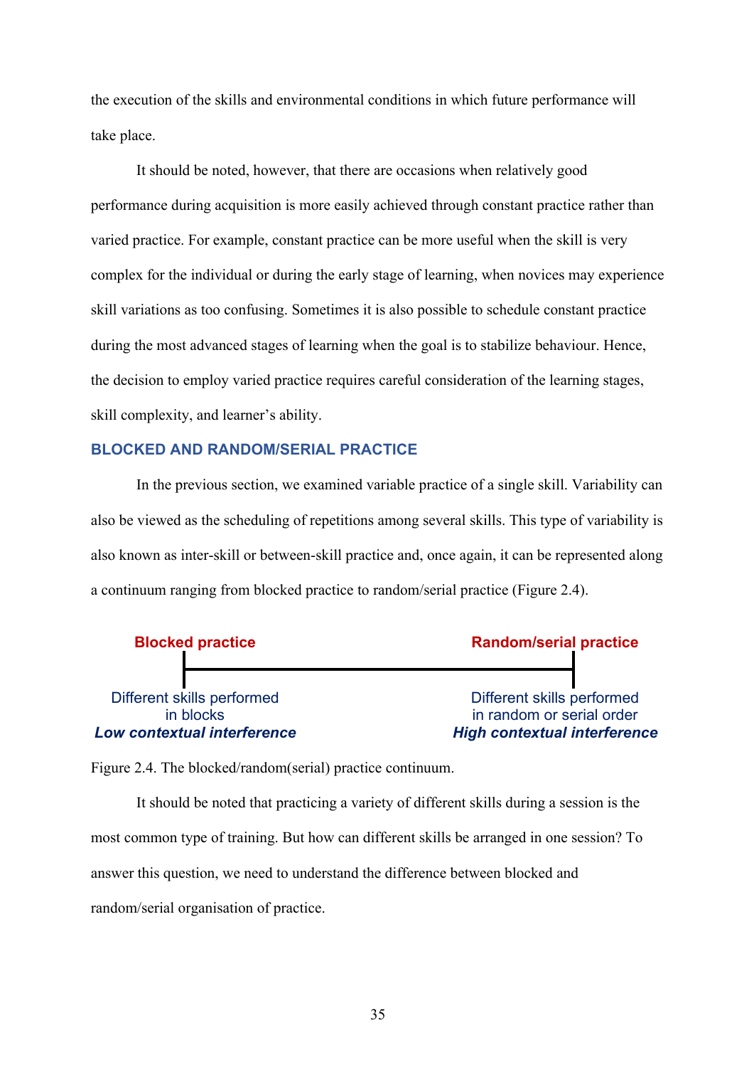the execution of the skills and environmental conditions in which future performance will take place.

It should be noted, however, that there are occasions when relatively good performance during acquisition is more easily achieved through constant practice rather than varied practice. For example, constant practice can be more useful when the skill is very complex for the individual or during the early stage of learning, when novices may experience skill variations as too confusing. Sometimes it is also possible to schedule constant practice during the most advanced stages of learning when the goal is to stabilize behaviour. Hence, the decision to employ varied practice requires careful consideration of the learning stages, skill complexity, and learner's ability.

## BLOCKED AND RANDOM/SERIAL PRACTICE

In the previous section, we examined variable practice of a single skill. Variability can also be viewed as the scheduling of repetitions among several skills. This type of variability is also known as inter-skill or between-skill practice and, once again, it can be represented along a continuum ranging from blocked practice to random/serial practice (Figure 2.4).

| **Blocked practice** | **Random/serial practice** |
|---|---|
| Different skills performed in blocks | Different skills performed in random or serial order |
| ***Low contextual interference*** | ***High contextual interference*** |

Figure 2.4. The blocked/random(serial) practice continuum.

It should be noted that practicing a variety of different skills during a session is the most common type of training. But how can different skills be arranged in one session? To answer this question, we need to understand the difference between blocked and random/serial organisation of practice.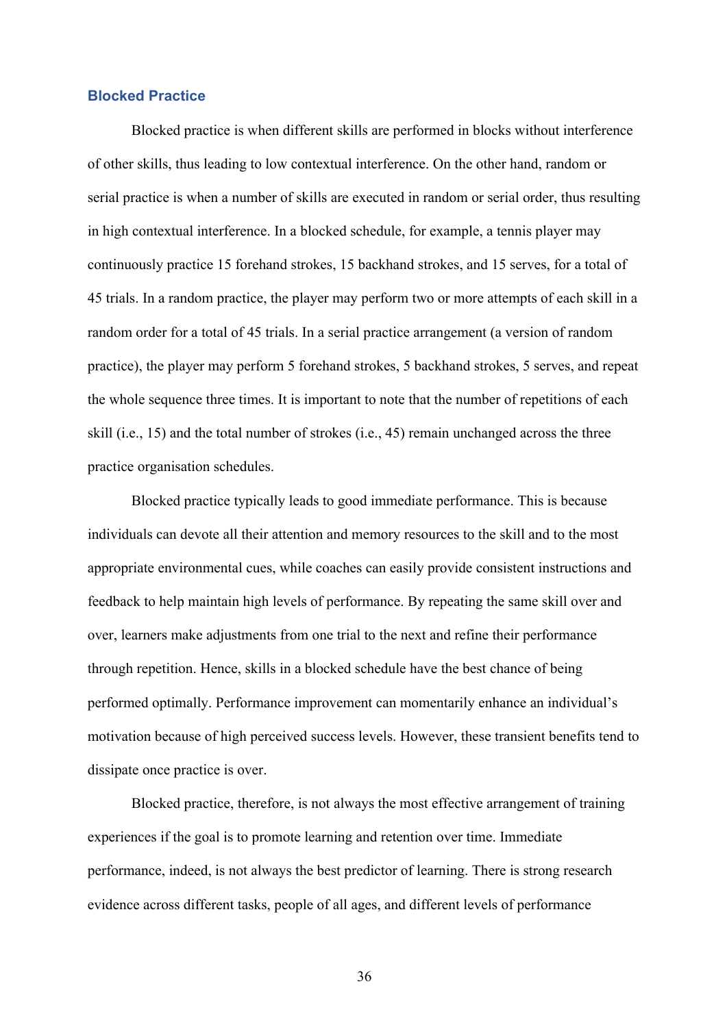### Blocked Practice

Blocked practice is when different skills are performed in blocks without interference of other skills, thus leading to low contextual interference. On the other hand, random or serial practice is when a number of skills are executed in random or serial order, thus resulting in high contextual interference. In a blocked schedule, for example, a tennis player may continuously practice 15 forehand strokes, 15 backhand strokes, and 15 serves, for a total of 45 trials. In a random practice, the player may perform two or more attempts of each skill in a random order for a total of 45 trials. In a serial practice arrangement (a version of random practice), the player may perform 5 forehand strokes, 5 backhand strokes, 5 serves, and repeat the whole sequence three times. It is important to note that the number of repetitions of each skill (i.e., 15) and the total number of strokes (i.e., 45) remain unchanged across the three practice organisation schedules.

Blocked practice typically leads to good immediate performance. This is because individuals can devote all their attention and memory resources to the skill and to the most appropriate environmental cues, while coaches can easily provide consistent instructions and feedback to help maintain high levels of performance. By repeating the same skill over and over, learners make adjustments from one trial to the next and refine their performance through repetition. Hence, skills in a blocked schedule have the best chance of being performed optimally. Performance improvement can momentarily enhance an individual's motivation because of high perceived success levels. However, these transient benefits tend to dissipate once practice is over.

Blocked practice, therefore, is not always the most effective arrangement of training experiences if the goal is to promote learning and retention over time. Immediate performance, indeed, is not always the best predictor of learning. There is strong research evidence across different tasks, people of all ages, and different levels of performance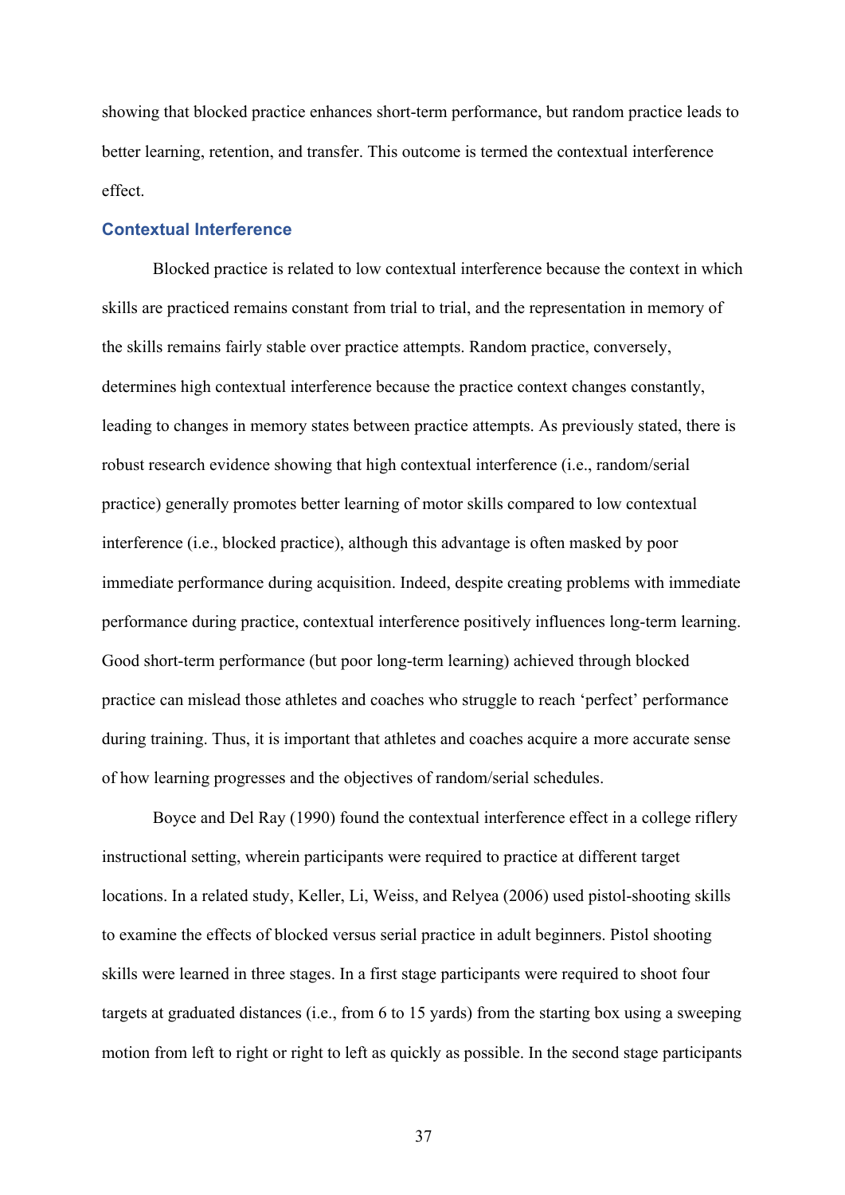showing that blocked practice enhances short-term performance, but random practice leads to better learning, retention, and transfer. This outcome is termed the contextual interference effect.

### Contextual Interference

Blocked practice is related to low contextual interference because the context in which skills are practiced remains constant from trial to trial, and the representation in memory of the skills remains fairly stable over practice attempts. Random practice, conversely, determines high contextual interference because the practice context changes constantly, leading to changes in memory states between practice attempts. As previously stated, there is robust research evidence showing that high contextual interference (i.e., random/serial practice) generally promotes better learning of motor skills compared to low contextual interference (i.e., blocked practice), although this advantage is often masked by poor immediate performance during acquisition. Indeed, despite creating problems with immediate performance during practice, contextual interference positively influences long-term learning. Good short-term performance (but poor long-term learning) achieved through blocked practice can mislead those athletes and coaches who struggle to reach 'perfect' performance during training. Thus, it is important that athletes and coaches acquire a more accurate sense of how learning progresses and the objectives of random/serial schedules.

Boyce and Del Ray (1990) found the contextual interference effect in a college riflery instructional setting, wherein participants were required to practice at different target locations. In a related study, Keller, Li, Weiss, and Relyea (2006) used pistol-shooting skills to examine the effects of blocked versus serial practice in adult beginners. Pistol shooting skills were learned in three stages. In a first stage participants were required to shoot four targets at graduated distances (i.e., from 6 to 15 yards) from the starting box using a sweeping motion from left to right or right to left as quickly as possible. In the second stage participants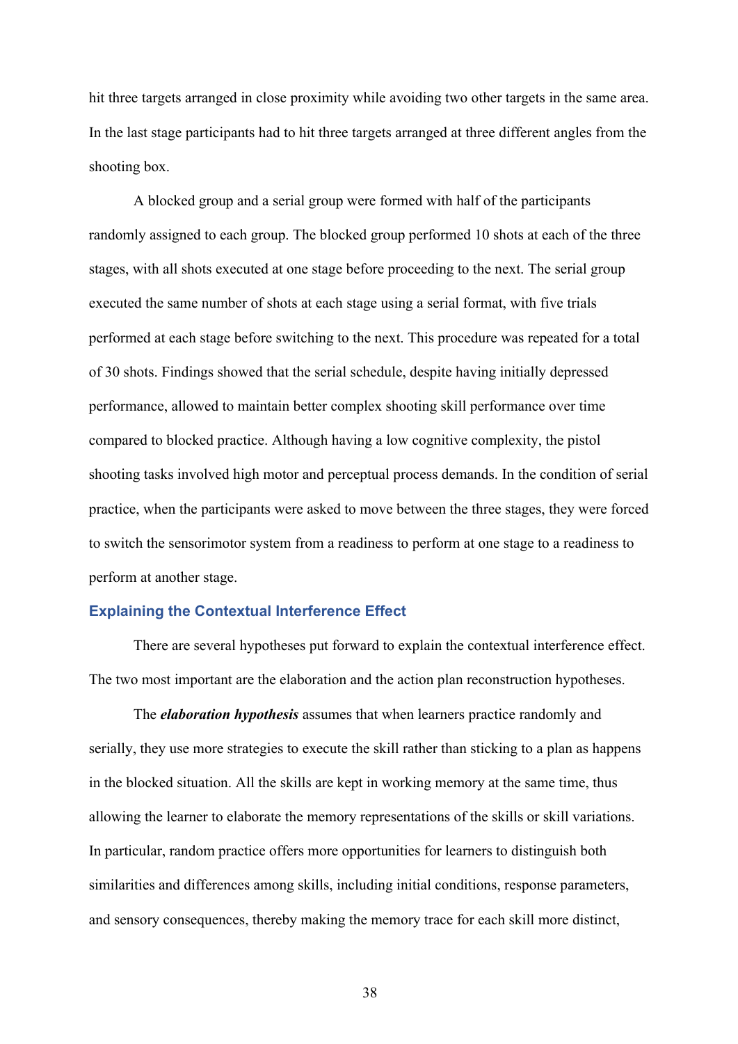hit three targets arranged in close proximity while avoiding two other targets in the same area. In the last stage participants had to hit three targets arranged at three different angles from the shooting box.

A blocked group and a serial group were formed with half of the participants randomly assigned to each group. The blocked group performed 10 shots at each of the three stages, with all shots executed at one stage before proceeding to the next. The serial group executed the same number of shots at each stage using a serial format, with five trials performed at each stage before switching to the next. This procedure was repeated for a total of 30 shots. Findings showed that the serial schedule, despite having initially depressed performance, allowed to maintain better complex shooting skill performance over time compared to blocked practice. Although having a low cognitive complexity, the pistol shooting tasks involved high motor and perceptual process demands. In the condition of serial practice, when the participants were asked to move between the three stages, they were forced to switch the sensorimotor system from a readiness to perform at one stage to a readiness to perform at another stage.

### Explaining the Contextual Interference Effect

There are several hypotheses put forward to explain the contextual interference effect. The two most important are the elaboration and the action plan reconstruction hypotheses.

The ***elaboration hypothesis*** assumes that when learners practice randomly and serially, they use more strategies to execute the skill rather than sticking to a plan as happens in the blocked situation. All the skills are kept in working memory at the same time, thus allowing the learner to elaborate the memory representations of the skills or skill variations. In particular, random practice offers more opportunities for learners to distinguish both similarities and differences among skills, including initial conditions, response parameters, and sensory consequences, thereby making the memory trace for each skill more distinct,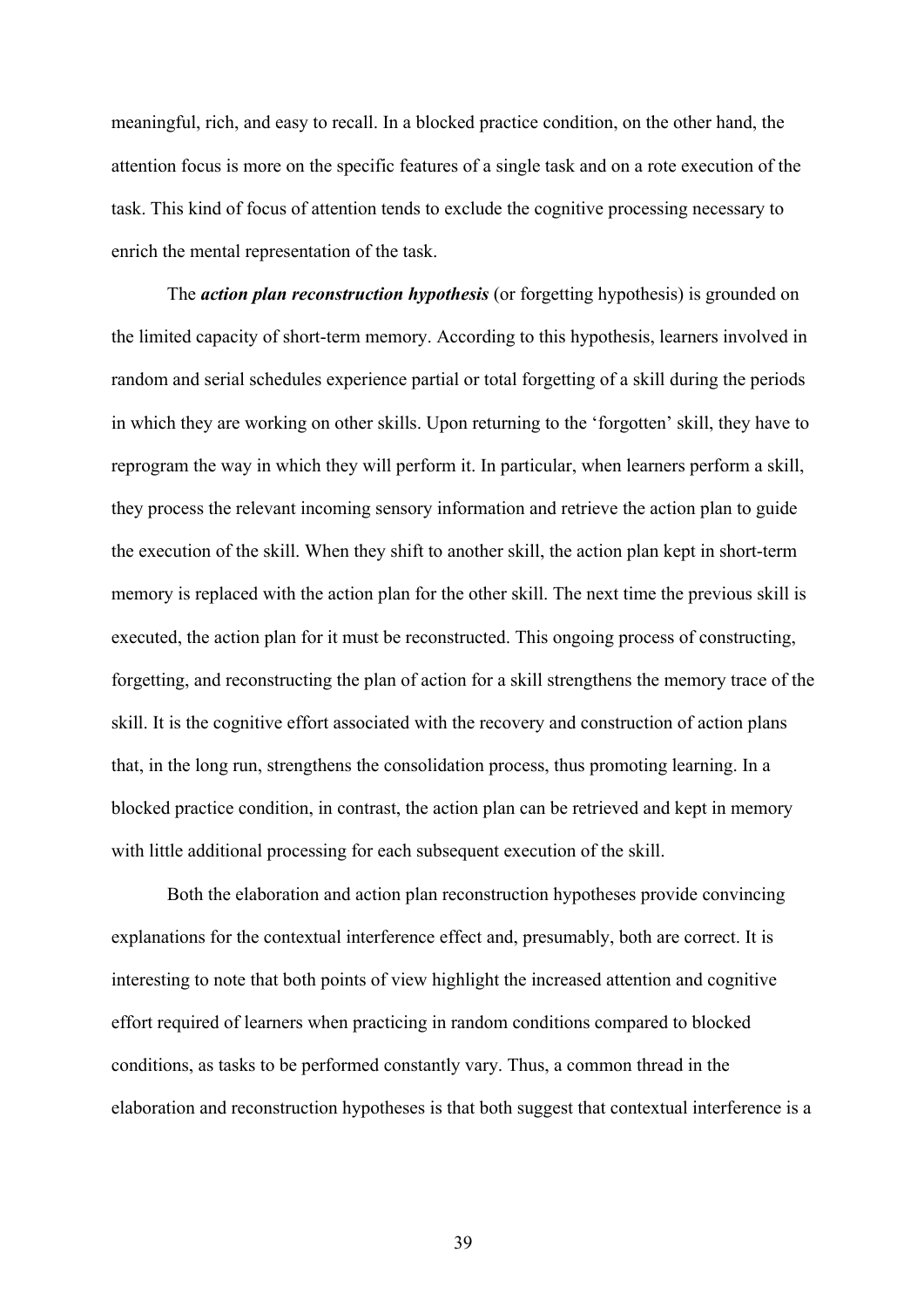meaningful, rich, and easy to recall. In a blocked practice condition, on the other hand, the attention focus is more on the specific features of a single task and on a rote execution of the task. This kind of focus of attention tends to exclude the cognitive processing necessary to enrich the mental representation of the task.

The ***action plan reconstruction hypothesis*** (or forgetting hypothesis) is grounded on the limited capacity of short-term memory. According to this hypothesis, learners involved in random and serial schedules experience partial or total forgetting of a skill during the periods in which they are working on other skills. Upon returning to the 'forgotten' skill, they have to reprogram the way in which they will perform it. In particular, when learners perform a skill, they process the relevant incoming sensory information and retrieve the action plan to guide the execution of the skill. When they shift to another skill, the action plan kept in short-term memory is replaced with the action plan for the other skill. The next time the previous skill is executed, the action plan for it must be reconstructed. This ongoing process of constructing, forgetting, and reconstructing the plan of action for a skill strengthens the memory trace of the skill. It is the cognitive effort associated with the recovery and construction of action plans that, in the long run, strengthens the consolidation process, thus promoting learning. In a blocked practice condition, in contrast, the action plan can be retrieved and kept in memory with little additional processing for each subsequent execution of the skill.

Both the elaboration and action plan reconstruction hypotheses provide convincing explanations for the contextual interference effect and, presumably, both are correct. It is interesting to note that both points of view highlight the increased attention and cognitive effort required of learners when practicing in random conditions compared to blocked conditions, as tasks to be performed constantly vary. Thus, a common thread in the elaboration and reconstruction hypotheses is that both suggest that contextual interference is a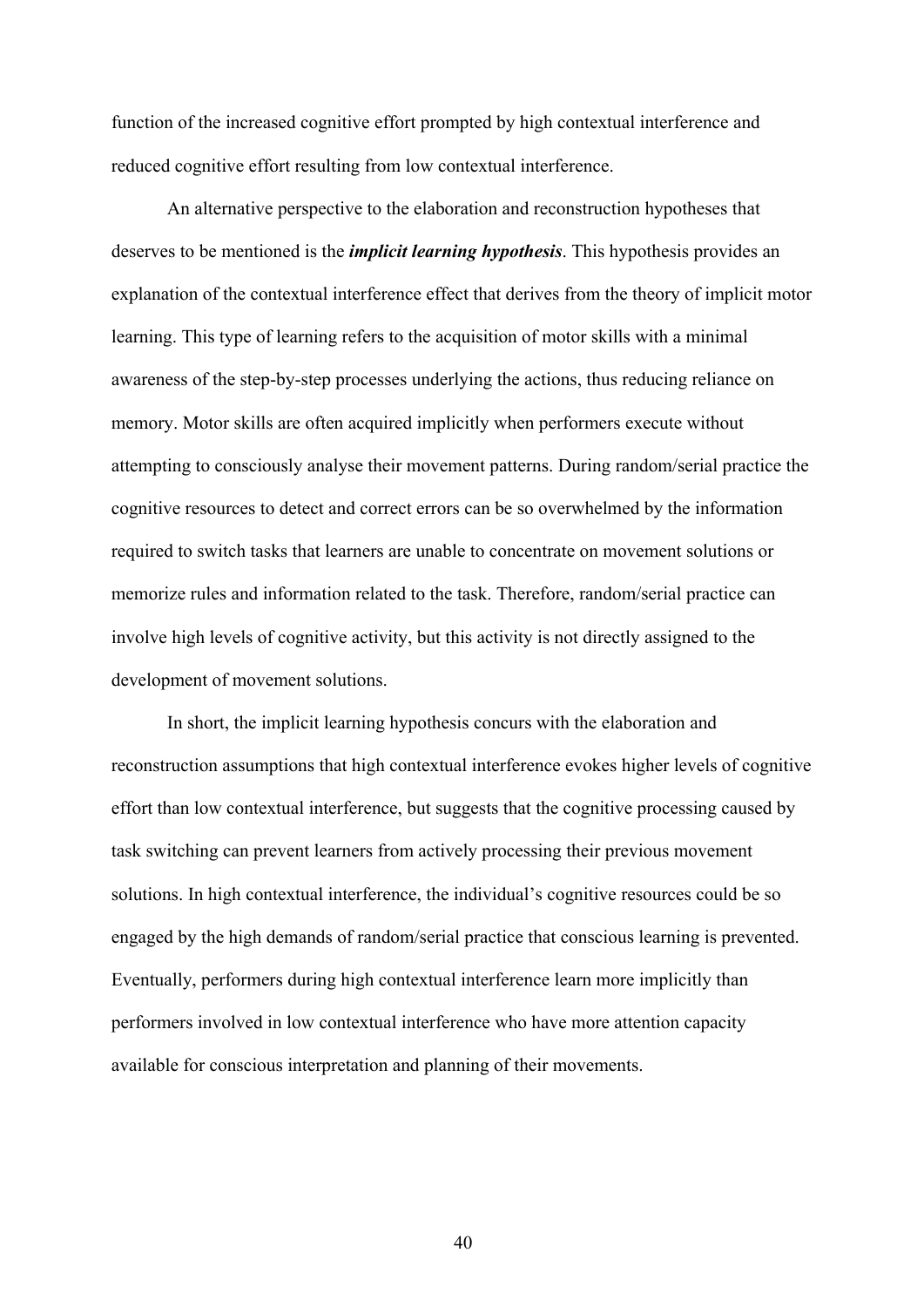function of the increased cognitive effort prompted by high contextual interference and reduced cognitive effort resulting from low contextual interference.

An alternative perspective to the elaboration and reconstruction hypotheses that deserves to be mentioned is the ***implicit learning hypothesis***. This hypothesis provides an explanation of the contextual interference effect that derives from the theory of implicit motor learning. This type of learning refers to the acquisition of motor skills with a minimal awareness of the step-by-step processes underlying the actions, thus reducing reliance on memory. Motor skills are often acquired implicitly when performers execute without attempting to consciously analyse their movement patterns. During random/serial practice the cognitive resources to detect and correct errors can be so overwhelmed by the information required to switch tasks that learners are unable to concentrate on movement solutions or memorize rules and information related to the task. Therefore, random/serial practice can involve high levels of cognitive activity, but this activity is not directly assigned to the development of movement solutions.

In short, the implicit learning hypothesis concurs with the elaboration and reconstruction assumptions that high contextual interference evokes higher levels of cognitive effort than low contextual interference, but suggests that the cognitive processing caused by task switching can prevent learners from actively processing their previous movement solutions. In high contextual interference, the individual's cognitive resources could be so engaged by the high demands of random/serial practice that conscious learning is prevented. Eventually, performers during high contextual interference learn more implicitly than performers involved in low contextual interference who have more attention capacity available for conscious interpretation and planning of their movements.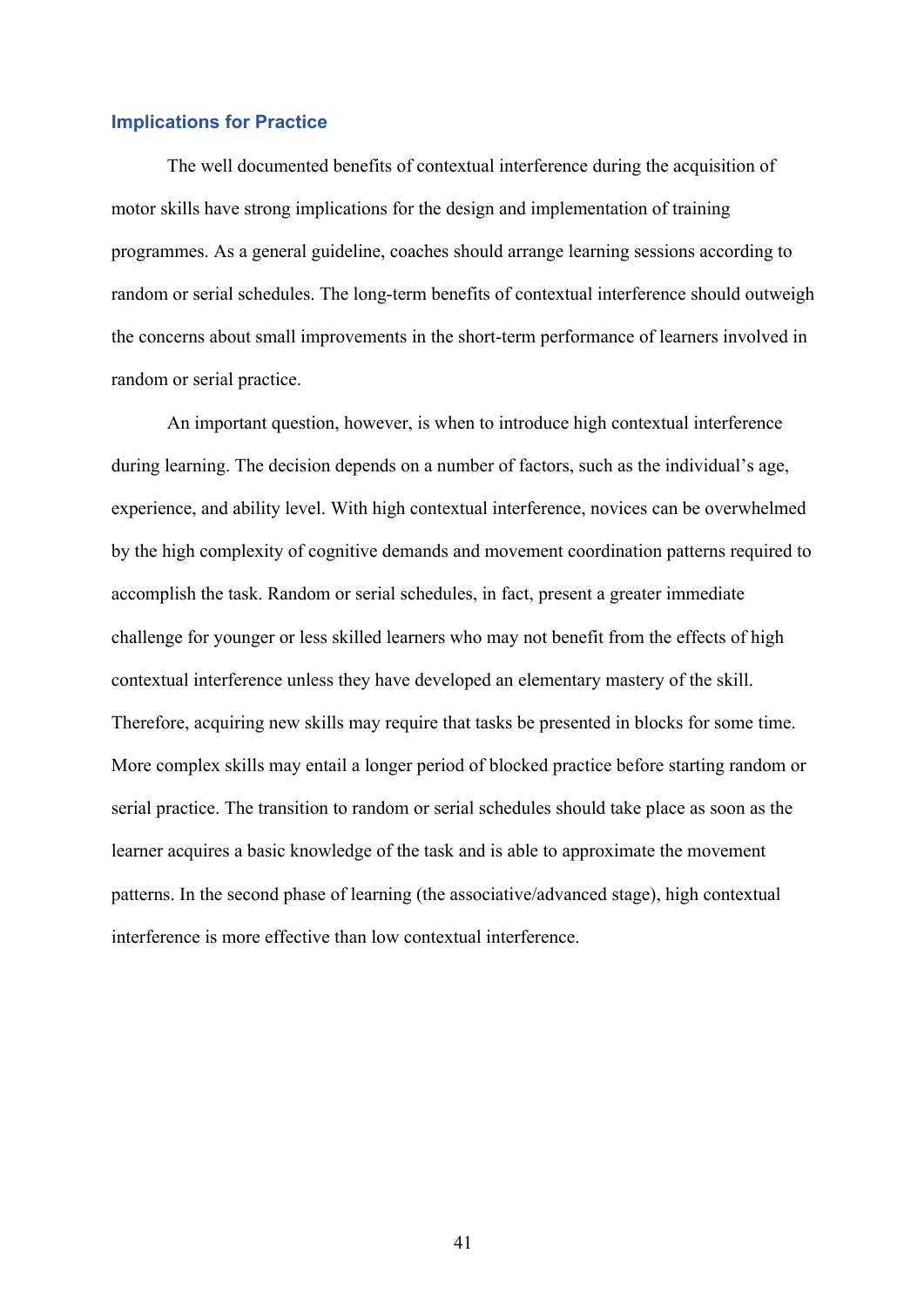### Implications for Practice

The well documented benefits of contextual interference during the acquisition of motor skills have strong implications for the design and implementation of training programmes. As a general guideline, coaches should arrange learning sessions according to random or serial schedules. The long-term benefits of contextual interference should outweigh the concerns about small improvements in the short-term performance of learners involved in random or serial practice.

An important question, however, is when to introduce high contextual interference during learning. The decision depends on a number of factors, such as the individual's age, experience, and ability level. With high contextual interference, novices can be overwhelmed by the high complexity of cognitive demands and movement coordination patterns required to accomplish the task. Random or serial schedules, in fact, present a greater immediate challenge for younger or less skilled learners who may not benefit from the effects of high contextual interference unless they have developed an elementary mastery of the skill. Therefore, acquiring new skills may require that tasks be presented in blocks for some time. More complex skills may entail a longer period of blocked practice before starting random or serial practice. The transition to random or serial schedules should take place as soon as the learner acquires a basic knowledge of the task and is able to approximate the movement patterns. In the second phase of learning (the associative/advanced stage), high contextual interference is more effective than low contextual interference.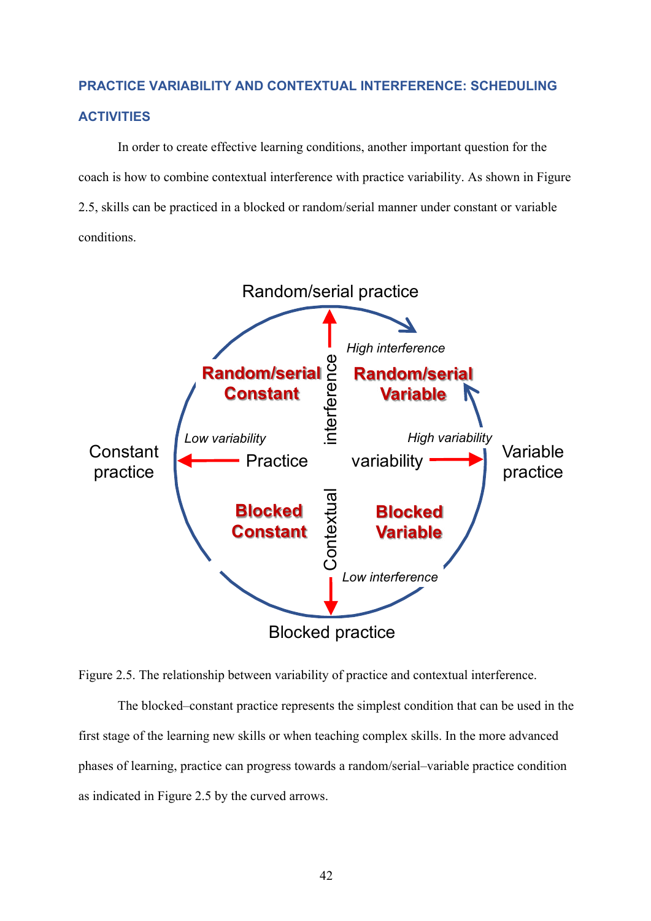## PRACTICE VARIABILITY AND CONTEXTUAL INTERFERENCE: SCHEDULING ACTIVITIES

In order to create effective learning conditions, another important question for the coach is how to combine contextual interference with practice variability. As shown in Figure 2.5, skills can be practiced in a blocked or random/serial manner under constant or variable conditions.

Figure 2.5. The relationship between variability of practice and contextual interference.

The blocked–constant practice represents the simplest condition that can be used in the first stage of the learning new skills or when teaching complex skills. In the more advanced phases of learning, practice can progress towards a random/serial–variable practice condition as indicated in Figure 2.5 by the curved arrows.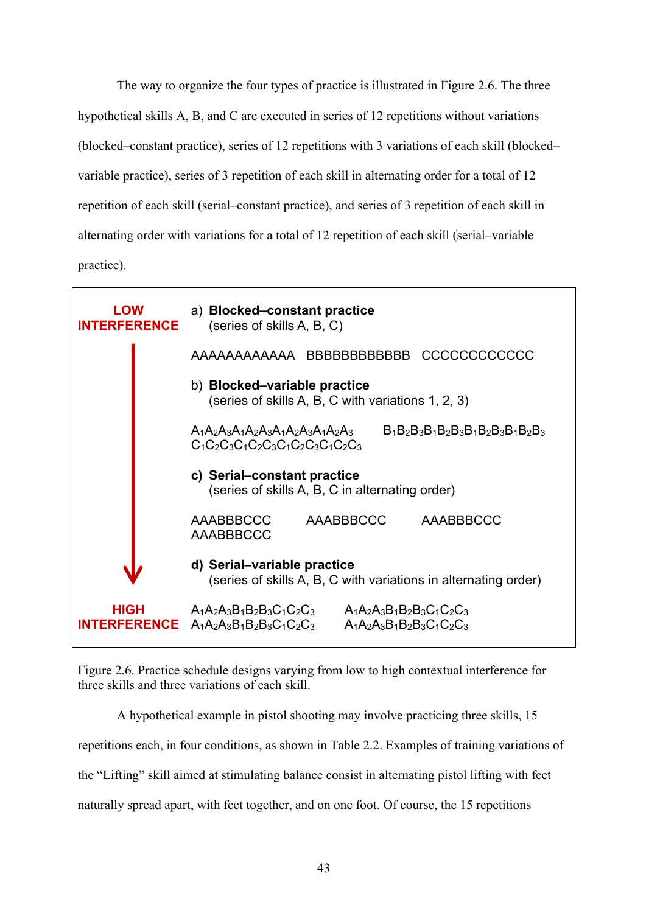The way to organize the four types of practice is illustrated in Figure 2.6. The three hypothetical skills A, B, and C are executed in series of 12 repetitions without variations (blocked–constant practice), series of 12 repetitions with 3 variations of each skill (blocked–variable practice), series of 3 repetition of each skill in alternating order for a total of 12 repetition of each skill (serial–constant practice), and series of 3 repetition of each skill in alternating order with variations for a total of 12 repetition of each skill (serial–variable practice).

**LOW INTERFERENCE**

a) **Blocked–constant practice**
(series of skills A, B, C)

AAAAAAAAAAAA BBBBBBBBBBBB CCCCCCCCCCCC

b) **Blocked–variable practice**
(series of skills A, B, C with variations 1, 2, 3)

$A_1A_2A_3A_1A_2A_3A_1A_2A_3A_1A_2A_3$ $B_1B_2B_3B_1B_2B_3B_1B_2B_3B_1B_2B_3$
$C_1C_2C_3C_1C_2C_3C_1C_2C_3C_1C_2C_3$

c) **Serial–constant practice**
(series of skills A, B, C in alternating order)

AAABBBCCC AAABBBCCC AAABBBCCC
AAABBBCCC

d) **Serial–variable practice**
(series of skills A, B, C with variations in alternating order)

$A_1A_2A_3B_1B_2B_3C_1C_2C_3$ $A_1A_2A_3B_1B_2B_3C_1C_2C_3$
$A_1A_2A_3B_1B_2B_3C_1C_2C_3$ $A_1A_2A_3B_1B_2B_3C_1C_2C_3$

**HIGH INTERFERENCE**

Figure 2.6. Practice schedule designs varying from low to high contextual interference for three skills and three variations of each skill.

A hypothetical example in pistol shooting may involve practicing three skills, 15 repetitions each, in four conditions, as shown in Table 2.2. Examples of training variations of the "Lifting" skill aimed at stimulating balance consist in alternating pistol lifting with feet naturally spread apart, with feet together, and on one foot. Of course, the 15 repetitions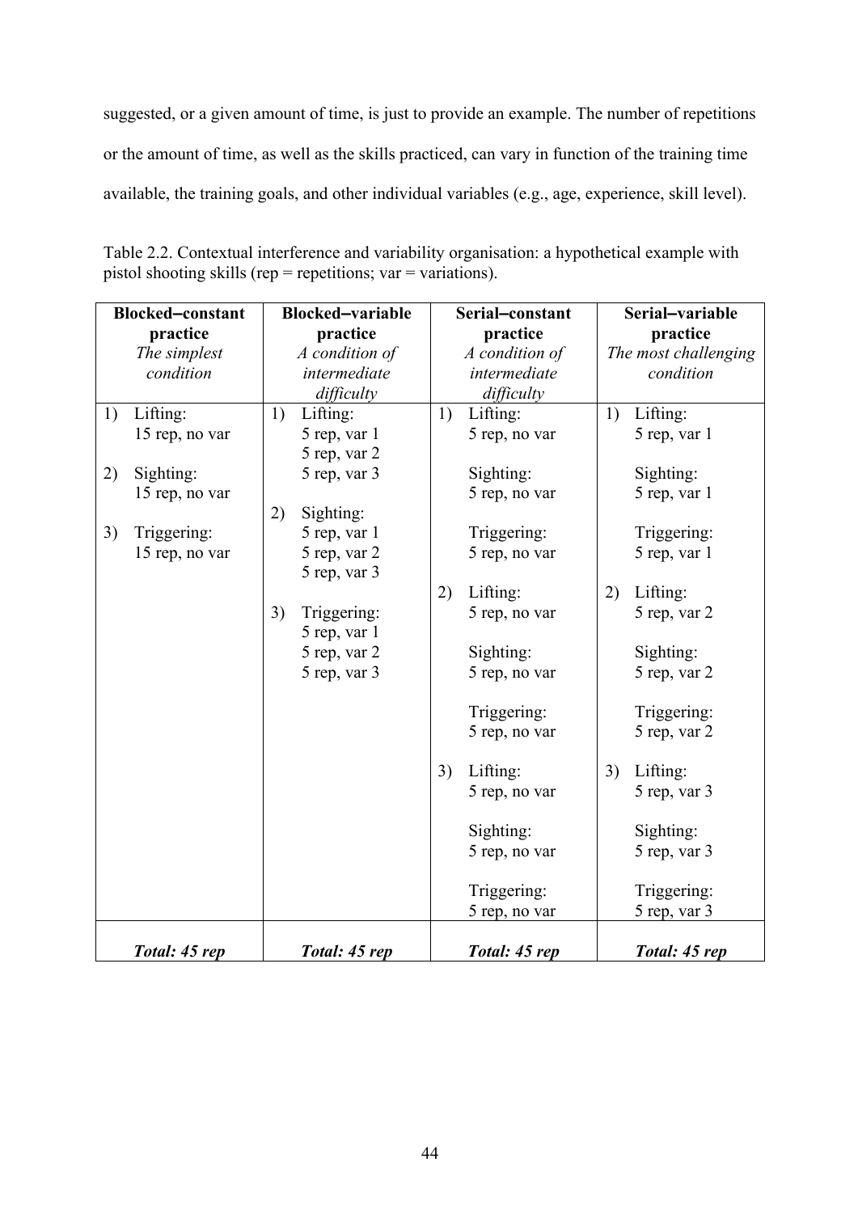suggested, or a given amount of time, is just to provide an example. The number of repetitions or the amount of time, as well as the skills practiced, can vary in function of the training time available, the training goals, and other individual variables (e.g., age, experience, skill level).

Table 2.2. Contextual interference and variability organisation: a hypothetical example with pistol shooting skills (rep = repetitions; var = variations).

| **Blocked–constant practice** *The simplest condition* | **Blocked–variable practice** *A condition of intermediate difficulty* | **Serial–constant practice** *A condition of intermediate difficulty* | **Serial–variable practice** *The most challenging condition* |
|---|---|---|---|
| 1) Lifting: 15 rep, no var<br><br>2) Sighting: 15 rep, no var<br><br>3) Triggering: 15 rep, no var | 1) Lifting: 5 rep, var 1; 5 rep, var 2; 5 rep, var 3<br><br>2) Sighting: 5 rep, var 1; 5 rep, var 2; 5 rep, var 3<br><br>3) Triggering: 5 rep, var 1; 5 rep, var 2; 5 rep, var 3 | 1) Lifting: 5 rep, no var<br>Sighting: 5 rep, no var<br>Triggering: 5 rep, no var<br><br>2) Lifting: 5 rep, no var<br>Sighting: 5 rep, no var<br>Triggering: 5 rep, no var<br><br>3) Lifting: 5 rep, no var<br>Sighting: 5 rep, no var<br>Triggering: 5 rep, no var | 1) Lifting: 5 rep, var 1<br>Sighting: 5 rep, var 1<br>Triggering: 5 rep, var 1<br><br>2) Lifting: 5 rep, var 2<br>Sighting: 5 rep, var 2<br>Triggering: 5 rep, var 2<br><br>3) Lifting: 5 rep, var 3<br>Sighting: 5 rep, var 3<br>Triggering: 5 rep, var 3 |
| ***Total: 45 rep*** | ***Total: 45 rep*** | ***Total: 45 rep*** | ***Total: 45 rep*** |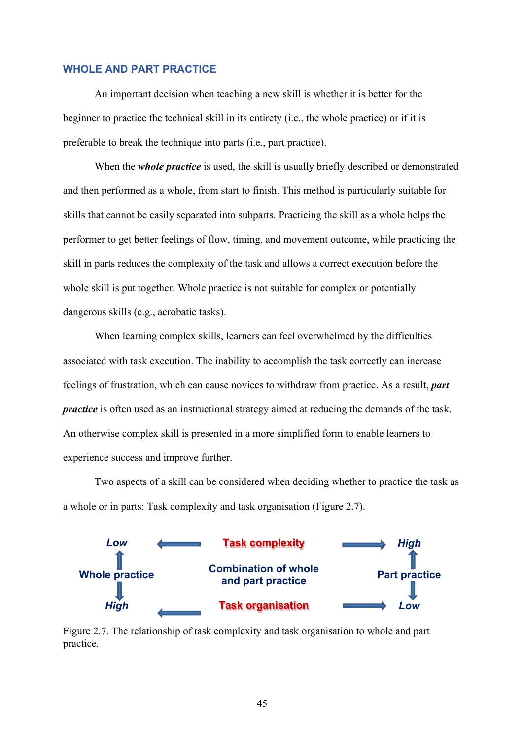## WHOLE AND PART PRACTICE

An important decision when teaching a new skill is whether it is better for the beginner to practice the technical skill in its entirety (i.e., the whole practice) or if it is preferable to break the technique into parts (i.e., part practice).

When the ***whole practice*** is used, the skill is usually briefly described or demonstrated and then performed as a whole, from start to finish. This method is particularly suitable for skills that cannot be easily separated into subparts. Practicing the skill as a whole helps the performer to get better feelings of flow, timing, and movement outcome, while practicing the skill in parts reduces the complexity of the task and allows a correct execution before the whole skill is put together. Whole practice is not suitable for complex or potentially dangerous skills (e.g., acrobatic tasks).

When learning complex skills, learners can feel overwhelmed by the difficulties associated with task execution. The inability to accomplish the task correctly can increase feelings of frustration, which can cause novices to withdraw from practice. As a result, ***part practice*** is often used as an instructional strategy aimed at reducing the demands of the task. An otherwise complex skill is presented in a more simplified form to enable learners to experience success and improve further.

Two aspects of a skill can be considered when deciding whether to practice the task as a whole or in parts: Task complexity and task organisation (Figure 2.7).

| Whole practice | | Part practice |
|---|---|---|
| *Low* | ← **Task complexity** → | *High* |
| **Whole practice** | **Combination of whole and part practice** | **Part practice** |
| *High* | ← **Task organisation** → | *Low* |

Figure 2.7. The relationship of task complexity and task organisation to whole and part practice.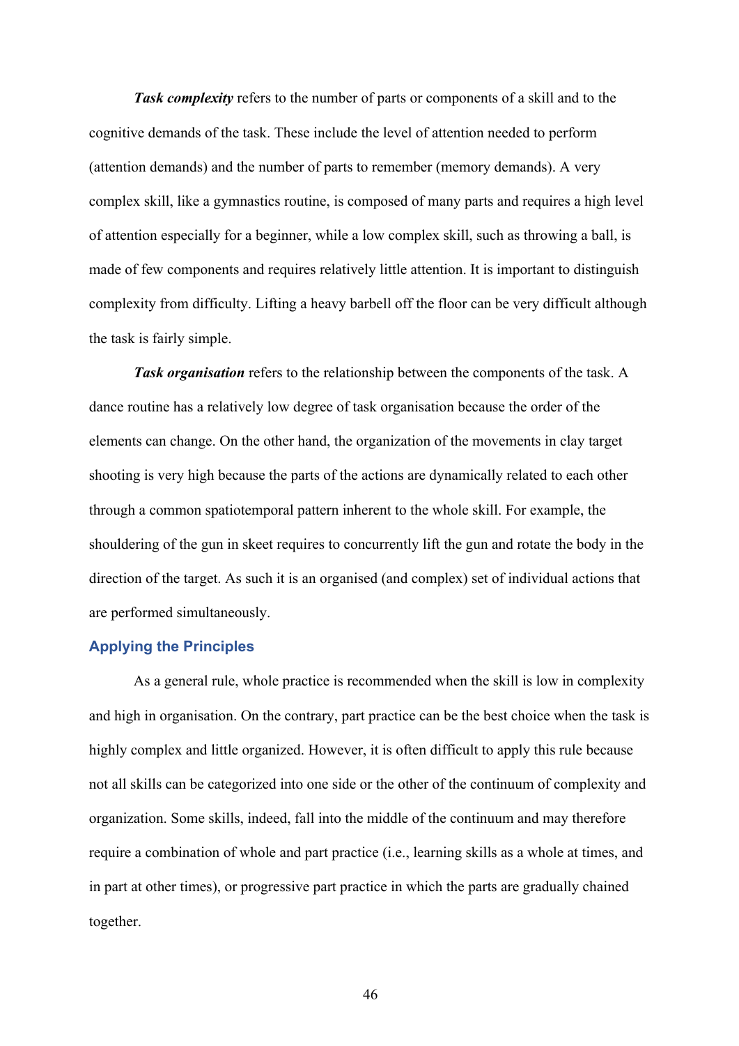***Task complexity*** refers to the number of parts or components of a skill and to the cognitive demands of the task. These include the level of attention needed to perform (attention demands) and the number of parts to remember (memory demands). A very complex skill, like a gymnastics routine, is composed of many parts and requires a high level of attention especially for a beginner, while a low complex skill, such as throwing a ball, is made of few components and requires relatively little attention. It is important to distinguish complexity from difficulty. Lifting a heavy barbell off the floor can be very difficult although the task is fairly simple.

***Task organisation*** refers to the relationship between the components of the task. A dance routine has a relatively low degree of task organisation because the order of the elements can change. On the other hand, the organization of the movements in clay target shooting is very high because the parts of the actions are dynamically related to each other through a common spatiotemporal pattern inherent to the whole skill. For example, the shouldering of the gun in skeet requires to concurrently lift the gun and rotate the body in the direction of the target. As such it is an organised (and complex) set of individual actions that are performed simultaneously.

### Applying the Principles

As a general rule, whole practice is recommended when the skill is low in complexity and high in organisation. On the contrary, part practice can be the best choice when the task is highly complex and little organized. However, it is often difficult to apply this rule because not all skills can be categorized into one side or the other of the continuum of complexity and organization. Some skills, indeed, fall into the middle of the continuum and may therefore require a combination of whole and part practice (i.e., learning skills as a whole at times, and in part at other times), or progressive part practice in which the parts are gradually chained together.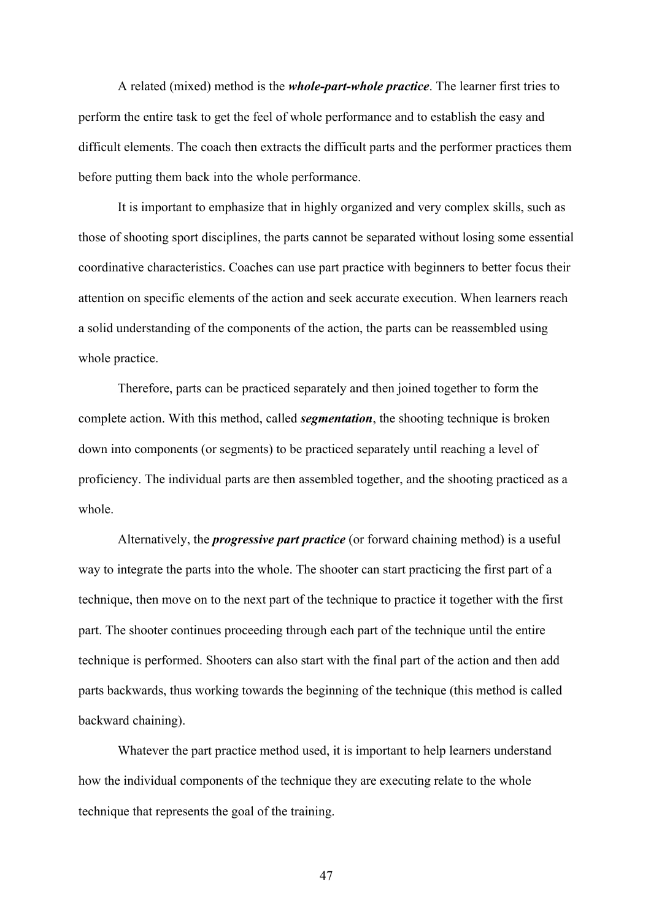A related (mixed) method is the ***whole-part-whole practice***. The learner first tries to perform the entire task to get the feel of whole performance and to establish the easy and difficult elements. The coach then extracts the difficult parts and the performer practices them before putting them back into the whole performance.

It is important to emphasize that in highly organized and very complex skills, such as those of shooting sport disciplines, the parts cannot be separated without losing some essential coordinative characteristics. Coaches can use part practice with beginners to better focus their attention on specific elements of the action and seek accurate execution. When learners reach a solid understanding of the components of the action, the parts can be reassembled using whole practice.

Therefore, parts can be practiced separately and then joined together to form the complete action. With this method, called ***segmentation***, the shooting technique is broken down into components (or segments) to be practiced separately until reaching a level of proficiency. The individual parts are then assembled together, and the shooting practiced as a whole.

Alternatively, the ***progressive part practice*** (or forward chaining method) is a useful way to integrate the parts into the whole. The shooter can start practicing the first part of a technique, then move on to the next part of the technique to practice it together with the first part. The shooter continues proceeding through each part of the technique until the entire technique is performed. Shooters can also start with the final part of the action and then add parts backwards, thus working towards the beginning of the technique (this method is called backward chaining).

Whatever the part practice method used, it is important to help learners understand how the individual components of the technique they are executing relate to the whole technique that represents the goal of the training.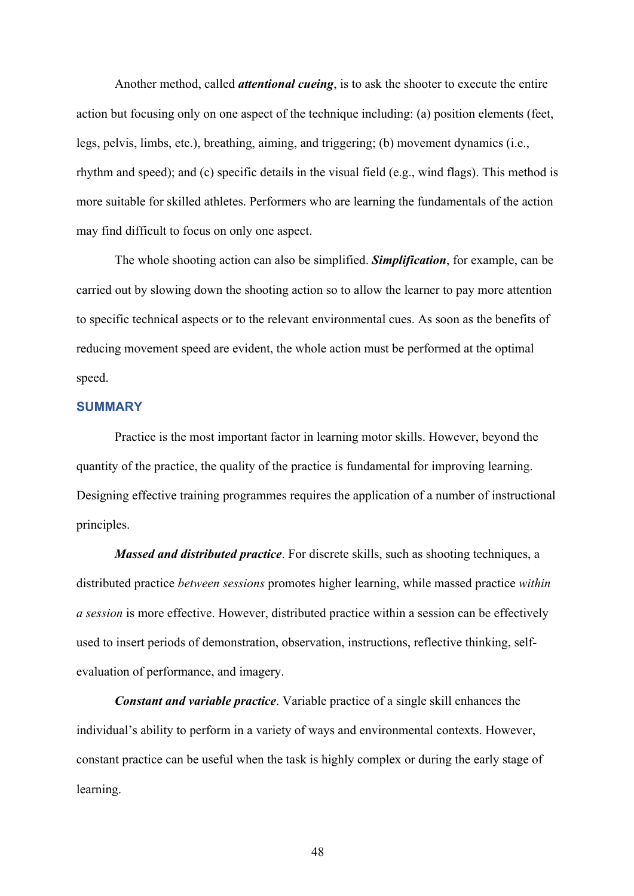Another method, called ***attentional cueing***, is to ask the shooter to execute the entire action but focusing only on one aspect of the technique including: (a) position elements (feet, legs, pelvis, limbs, etc.), breathing, aiming, and triggering; (b) movement dynamics (i.e., rhythm and speed); and (c) specific details in the visual field (e.g., wind flags). This method is more suitable for skilled athletes. Performers who are learning the fundamentals of the action may find difficult to focus on only one aspect.

The whole shooting action can also be simplified. ***Simplification***, for example, can be carried out by slowing down the shooting action so to allow the learner to pay more attention to specific technical aspects or to the relevant environmental cues. As soon as the benefits of reducing movement speed are evident, the whole action must be performed at the optimal speed.

## SUMMARY

Practice is the most important factor in learning motor skills. However, beyond the quantity of the practice, the quality of the practice is fundamental for improving learning. Designing effective training programmes requires the application of a number of instructional principles.

***Massed and distributed practice***. For discrete skills, such as shooting techniques, a distributed practice *between sessions* promotes higher learning, while massed practice *within a session* is more effective. However, distributed practice within a session can be effectively used to insert periods of demonstration, observation, instructions, reflective thinking, self-evaluation of performance, and imagery.

***Constant and variable practice***. Variable practice of a single skill enhances the individual's ability to perform in a variety of ways and environmental contexts. However, constant practice can be useful when the task is highly complex or during the early stage of learning.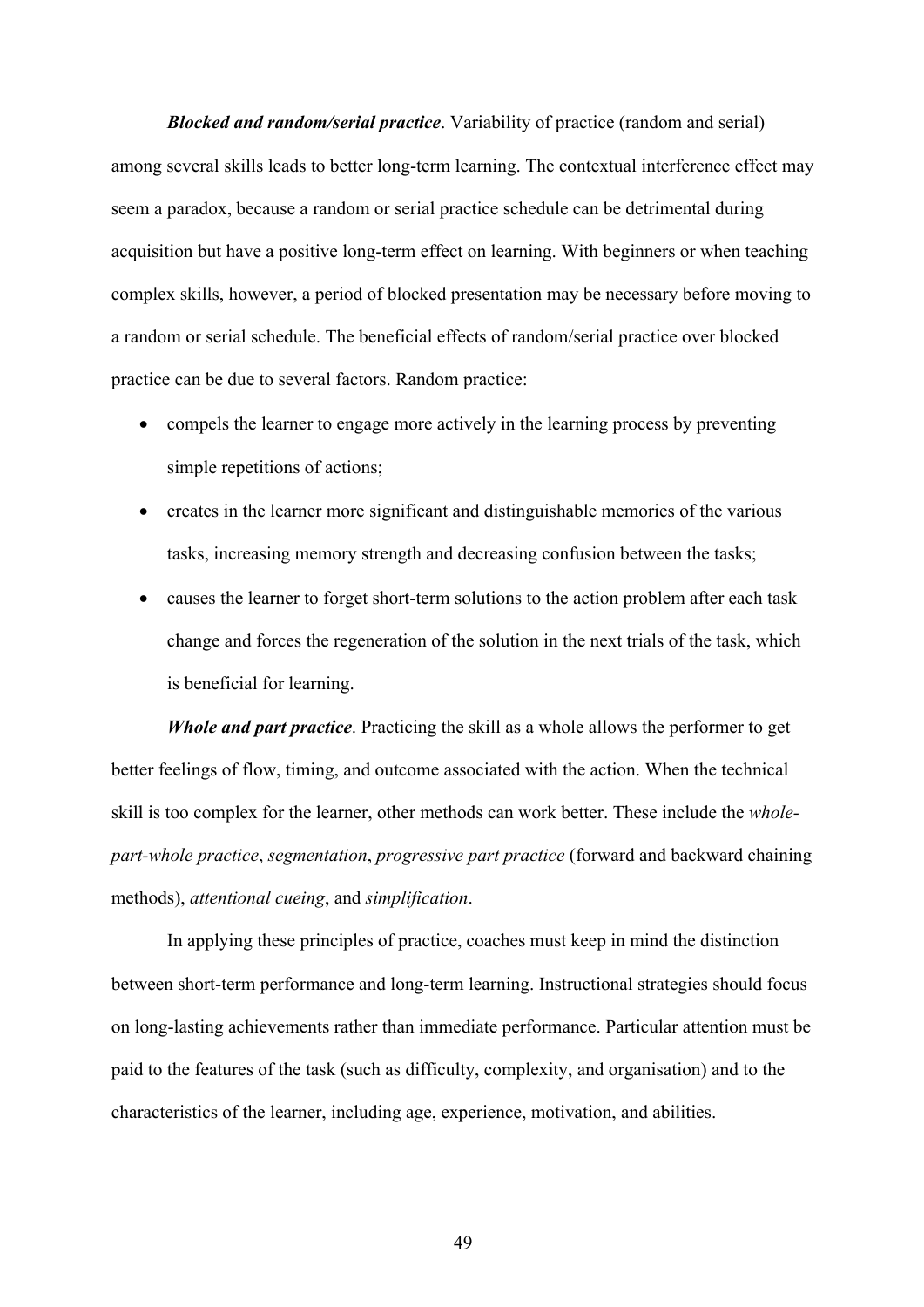***Blocked and random/serial practice***. Variability of practice (random and serial) among several skills leads to better long-term learning. The contextual interference effect may seem a paradox, because a random or serial practice schedule can be detrimental during acquisition but have a positive long-term effect on learning. With beginners or when teaching complex skills, however, a period of blocked presentation may be necessary before moving to a random or serial schedule. The beneficial effects of random/serial practice over blocked practice can be due to several factors. Random practice:

- compels the learner to engage more actively in the learning process by preventing simple repetitions of actions;
- creates in the learner more significant and distinguishable memories of the various tasks, increasing memory strength and decreasing confusion between the tasks;
- causes the learner to forget short-term solutions to the action problem after each task change and forces the regeneration of the solution in the next trials of the task, which is beneficial for learning.

***Whole and part practice***. Practicing the skill as a whole allows the performer to get better feelings of flow, timing, and outcome associated with the action. When the technical skill is too complex for the learner, other methods can work better. These include the *whole-part-whole practice*, *segmentation*, *progressive part practice* (forward and backward chaining methods), *attentional cueing*, and *simplification*.

In applying these principles of practice, coaches must keep in mind the distinction between short-term performance and long-term learning. Instructional strategies should focus on long-lasting achievements rather than immediate performance. Particular attention must be paid to the features of the task (such as difficulty, complexity, and organisation) and to the characteristics of the learner, including age, experience, motivation, and abilities.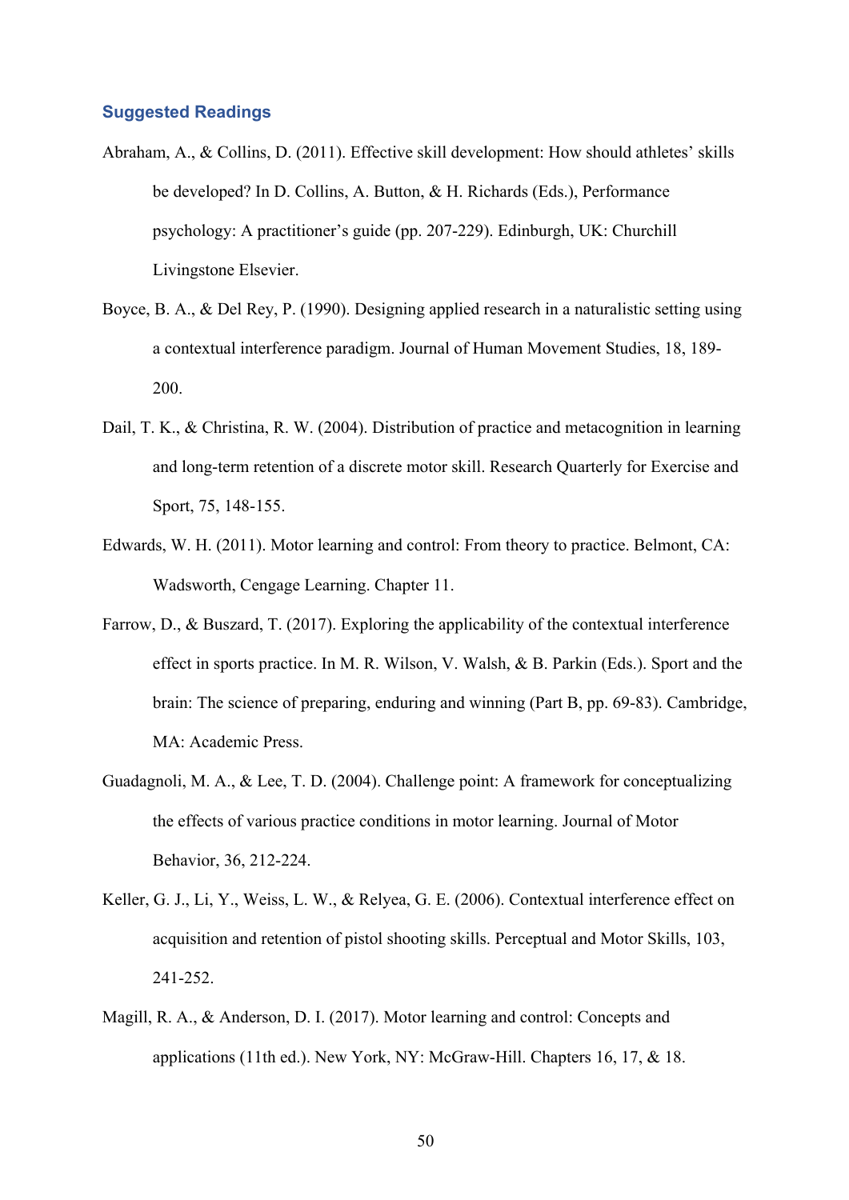## Suggested Readings

Abraham, A., & Collins, D. (2011). Effective skill development: How should athletes' skills be developed? In D. Collins, A. Button, & H. Richards (Eds.), Performance psychology: A practitioner's guide (pp. 207-229). Edinburgh, UK: Churchill Livingstone Elsevier.

Boyce, B. A., & Del Rey, P. (1990). Designing applied research in a naturalistic setting using a contextual interference paradigm. Journal of Human Movement Studies, 18, 189-200.

Dail, T. K., & Christina, R. W. (2004). Distribution of practice and metacognition in learning and long-term retention of a discrete motor skill. Research Quarterly for Exercise and Sport, 75, 148-155.

Edwards, W. H. (2011). Motor learning and control: From theory to practice. Belmont, CA: Wadsworth, Cengage Learning. Chapter 11.

Farrow, D., & Buszard, T. (2017). Exploring the applicability of the contextual interference effect in sports practice. In M. R. Wilson, V. Walsh, & B. Parkin (Eds.). Sport and the brain: The science of preparing, enduring and winning (Part B, pp. 69-83). Cambridge, MA: Academic Press.

Guadagnoli, M. A., & Lee, T. D. (2004). Challenge point: A framework for conceptualizing the effects of various practice conditions in motor learning. Journal of Motor Behavior, 36, 212-224.

Keller, G. J., Li, Y., Weiss, L. W., & Relyea, G. E. (2006). Contextual interference effect on acquisition and retention of pistol shooting skills. Perceptual and Motor Skills, 103, 241-252.

Magill, R. A., & Anderson, D. I. (2017). Motor learning and control: Concepts and applications (11th ed.). New York, NY: McGraw-Hill. Chapters 16, 17, & 18.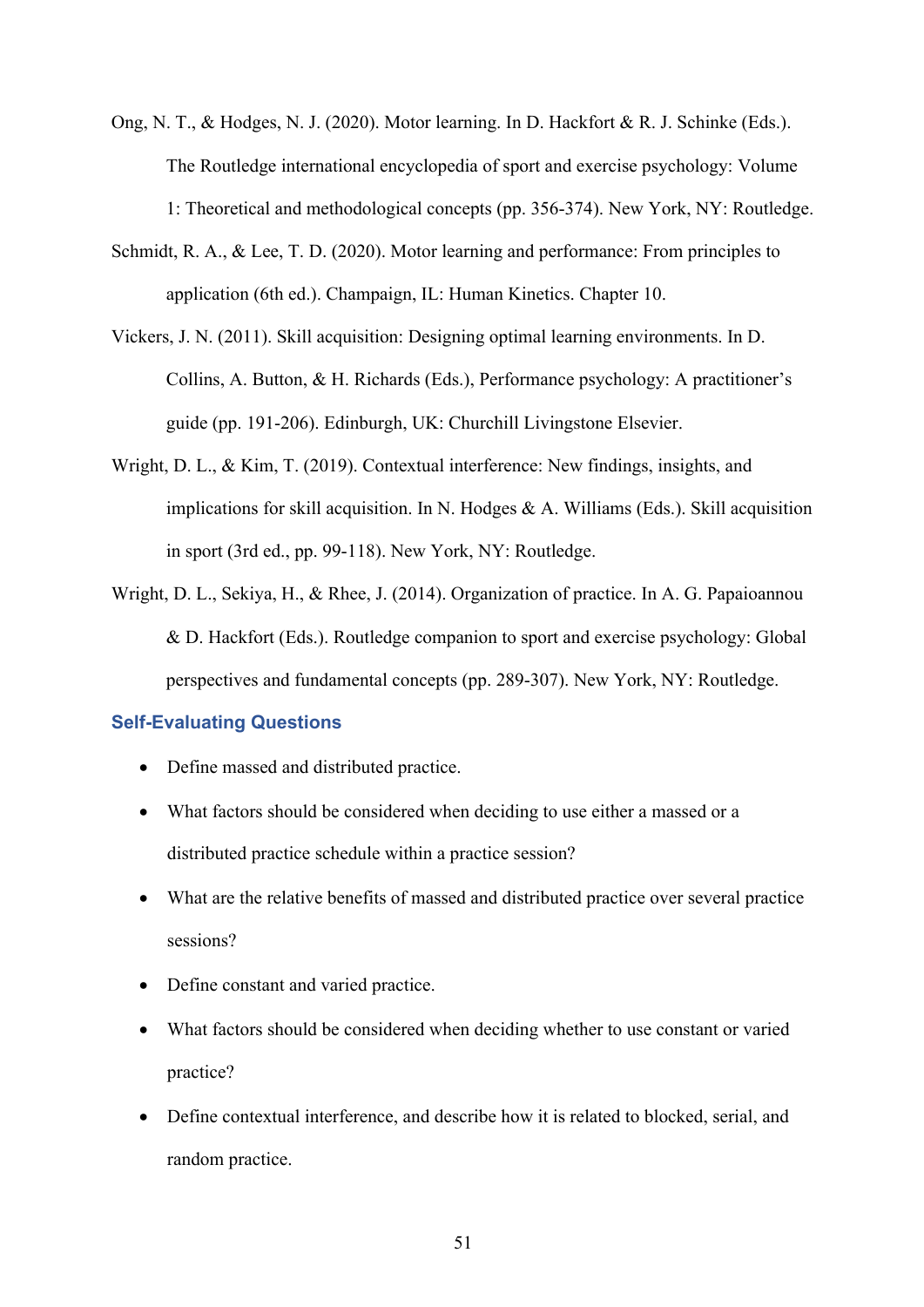Ong, N. T., & Hodges, N. J. (2020). Motor learning. In D. Hackfort & R. J. Schinke (Eds.). The Routledge international encyclopedia of sport and exercise psychology: Volume 1: Theoretical and methodological concepts (pp. 356-374). New York, NY: Routledge.

Schmidt, R. A., & Lee, T. D. (2020). Motor learning and performance: From principles to application (6th ed.). Champaign, IL: Human Kinetics. Chapter 10.

Vickers, J. N. (2011). Skill acquisition: Designing optimal learning environments. In D. Collins, A. Button, & H. Richards (Eds.), Performance psychology: A practitioner's guide (pp. 191-206). Edinburgh, UK: Churchill Livingstone Elsevier.

Wright, D. L., & Kim, T. (2019). Contextual interference: New findings, insights, and implications for skill acquisition. In N. Hodges & A. Williams (Eds.). Skill acquisition in sport (3rd ed., pp. 99-118). New York, NY: Routledge.

Wright, D. L., Sekiya, H., & Rhee, J. (2014). Organization of practice. In A. G. Papaioannou & D. Hackfort (Eds.). Routledge companion to sport and exercise psychology: Global perspectives and fundamental concepts (pp. 289-307). New York, NY: Routledge.

### Self-Evaluating Questions

- Define massed and distributed practice.
- What factors should be considered when deciding to use either a massed or a distributed practice schedule within a practice session?
- What are the relative benefits of massed and distributed practice over several practice sessions?
- Define constant and varied practice.
- What factors should be considered when deciding whether to use constant or varied practice?
- Define contextual interference, and describe how it is related to blocked, serial, and random practice.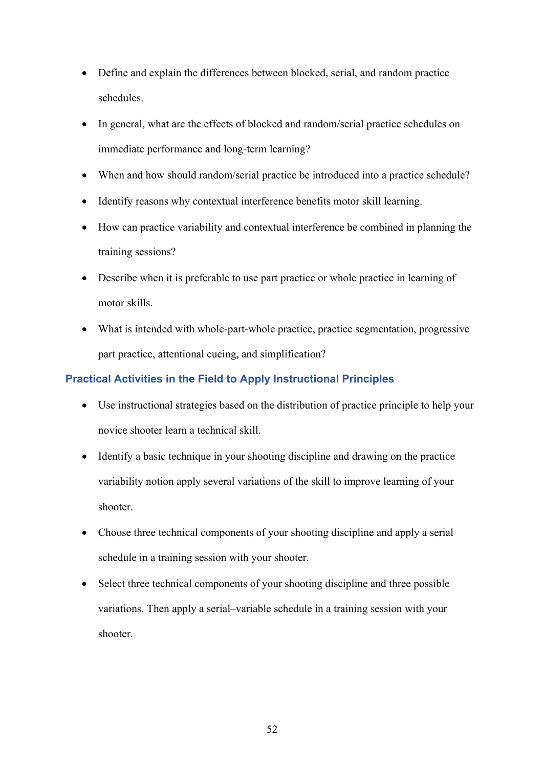- Define and explain the differences between blocked, serial, and random practice schedules.
- In general, what are the effects of blocked and random/serial practice schedules on immediate performance and long-term learning?
- When and how should random/serial practice be introduced into a practice schedule?
- Identify reasons why contextual interference benefits motor skill learning.
- How can practice variability and contextual interference be combined in planning the training sessions?
- Describe when it is preferable to use part practice or whole practice in learning of motor skills.
- What is intended with whole-part-whole practice, practice segmentation, progressive part practice, attentional cueing, and simplification?

### Practical Activities in the Field to Apply Instructional Principles

- Use instructional strategies based on the distribution of practice principle to help your novice shooter learn a technical skill.
- Identify a basic technique in your shooting discipline and drawing on the practice variability notion apply several variations of the skill to improve learning of your shooter.
- Choose three technical components of your shooting discipline and apply a serial schedule in a training session with your shooter.
- Select three technical components of your shooting discipline and three possible variations. Then apply a serial–variable schedule in a training session with your shooter.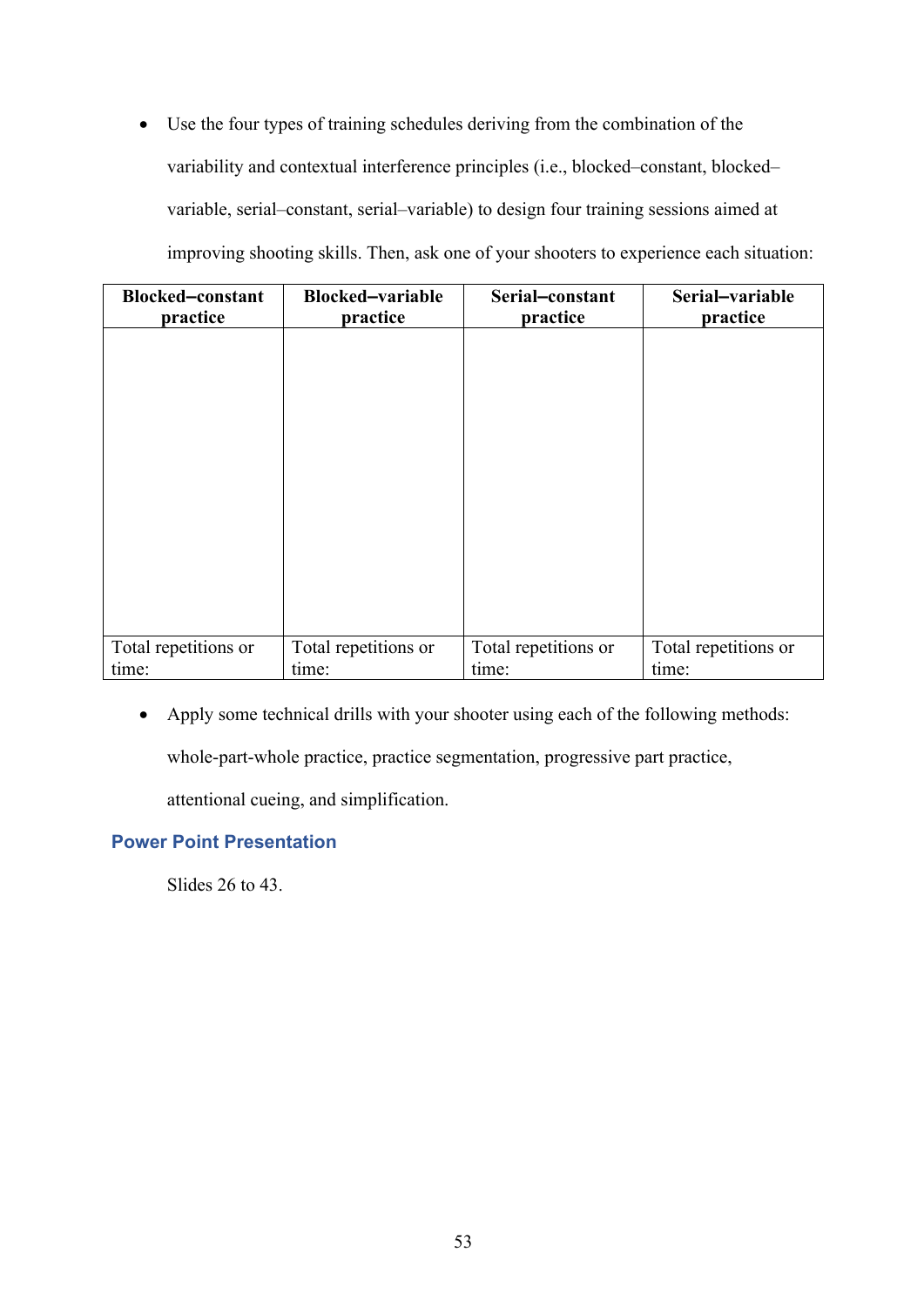- Use the four types of training schedules deriving from the combination of the variability and contextual interference principles (i.e., blocked–constant, blocked–variable, serial–constant, serial–variable) to design four training sessions aimed at improving shooting skills. Then, ask one of your shooters to experience each situation:

| **Blocked–constant practice** | **Blocked–variable practice** | **Serial–constant practice** | **Serial–variable practice** |
|---|---|---|---|
| | | | |
| Total repetitions or time: | Total repetitions or time: | Total repetitions or time: | Total repetitions or time: |

- Apply some technical drills with your shooter using each of the following methods: whole-part-whole practice, practice segmentation, progressive part practice, attentional cueing, and simplification.

### Power Point Presentation

Slides 26 to 43.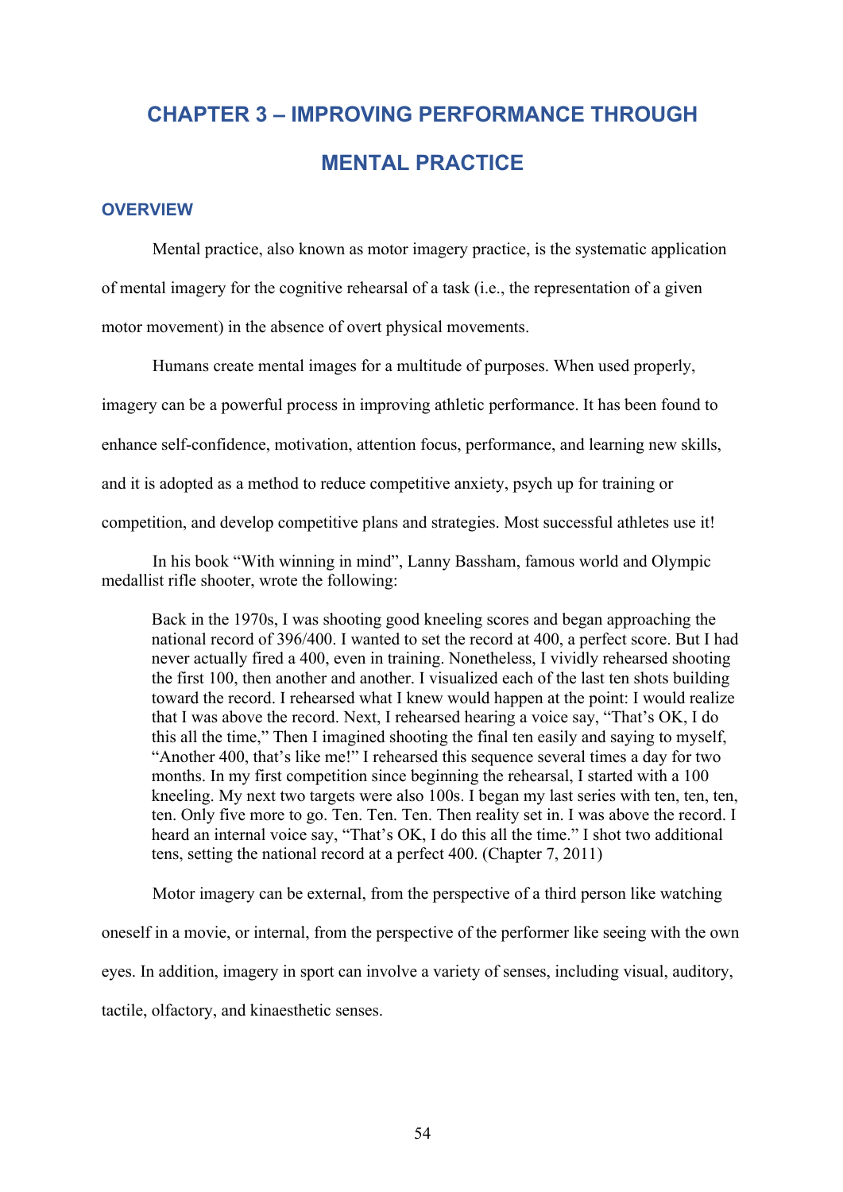# CHAPTER 3 – IMPROVING PERFORMANCE THROUGH MENTAL PRACTICE

## OVERVIEW

Mental practice, also known as motor imagery practice, is the systematic application of mental imagery for the cognitive rehearsal of a task (i.e., the representation of a given motor movement) in the absence of overt physical movements.

Humans create mental images for a multitude of purposes. When used properly, imagery can be a powerful process in improving athletic performance. It has been found to enhance self-confidence, motivation, attention focus, performance, and learning new skills, and it is adopted as a method to reduce competitive anxiety, psych up for training or competition, and develop competitive plans and strategies. Most successful athletes use it!

In his book "With winning in mind", Lanny Bassham, famous world and Olympic medallist rifle shooter, wrote the following:

> Back in the 1970s, I was shooting good kneeling scores and began approaching the national record of 396/400. I wanted to set the record at 400, a perfect score. But I had never actually fired a 400, even in training. Nonetheless, I vividly rehearsed shooting the first 100, then another and another. I visualized each of the last ten shots building toward the record. I rehearsed what I knew would happen at the point: I would realize that I was above the record. Next, I rehearsed hearing a voice say, "That's OK, I do this all the time," Then I imagined shooting the final ten easily and saying to myself, "Another 400, that's like me!" I rehearsed this sequence several times a day for two months. In my first competition since beginning the rehearsal, I started with a 100 kneeling. My next two targets were also 100s. I began my last series with ten, ten, ten, ten. Only five more to go. Ten. Ten. Ten. Then reality set in. I was above the record. I heard an internal voice say, "That's OK, I do this all the time." I shot two additional tens, setting the national record at a perfect 400. (Chapter 7, 2011)

Motor imagery can be external, from the perspective of a third person like watching oneself in a movie, or internal, from the perspective of the performer like seeing with the own eyes. In addition, imagery in sport can involve a variety of senses, including visual, auditory, tactile, olfactory, and kinaesthetic senses.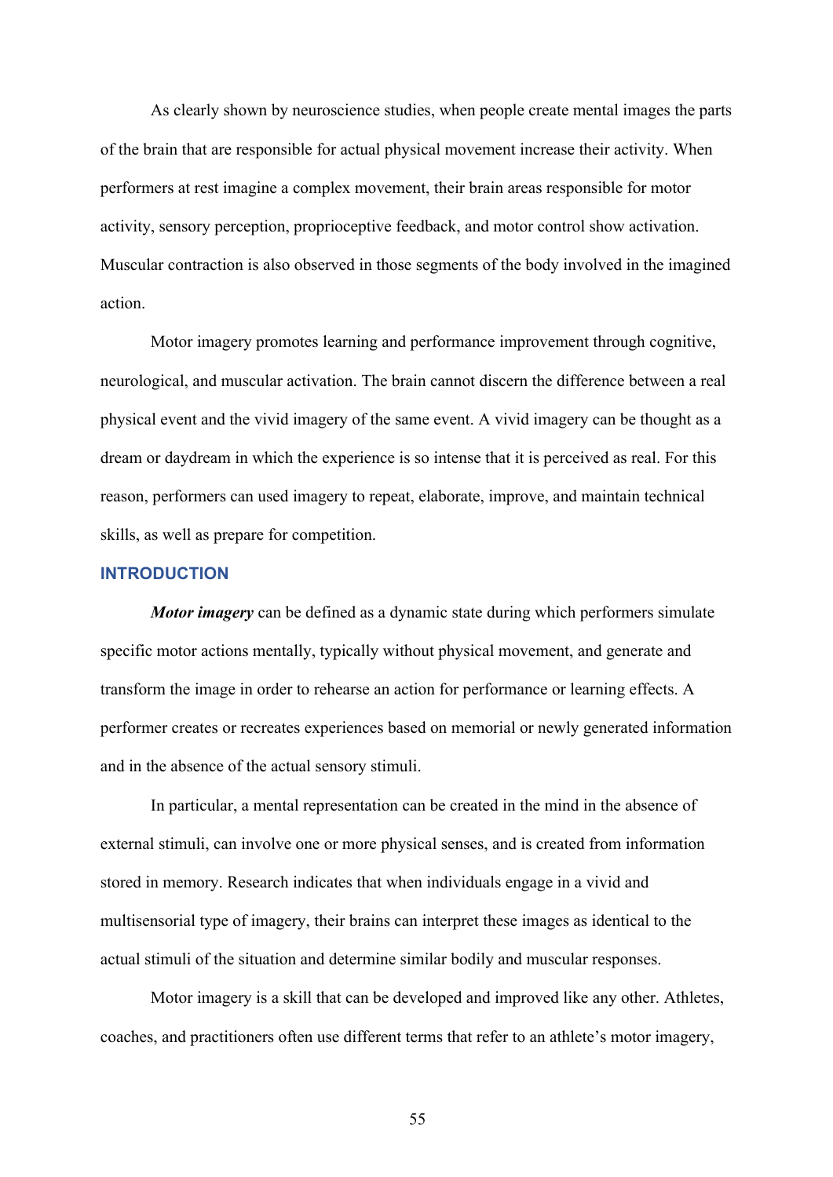As clearly shown by neuroscience studies, when people create mental images the parts of the brain that are responsible for actual physical movement increase their activity. When performers at rest imagine a complex movement, their brain areas responsible for motor activity, sensory perception, proprioceptive feedback, and motor control show activation. Muscular contraction is also observed in those segments of the body involved in the imagined action.

Motor imagery promotes learning and performance improvement through cognitive, neurological, and muscular activation. The brain cannot discern the difference between a real physical event and the vivid imagery of the same event. A vivid imagery can be thought as a dream or daydream in which the experience is so intense that it is perceived as real. For this reason, performers can used imagery to repeat, elaborate, improve, and maintain technical skills, as well as prepare for competition.

## INTRODUCTION

***Motor imagery*** can be defined as a dynamic state during which performers simulate specific motor actions mentally, typically without physical movement, and generate and transform the image in order to rehearse an action for performance or learning effects. A performer creates or recreates experiences based on memorial or newly generated information and in the absence of the actual sensory stimuli.

In particular, a mental representation can be created in the mind in the absence of external stimuli, can involve one or more physical senses, and is created from information stored in memory. Research indicates that when individuals engage in a vivid and multisensorial type of imagery, their brains can interpret these images as identical to the actual stimuli of the situation and determine similar bodily and muscular responses.

Motor imagery is a skill that can be developed and improved like any other. Athletes, coaches, and practitioners often use different terms that refer to an athlete's motor imagery,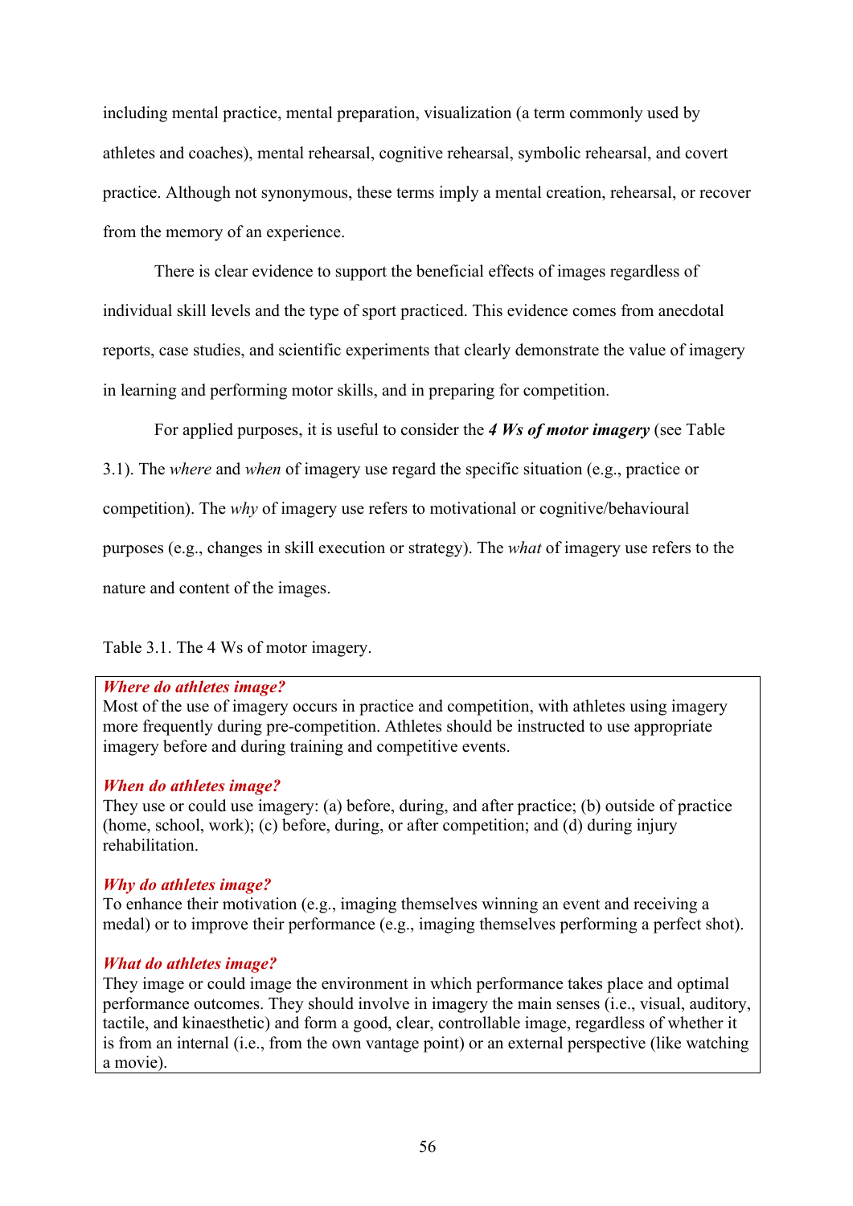including mental practice, mental preparation, visualization (a term commonly used by athletes and coaches), mental rehearsal, cognitive rehearsal, symbolic rehearsal, and covert practice. Although not synonymous, these terms imply a mental creation, rehearsal, or recover from the memory of an experience.

There is clear evidence to support the beneficial effects of images regardless of individual skill levels and the type of sport practiced. This evidence comes from anecdotal reports, case studies, and scientific experiments that clearly demonstrate the value of imagery in learning and performing motor skills, and in preparing for competition.

For applied purposes, it is useful to consider the ***4 Ws of motor imagery*** (see Table 3.1). The *where* and *when* of imagery use regard the specific situation (e.g., practice or competition). The *why* of imagery use refers to motivational or cognitive/behavioural purposes (e.g., changes in skill execution or strategy). The *what* of imagery use refers to the nature and content of the images.

Table 3.1. The 4 Ws of motor imagery.

| |
|---|
| ***Where do athletes image?*** Most of the use of imagery occurs in practice and competition, with athletes using imagery more frequently during pre-competition. Athletes should be instructed to use appropriate imagery before and during training and competitive events. |
| ***When do athletes image?*** They use or could use imagery: (a) before, during, and after practice; (b) outside of practice (home, school, work); (c) before, during, or after competition; and (d) during injury rehabilitation. |
| ***Why do athletes image?*** To enhance their motivation (e.g., imaging themselves winning an event and receiving a medal) or to improve their performance (e.g., imaging themselves performing a perfect shot). |
| ***What do athletes image?*** They image or could image the environment in which performance takes place and optimal performance outcomes. They should involve in imagery the main senses (i.e., visual, auditory, tactile, and kinaesthetic) and form a good, clear, controllable image, regardless of whether it is from an internal (i.e., from the own vantage point) or an external perspective (like watching a movie). |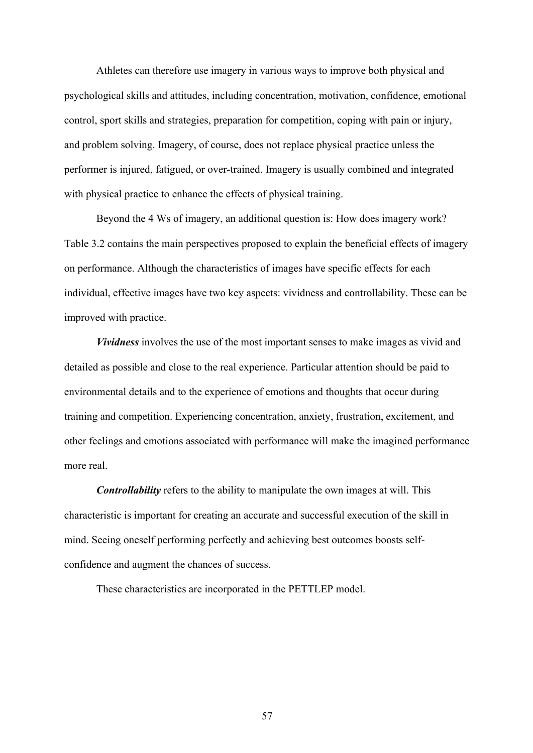Athletes can therefore use imagery in various ways to improve both physical and psychological skills and attitudes, including concentration, motivation, confidence, emotional control, sport skills and strategies, preparation for competition, coping with pain or injury, and problem solving. Imagery, of course, does not replace physical practice unless the performer is injured, fatigued, or over-trained. Imagery is usually combined and integrated with physical practice to enhance the effects of physical training.

Beyond the 4 Ws of imagery, an additional question is: How does imagery work? Table 3.2 contains the main perspectives proposed to explain the beneficial effects of imagery on performance. Although the characteristics of images have specific effects for each individual, effective images have two key aspects: vividness and controllability. These can be improved with practice.

***Vividness*** involves the use of the most important senses to make images as vivid and detailed as possible and close to the real experience. Particular attention should be paid to environmental details and to the experience of emotions and thoughts that occur during training and competition. Experiencing concentration, anxiety, frustration, excitement, and other feelings and emotions associated with performance will make the imagined performance more real.

***Controllability*** refers to the ability to manipulate the own images at will. This characteristic is important for creating an accurate and successful execution of the skill in mind. Seeing oneself performing perfectly and achieving best outcomes boosts self-confidence and augment the chances of success.

These characteristics are incorporated in the PETTLEP model.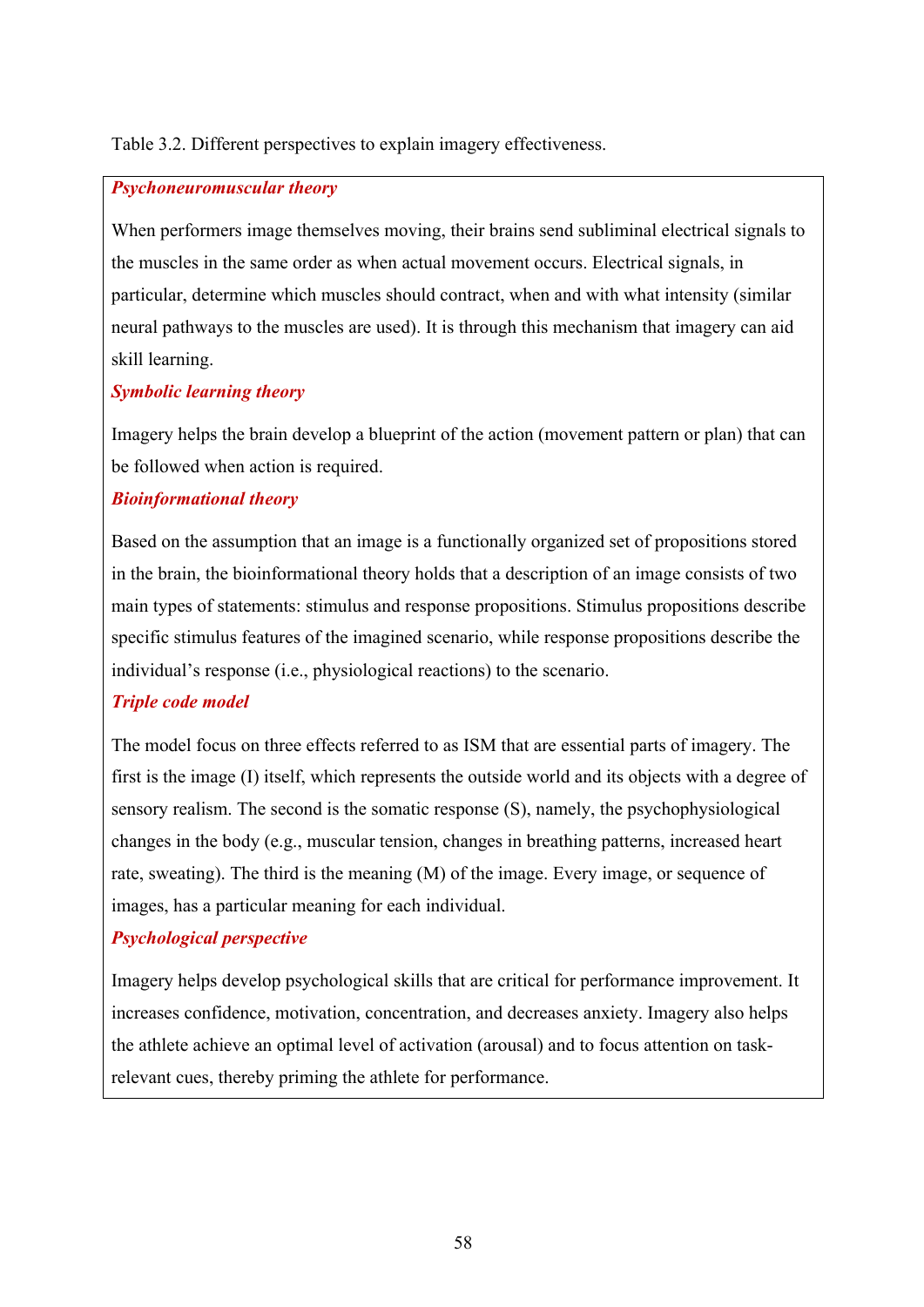Table 3.2. Different perspectives to explain imagery effectiveness.

***Psychoneuromuscular theory***

When performers image themselves moving, their brains send subliminal electrical signals to the muscles in the same order as when actual movement occurs. Electrical signals, in particular, determine which muscles should contract, when and with what intensity (similar neural pathways to the muscles are used). It is through this mechanism that imagery can aid skill learning.

***Symbolic learning theory***

Imagery helps the brain develop a blueprint of the action (movement pattern or plan) that can be followed when action is required.

***Bioinformational theory***

Based on the assumption that an image is a functionally organized set of propositions stored in the brain, the bioinformational theory holds that a description of an image consists of two main types of statements: stimulus and response propositions. Stimulus propositions describe specific stimulus features of the imagined scenario, while response propositions describe the individual's response (i.e., physiological reactions) to the scenario.

***Triple code model***

The model focus on three effects referred to as ISM that are essential parts of imagery. The first is the image (I) itself, which represents the outside world and its objects with a degree of sensory realism. The second is the somatic response (S), namely, the psychophysiological changes in the body (e.g., muscular tension, changes in breathing patterns, increased heart rate, sweating). The third is the meaning (M) of the image. Every image, or sequence of images, has a particular meaning for each individual.

***Psychological perspective***

Imagery helps develop psychological skills that are critical for performance improvement. It increases confidence, motivation, concentration, and decreases anxiety. Imagery also helps the athlete achieve an optimal level of activation (arousal) and to focus attention on task-relevant cues, thereby priming the athlete for performance.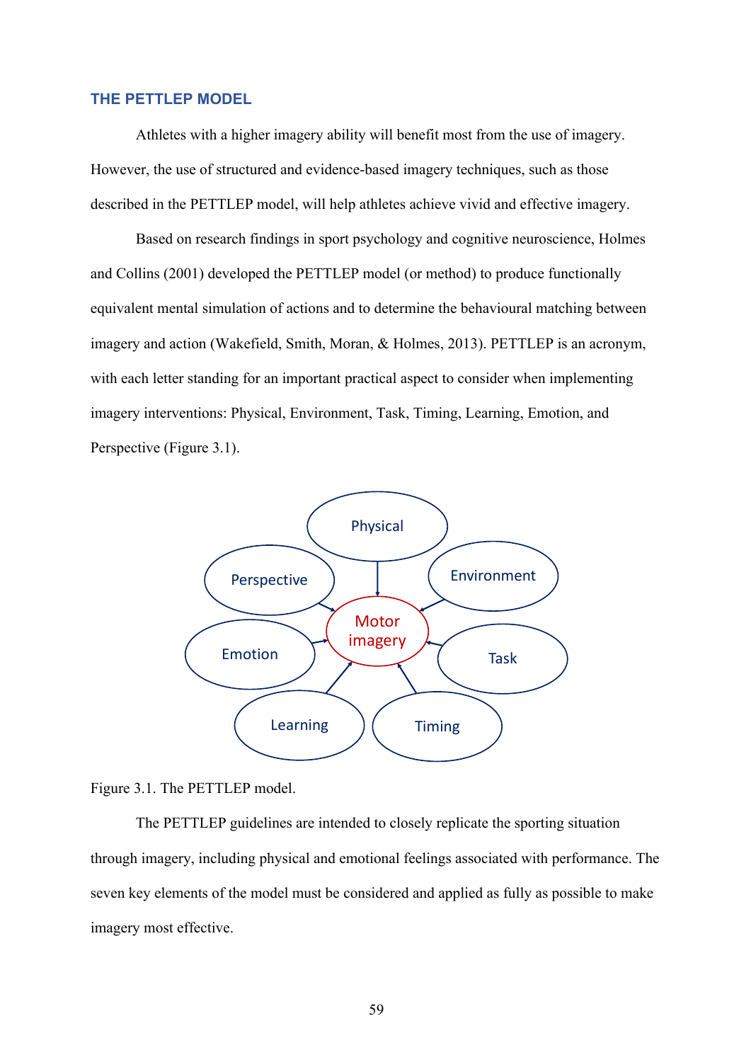### THE PETTLEP MODEL

Athletes with a higher imagery ability will benefit most from the use of imagery. However, the use of structured and evidence-based imagery techniques, such as those described in the PETTLEP model, will help athletes achieve vivid and effective imagery.

Based on research findings in sport psychology and cognitive neuroscience, Holmes and Collins (2001) developed the PETTLEP model (or method) to produce functionally equivalent mental simulation of actions and to determine the behavioural matching between imagery and action (Wakefield, Smith, Moran, & Holmes, 2013). PETTLEP is an acronym, with each letter standing for an important practical aspect to consider when implementing imagery interventions: Physical, Environment, Task, Timing, Learning, Emotion, and Perspective (Figure 3.1).

Figure 3.1. The PETTLEP model.

The PETTLEP guidelines are intended to closely replicate the sporting situation through imagery, including physical and emotional feelings associated with performance. The seven key elements of the model must be considered and applied as fully as possible to make imagery most effective.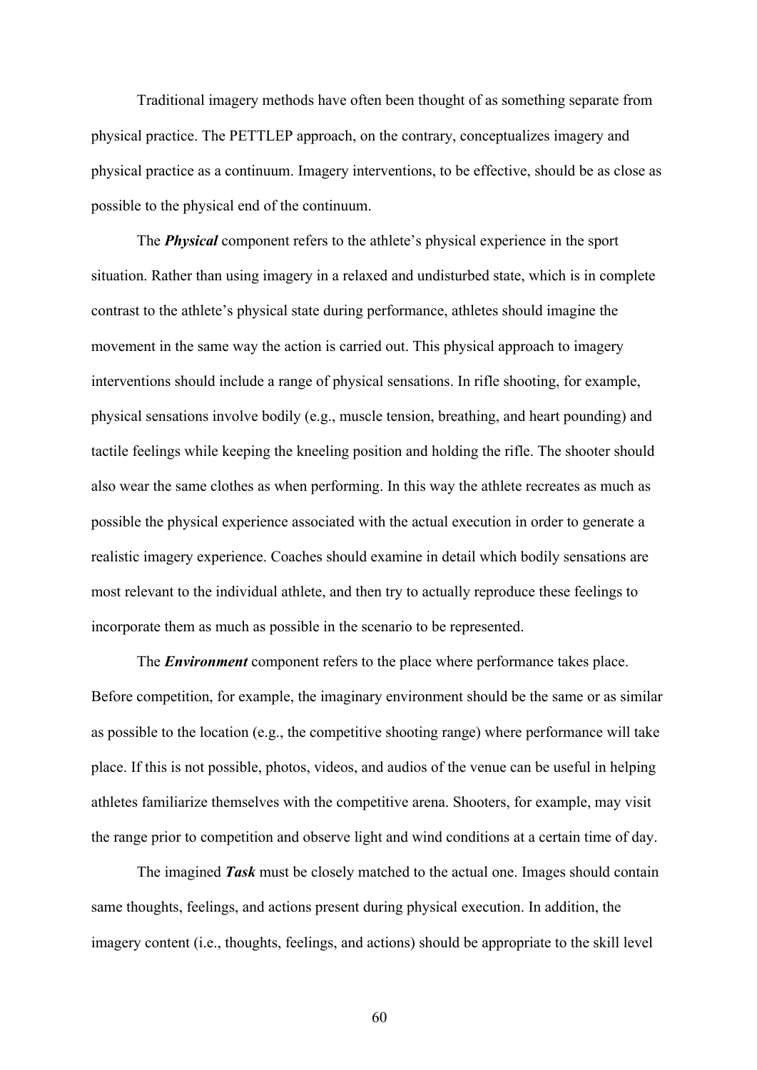Traditional imagery methods have often been thought of as something separate from physical practice. The PETTLEP approach, on the contrary, conceptualizes imagery and physical practice as a continuum. Imagery interventions, to be effective, should be as close as possible to the physical end of the continuum.

The ***Physical*** component refers to the athlete's physical experience in the sport situation. Rather than using imagery in a relaxed and undisturbed state, which is in complete contrast to the athlete's physical state during performance, athletes should imagine the movement in the same way the action is carried out. This physical approach to imagery interventions should include a range of physical sensations. In rifle shooting, for example, physical sensations involve bodily (e.g., muscle tension, breathing, and heart pounding) and tactile feelings while keeping the kneeling position and holding the rifle. The shooter should also wear the same clothes as when performing. In this way the athlete recreates as much as possible the physical experience associated with the actual execution in order to generate a realistic imagery experience. Coaches should examine in detail which bodily sensations are most relevant to the individual athlete, and then try to actually reproduce these feelings to incorporate them as much as possible in the scenario to be represented.

The ***Environment*** component refers to the place where performance takes place. Before competition, for example, the imaginary environment should be the same or as similar as possible to the location (e.g., the competitive shooting range) where performance will take place. If this is not possible, photos, videos, and audios of the venue can be useful in helping athletes familiarize themselves with the competitive arena. Shooters, for example, may visit the range prior to competition and observe light and wind conditions at a certain time of day.

The imagined ***Task*** must be closely matched to the actual one. Images should contain same thoughts, feelings, and actions present during physical execution. In addition, the imagery content (i.e., thoughts, feelings, and actions) should be appropriate to the skill level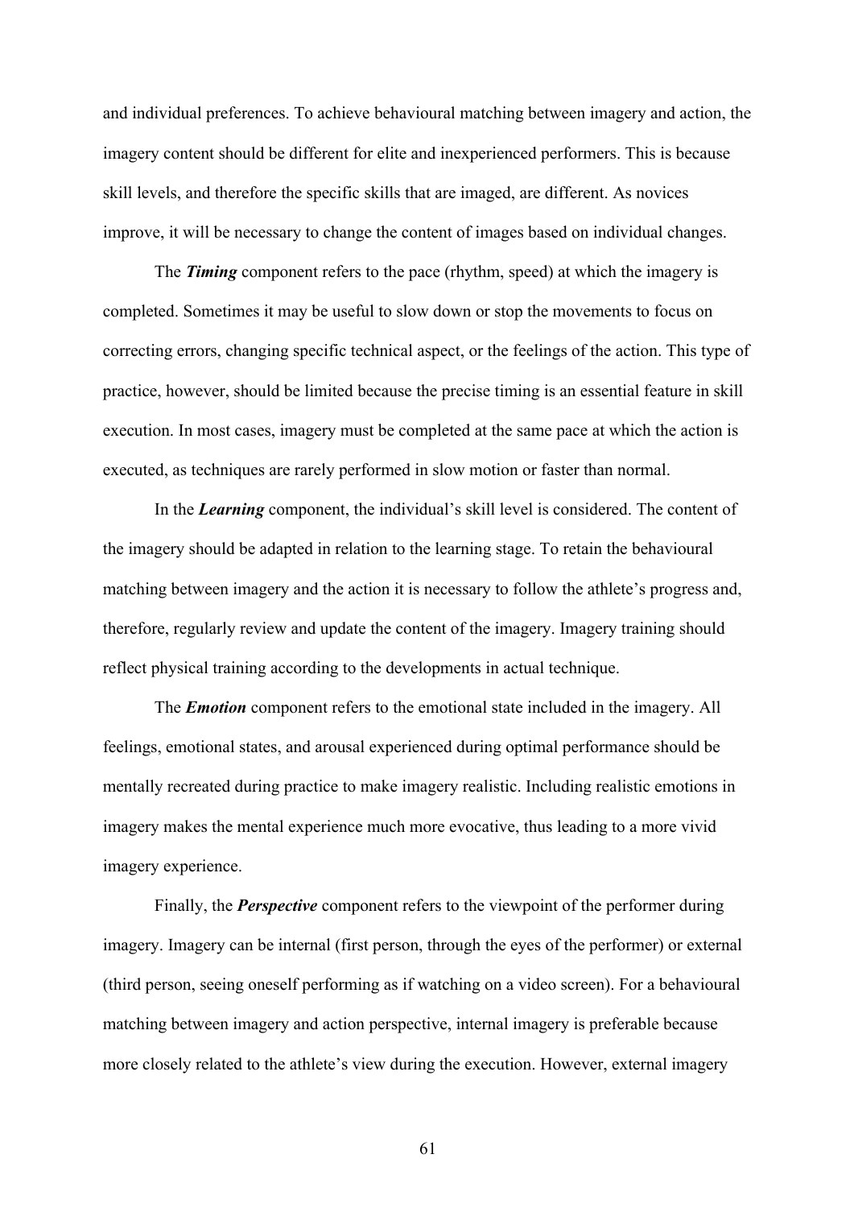and individual preferences. To achieve behavioural matching between imagery and action, the imagery content should be different for elite and inexperienced performers. This is because skill levels, and therefore the specific skills that are imaged, are different. As novices improve, it will be necessary to change the content of images based on individual changes.

The ***Timing*** component refers to the pace (rhythm, speed) at which the imagery is completed. Sometimes it may be useful to slow down or stop the movements to focus on correcting errors, changing specific technical aspect, or the feelings of the action. This type of practice, however, should be limited because the precise timing is an essential feature in skill execution. In most cases, imagery must be completed at the same pace at which the action is executed, as techniques are rarely performed in slow motion or faster than normal.

In the ***Learning*** component, the individual's skill level is considered. The content of the imagery should be adapted in relation to the learning stage. To retain the behavioural matching between imagery and the action it is necessary to follow the athlete's progress and, therefore, regularly review and update the content of the imagery. Imagery training should reflect physical training according to the developments in actual technique.

The ***Emotion*** component refers to the emotional state included in the imagery. All feelings, emotional states, and arousal experienced during optimal performance should be mentally recreated during practice to make imagery realistic. Including realistic emotions in imagery makes the mental experience much more evocative, thus leading to a more vivid imagery experience.

Finally, the ***Perspective*** component refers to the viewpoint of the performer during imagery. Imagery can be internal (first person, through the eyes of the performer) or external (third person, seeing oneself performing as if watching on a video screen). For a behavioural matching between imagery and action perspective, internal imagery is preferable because more closely related to the athlete's view during the execution. However, external imagery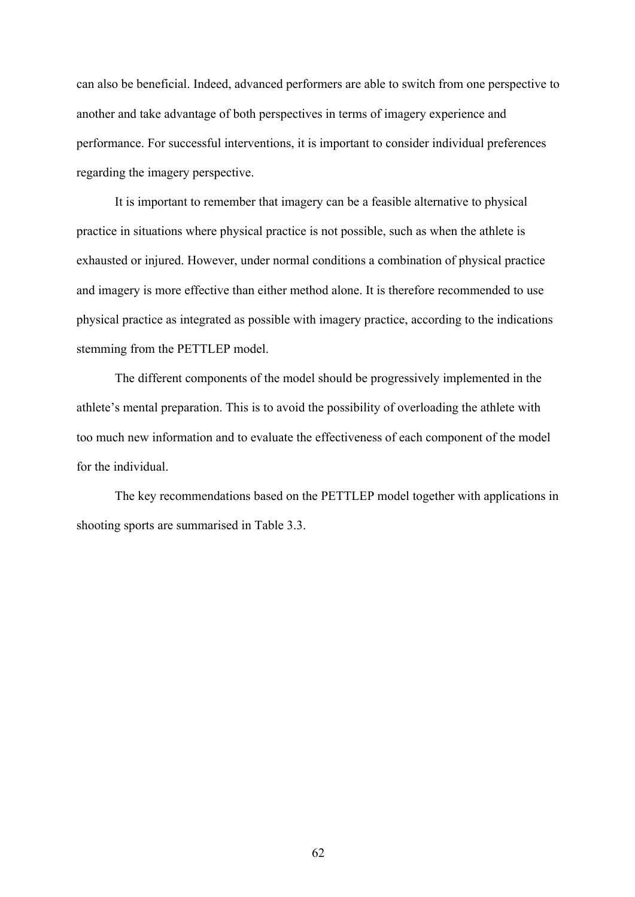can also be beneficial. Indeed, advanced performers are able to switch from one perspective to another and take advantage of both perspectives in terms of imagery experience and performance. For successful interventions, it is important to consider individual preferences regarding the imagery perspective.

It is important to remember that imagery can be a feasible alternative to physical practice in situations where physical practice is not possible, such as when the athlete is exhausted or injured. However, under normal conditions a combination of physical practice and imagery is more effective than either method alone. It is therefore recommended to use physical practice as integrated as possible with imagery practice, according to the indications stemming from the PETTLEP model.

The different components of the model should be progressively implemented in the athlete's mental preparation. This is to avoid the possibility of overloading the athlete with too much new information and to evaluate the effectiveness of each component of the model for the individual.

The key recommendations based on the PETTLEP model together with applications in shooting sports are summarised in Table 3.3.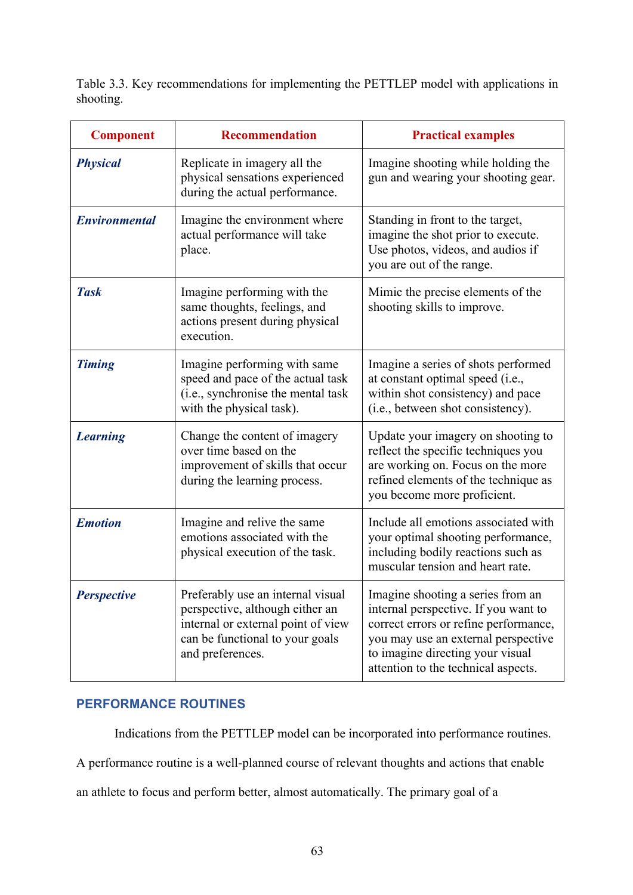Table 3.3. Key recommendations for implementing the PETTLEP model with applications in shooting.

| Component | Recommendation | Practical examples |
|---|---|---|
| ***Physical*** | Replicate in imagery all the physical sensations experienced during the actual performance. | Imagine shooting while holding the gun and wearing your shooting gear. |
| ***Environmental*** | Imagine the environment where actual performance will take place. | Standing in front to the target, imagine the shot prior to execute. Use photos, videos, and audios if you are out of the range. |
| ***Task*** | Imagine performing with the same thoughts, feelings, and actions present during physical execution. | Mimic the precise elements of the shooting skills to improve. |
| ***Timing*** | Imagine performing with same speed and pace of the actual task (i.e., synchronise the mental task with the physical task). | Imagine a series of shots performed at constant optimal speed (i.e., within shot consistency) and pace (i.e., between shot consistency). |
| ***Learning*** | Change the content of imagery over time based on the improvement of skills that occur during the learning process. | Update your imagery on shooting to reflect the specific techniques you are working on. Focus on the more refined elements of the technique as you become more proficient. |
| ***Emotion*** | Imagine and relive the same emotions associated with the physical execution of the task. | Include all emotions associated with your optimal shooting performance, including bodily reactions such as muscular tension and heart rate. |
| ***Perspective*** | Preferably use an internal visual perspective, although either an internal or external point of view can be functional to your goals and preferences. | Imagine shooting a series from an internal perspective. If you want to correct errors or refine performance, you may use an external perspective to imagine directing your visual attention to the technical aspects. |

## PERFORMANCE ROUTINES

Indications from the PETTLEP model can be incorporated into performance routines. A performance routine is a well-planned course of relevant thoughts and actions that enable an athlete to focus and perform better, almost automatically. The primary goal of a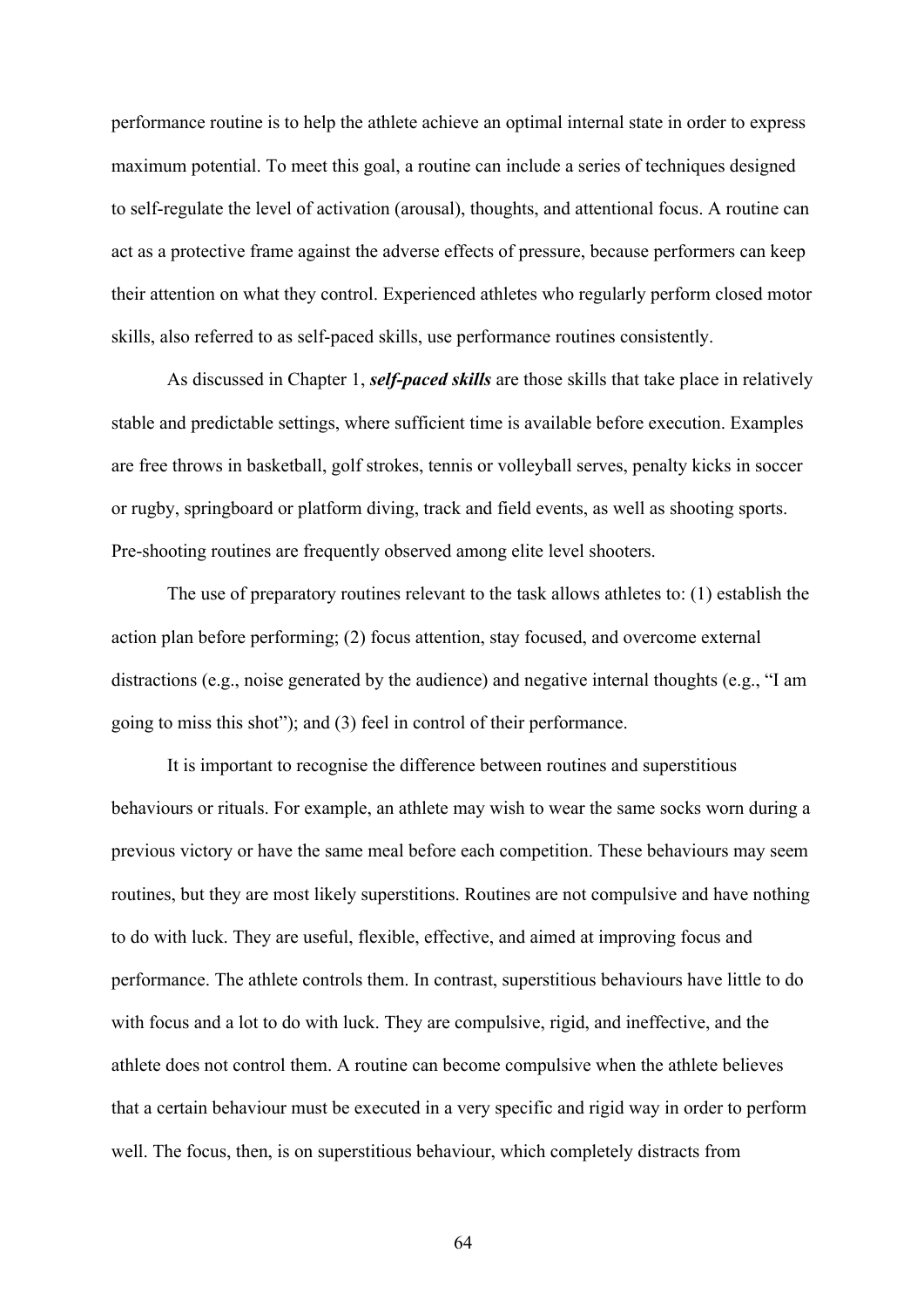performance routine is to help the athlete achieve an optimal internal state in order to express maximum potential. To meet this goal, a routine can include a series of techniques designed to self-regulate the level of activation (arousal), thoughts, and attentional focus. A routine can act as a protective frame against the adverse effects of pressure, because performers can keep their attention on what they control. Experienced athletes who regularly perform closed motor skills, also referred to as self-paced skills, use performance routines consistently.

As discussed in Chapter 1, ***self-paced skills*** are those skills that take place in relatively stable and predictable settings, where sufficient time is available before execution. Examples are free throws in basketball, golf strokes, tennis or volleyball serves, penalty kicks in soccer or rugby, springboard or platform diving, track and field events, as well as shooting sports. Pre-shooting routines are frequently observed among elite level shooters.

The use of preparatory routines relevant to the task allows athletes to: (1) establish the action plan before performing; (2) focus attention, stay focused, and overcome external distractions (e.g., noise generated by the audience) and negative internal thoughts (e.g., "I am going to miss this shot"); and (3) feel in control of their performance.

It is important to recognise the difference between routines and superstitious behaviours or rituals. For example, an athlete may wish to wear the same socks worn during a previous victory or have the same meal before each competition. These behaviours may seem routines, but they are most likely superstitions. Routines are not compulsive and have nothing to do with luck. They are useful, flexible, effective, and aimed at improving focus and performance. The athlete controls them. In contrast, superstitious behaviours have little to do with focus and a lot to do with luck. They are compulsive, rigid, and ineffective, and the athlete does not control them. A routine can become compulsive when the athlete believes that a certain behaviour must be executed in a very specific and rigid way in order to perform well. The focus, then, is on superstitious behaviour, which completely distracts from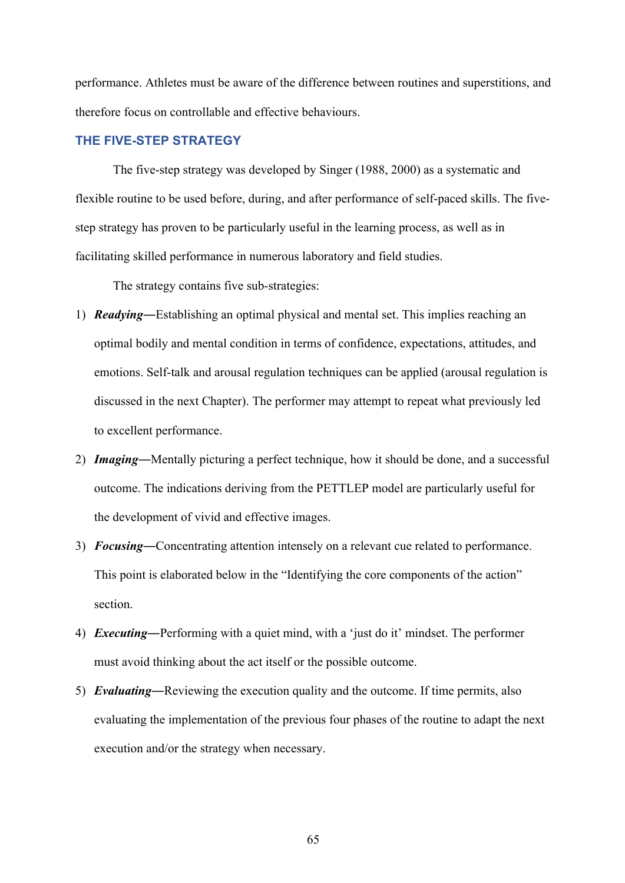performance. Athletes must be aware of the difference between routines and superstitions, and therefore focus on controllable and effective behaviours.

## THE FIVE-STEP STRATEGY

The five-step strategy was developed by Singer (1988, 2000) as a systematic and flexible routine to be used before, during, and after performance of self-paced skills. The five-step strategy has proven to be particularly useful in the learning process, as well as in facilitating skilled performance in numerous laboratory and field studies.

The strategy contains five sub-strategies:

1) ***Readying—***Establishing an optimal physical and mental set. This implies reaching an optimal bodily and mental condition in terms of confidence, expectations, attitudes, and emotions. Self-talk and arousal regulation techniques can be applied (arousal regulation is discussed in the next Chapter). The performer may attempt to repeat what previously led to excellent performance.
2) ***Imaging—***Mentally picturing a perfect technique, how it should be done, and a successful outcome. The indications deriving from the PETTLEP model are particularly useful for the development of vivid and effective images.
3) ***Focusing—***Concentrating attention intensely on a relevant cue related to performance. This point is elaborated below in the "Identifying the core components of the action" section.
4) ***Executing—***Performing with a quiet mind, with a 'just do it' mindset. The performer must avoid thinking about the act itself or the possible outcome.
5) ***Evaluating—***Reviewing the execution quality and the outcome. If time permits, also evaluating the implementation of the previous four phases of the routine to adapt the next execution and/or the strategy when necessary.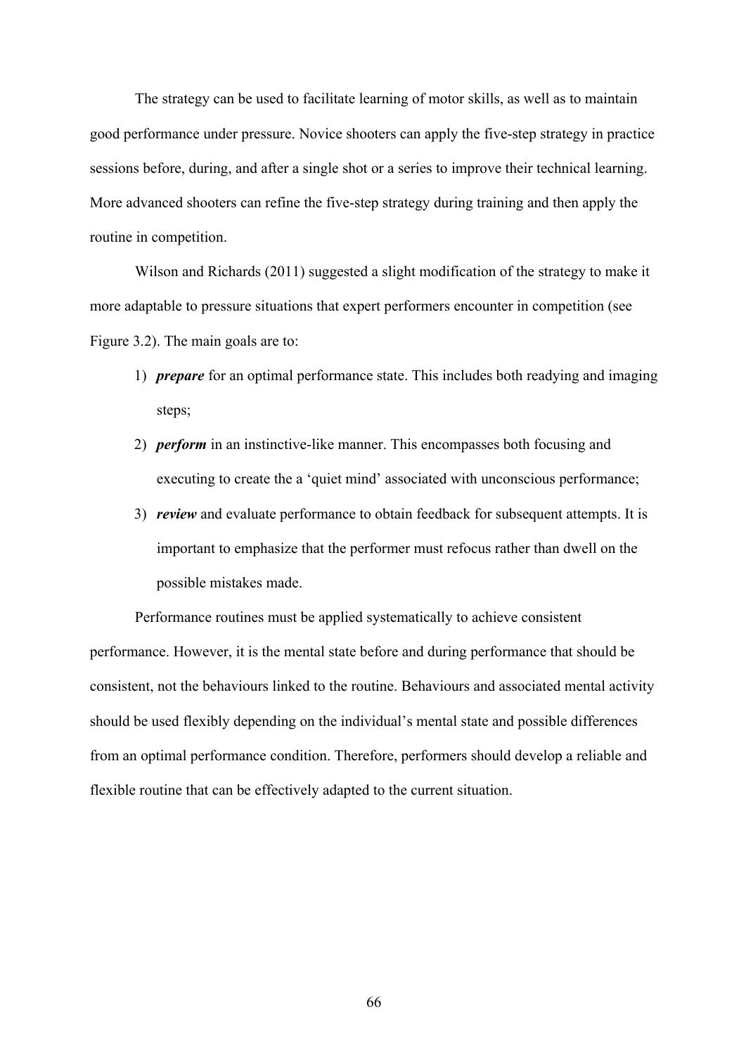The strategy can be used to facilitate learning of motor skills, as well as to maintain good performance under pressure. Novice shooters can apply the five-step strategy in practice sessions before, during, and after a single shot or a series to improve their technical learning. More advanced shooters can refine the five-step strategy during training and then apply the routine in competition.

Wilson and Richards (2011) suggested a slight modification of the strategy to make it more adaptable to pressure situations that expert performers encounter in competition (see Figure 3.2). The main goals are to:

1) ***prepare*** for an optimal performance state. This includes both readying and imaging steps;
2) ***perform*** in an instinctive-like manner. This encompasses both focusing and executing to create the a 'quiet mind' associated with unconscious performance;
3) ***review*** and evaluate performance to obtain feedback for subsequent attempts. It is important to emphasize that the performer must refocus rather than dwell on the possible mistakes made.

Performance routines must be applied systematically to achieve consistent performance. However, it is the mental state before and during performance that should be consistent, not the behaviours linked to the routine. Behaviours and associated mental activity should be used flexibly depending on the individual's mental state and possible differences from an optimal performance condition. Therefore, performers should develop a reliable and flexible routine that can be effectively adapted to the current situation.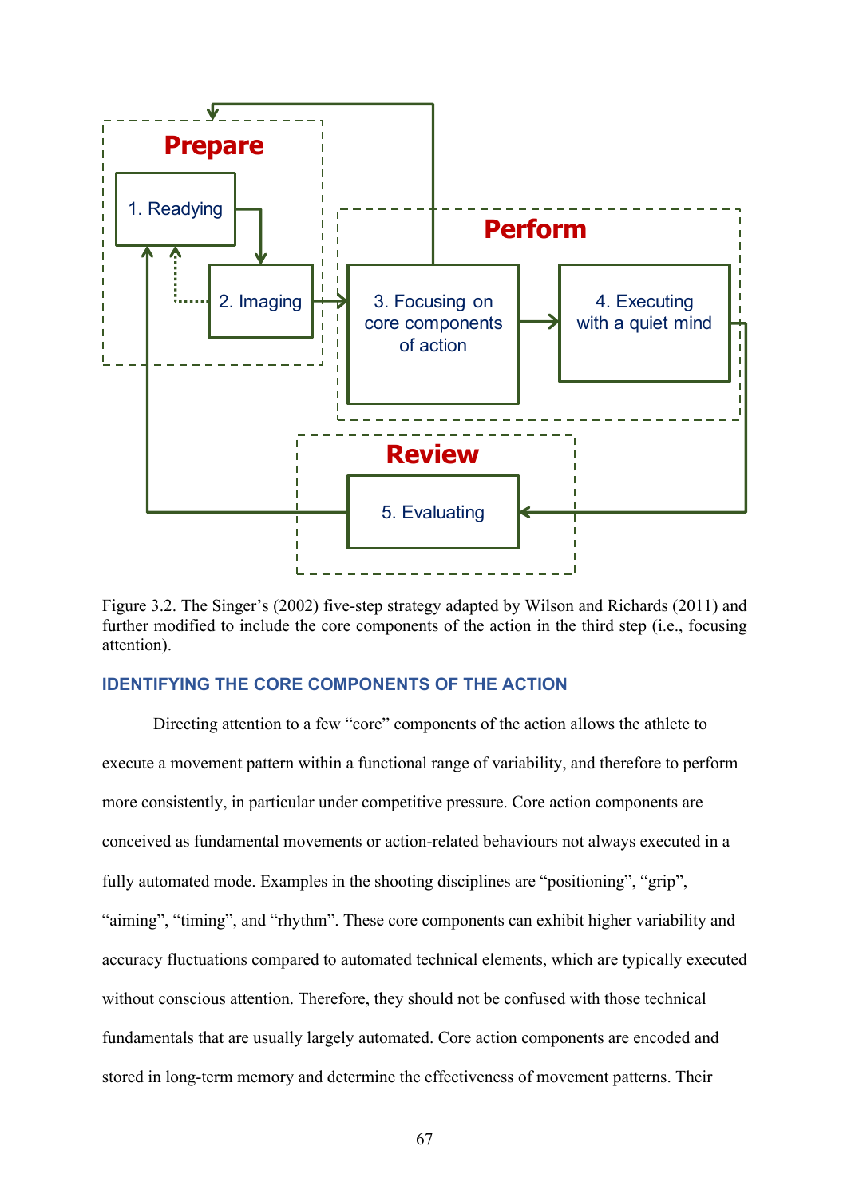Figure 3.2. The Singer's (2002) five-step strategy adapted by Wilson and Richards (2011) and further modified to include the core components of the action in the third step (i.e., focusing attention).

### IDENTIFYING THE CORE COMPONENTS OF THE ACTION

Directing attention to a few "core" components of the action allows the athlete to execute a movement pattern within a functional range of variability, and therefore to perform more consistently, in particular under competitive pressure. Core action components are conceived as fundamental movements or action-related behaviours not always executed in a fully automated mode. Examples in the shooting disciplines are "positioning", "grip", "aiming", "timing", and "rhythm". These core components can exhibit higher variability and accuracy fluctuations compared to automated technical elements, which are typically executed without conscious attention. Therefore, they should not be confused with those technical fundamentals that are usually largely automated. Core action components are encoded and stored in long-term memory and determine the effectiveness of movement patterns. Their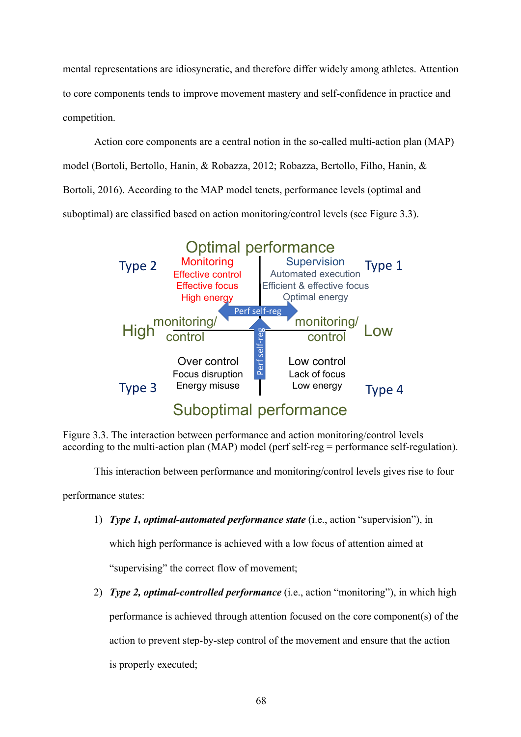mental representations are idiosyncratic, and therefore differ widely among athletes. Attention to core components tends to improve movement mastery and self-confidence in practice and competition.

Action core components are a central notion in the so-called multi-action plan (MAP) model (Bortoli, Bertollo, Hanin, & Robazza, 2012; Robazza, Bertollo, Filho, Hanin, & Bortoli, 2016). According to the MAP model tenets, performance levels (optimal and suboptimal) are classified based on action monitoring/control levels (see Figure 3.3).

Optimal performance

Type 2 — Monitoring: Effective control, Effective focus, High energy

Type 1 — Supervision: Automated execution, Efficient & effective focus, Optimal energy

High monitoring/control — Perf self-reg — Low monitoring/control

Type 3 — Over control: Focus disruption, Energy misuse

Type 4 — Low control: Lack of focus, Low energy

Suboptimal performance

Figure 3.3. The interaction between performance and action monitoring/control levels according to the multi-action plan (MAP) model (perf self-reg = performance self-regulation).

This interaction between performance and monitoring/control levels gives rise to four performance states:

1) ***Type 1, optimal-automated performance state*** (i.e., action "supervision"), in which high performance is achieved with a low focus of attention aimed at "supervising" the correct flow of movement;

2) ***Type 2, optimal-controlled performance*** (i.e., action "monitoring"), in which high performance is achieved through attention focused on the core component(s) of the action to prevent step-by-step control of the movement and ensure that the action is properly executed;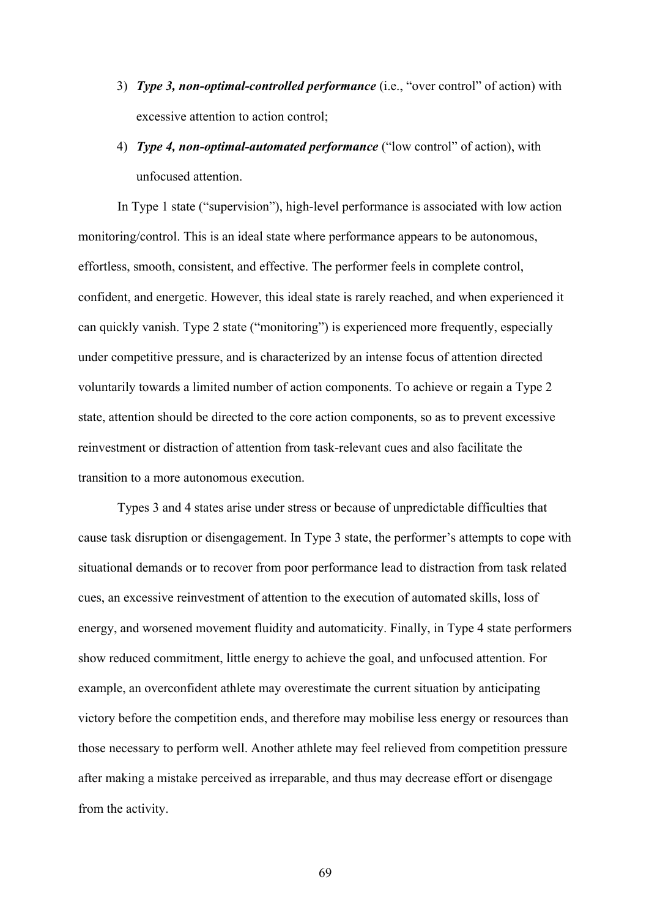3) ***Type 3, non-optimal-controlled performance*** (i.e., "over control" of action) with excessive attention to action control;
4) ***Type 4, non-optimal-automated performance*** ("low control" of action), with unfocused attention.

In Type 1 state ("supervision"), high-level performance is associated with low action monitoring/control. This is an ideal state where performance appears to be autonomous, effortless, smooth, consistent, and effective. The performer feels in complete control, confident, and energetic. However, this ideal state is rarely reached, and when experienced it can quickly vanish. Type 2 state ("monitoring") is experienced more frequently, especially under competitive pressure, and is characterized by an intense focus of attention directed voluntarily towards a limited number of action components. To achieve or regain a Type 2 state, attention should be directed to the core action components, so as to prevent excessive reinvestment or distraction of attention from task-relevant cues and also facilitate the transition to a more autonomous execution.

Types 3 and 4 states arise under stress or because of unpredictable difficulties that cause task disruption or disengagement. In Type 3 state, the performer's attempts to cope with situational demands or to recover from poor performance lead to distraction from task related cues, an excessive reinvestment of attention to the execution of automated skills, loss of energy, and worsened movement fluidity and automaticity. Finally, in Type 4 state performers show reduced commitment, little energy to achieve the goal, and unfocused attention. For example, an overconfident athlete may overestimate the current situation by anticipating victory before the competition ends, and therefore may mobilise less energy or resources than those necessary to perform well. Another athlete may feel relieved from competition pressure after making a mistake perceived as irreparable, and thus may decrease effort or disengage from the activity.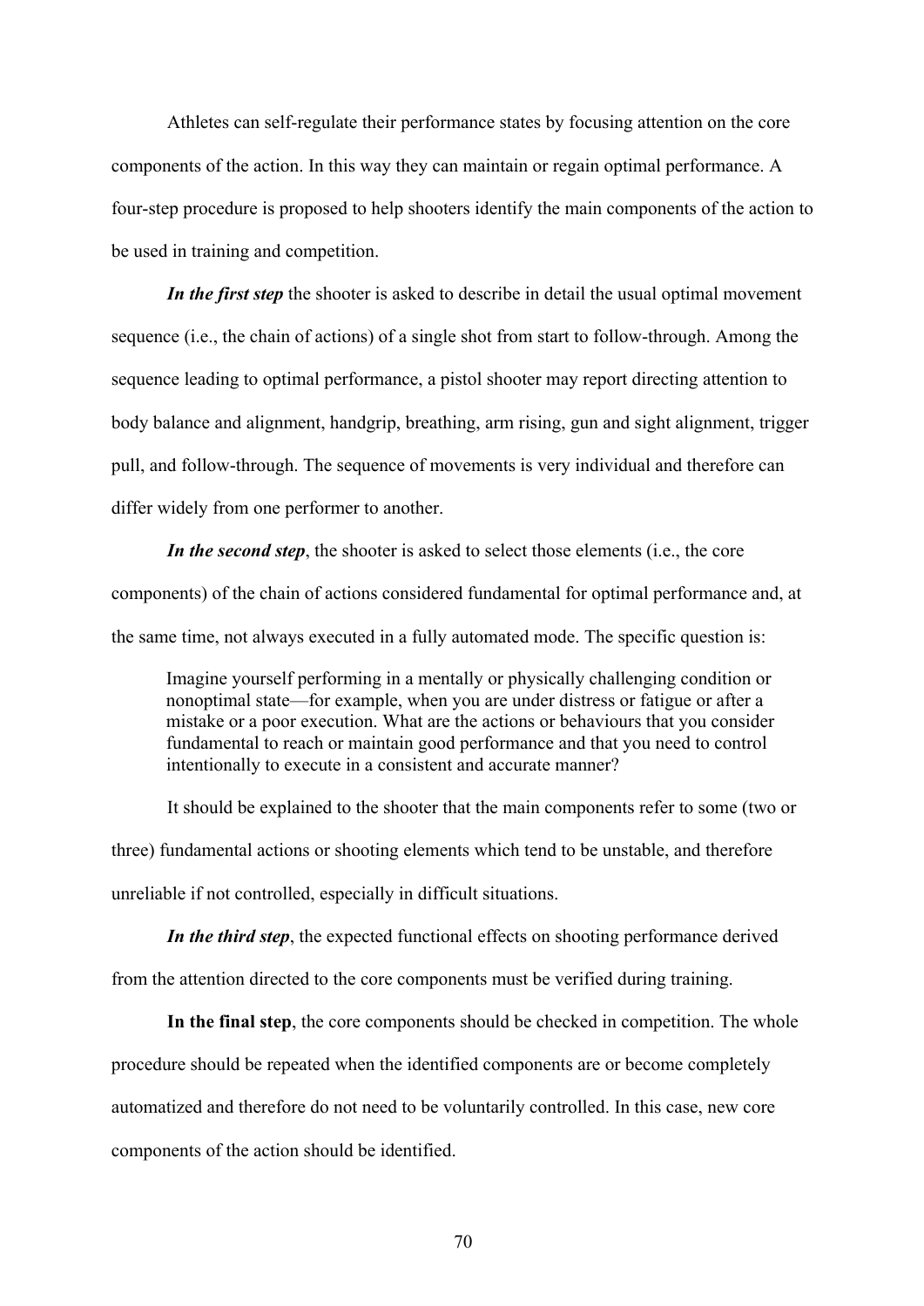Athletes can self-regulate their performance states by focusing attention on the core components of the action. In this way they can maintain or regain optimal performance. A four-step procedure is proposed to help shooters identify the main components of the action to be used in training and competition.

***In the first step*** the shooter is asked to describe in detail the usual optimal movement sequence (i.e., the chain of actions) of a single shot from start to follow-through. Among the sequence leading to optimal performance, a pistol shooter may report directing attention to body balance and alignment, handgrip, breathing, arm rising, gun and sight alignment, trigger pull, and follow-through. The sequence of movements is very individual and therefore can differ widely from one performer to another.

***In the second step***, the shooter is asked to select those elements (i.e., the core components) of the chain of actions considered fundamental for optimal performance and, at the same time, not always executed in a fully automated mode. The specific question is:

> Imagine yourself performing in a mentally or physically challenging condition or nonoptimal state—for example, when you are under distress or fatigue or after a mistake or a poor execution. What are the actions or behaviours that you consider fundamental to reach or maintain good performance and that you need to control intentionally to execute in a consistent and accurate manner?

It should be explained to the shooter that the main components refer to some (two or three) fundamental actions or shooting elements which tend to be unstable, and therefore unreliable if not controlled, especially in difficult situations.

***In the third step***, the expected functional effects on shooting performance derived from the attention directed to the core components must be verified during training.

**In the final step**, the core components should be checked in competition. The whole procedure should be repeated when the identified components are or become completely automatized and therefore do not need to be voluntarily controlled. In this case, new core components of the action should be identified.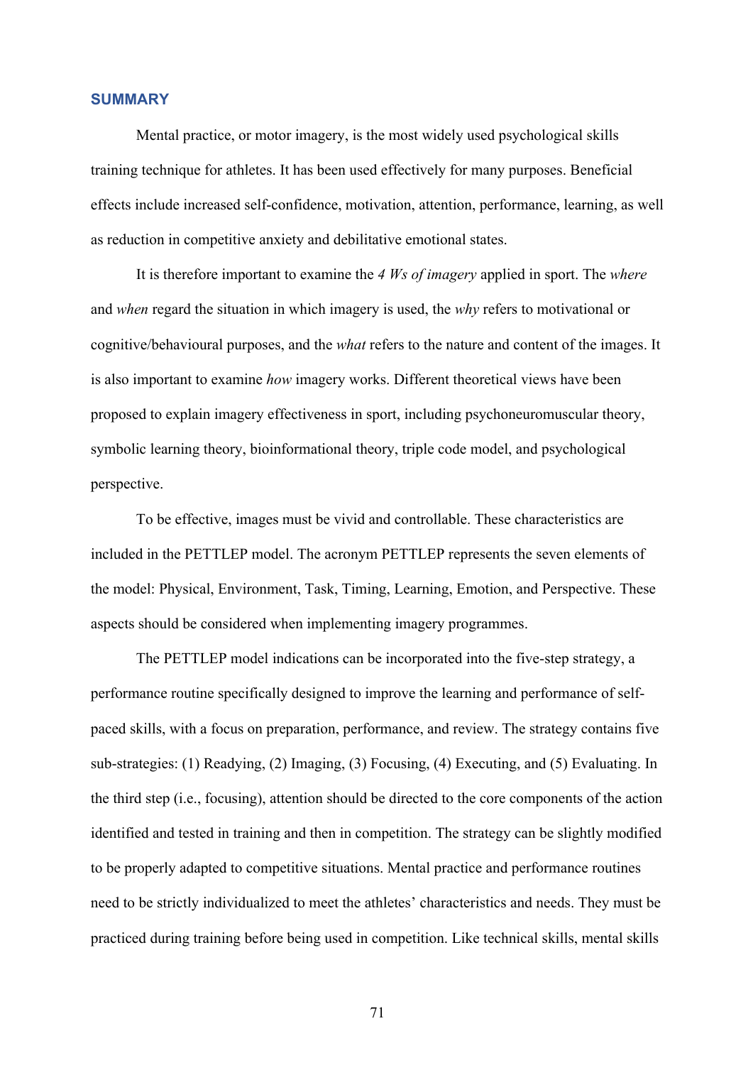## SUMMARY

Mental practice, or motor imagery, is the most widely used psychological skills training technique for athletes. It has been used effectively for many purposes. Beneficial effects include increased self-confidence, motivation, attention, performance, learning, as well as reduction in competitive anxiety and debilitative emotional states.

It is therefore important to examine the *4 Ws of imagery* applied in sport. The *where* and *when* regard the situation in which imagery is used, the *why* refers to motivational or cognitive/behavioural purposes, and the *what* refers to the nature and content of the images. It is also important to examine *how* imagery works. Different theoretical views have been proposed to explain imagery effectiveness in sport, including psychoneuromuscular theory, symbolic learning theory, bioinformational theory, triple code model, and psychological perspective.

To be effective, images must be vivid and controllable. These characteristics are included in the PETTLEP model. The acronym PETTLEP represents the seven elements of the model: Physical, Environment, Task, Timing, Learning, Emotion, and Perspective. These aspects should be considered when implementing imagery programmes.

The PETTLEP model indications can be incorporated into the five-step strategy, a performance routine specifically designed to improve the learning and performance of self-paced skills, with a focus on preparation, performance, and review. The strategy contains five sub-strategies: (1) Readying, (2) Imaging, (3) Focusing, (4) Executing, and (5) Evaluating. In the third step (i.e., focusing), attention should be directed to the core components of the action identified and tested in training and then in competition. The strategy can be slightly modified to be properly adapted to competitive situations. Mental practice and performance routines need to be strictly individualized to meet the athletes' characteristics and needs. They must be practiced during training before being used in competition. Like technical skills, mental skills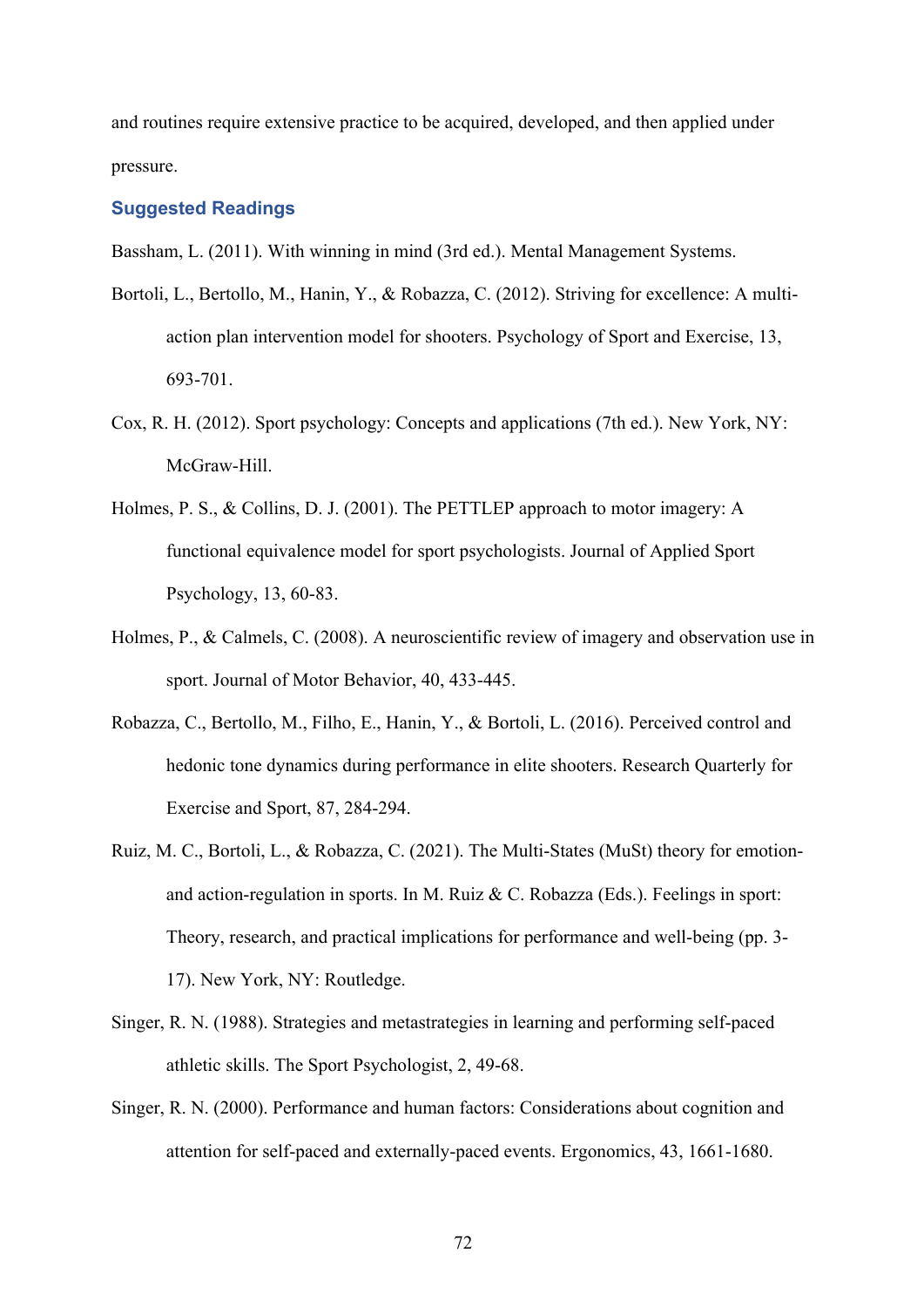and routines require extensive practice to be acquired, developed, and then applied under pressure.

## Suggested Readings

Bassham, L. (2011). With winning in mind (3rd ed.). Mental Management Systems.

Bortoli, L., Bertollo, M., Hanin, Y., & Robazza, C. (2012). Striving for excellence: A multi-action plan intervention model for shooters. Psychology of Sport and Exercise, 13, 693-701.

Cox, R. H. (2012). Sport psychology: Concepts and applications (7th ed.). New York, NY: McGraw-Hill.

Holmes, P. S., & Collins, D. J. (2001). The PETTLEP approach to motor imagery: A functional equivalence model for sport psychologists. Journal of Applied Sport Psychology, 13, 60-83.

Holmes, P., & Calmels, C. (2008). A neuroscientific review of imagery and observation use in sport. Journal of Motor Behavior, 40, 433-445.

Robazza, C., Bertollo, M., Filho, E., Hanin, Y., & Bortoli, L. (2016). Perceived control and hedonic tone dynamics during performance in elite shooters. Research Quarterly for Exercise and Sport, 87, 284-294.

Ruiz, M. C., Bortoli, L., & Robazza, C. (2021). The Multi-States (MuSt) theory for emotion- and action-regulation in sports. In M. Ruiz & C. Robazza (Eds.). Feelings in sport: Theory, research, and practical implications for performance and well-being (pp. 3-17). New York, NY: Routledge.

Singer, R. N. (1988). Strategies and metastrategies in learning and performing self-paced athletic skills. The Sport Psychologist, 2, 49-68.

Singer, R. N. (2000). Performance and human factors: Considerations about cognition and attention for self-paced and externally-paced events. Ergonomics, 43, 1661-1680.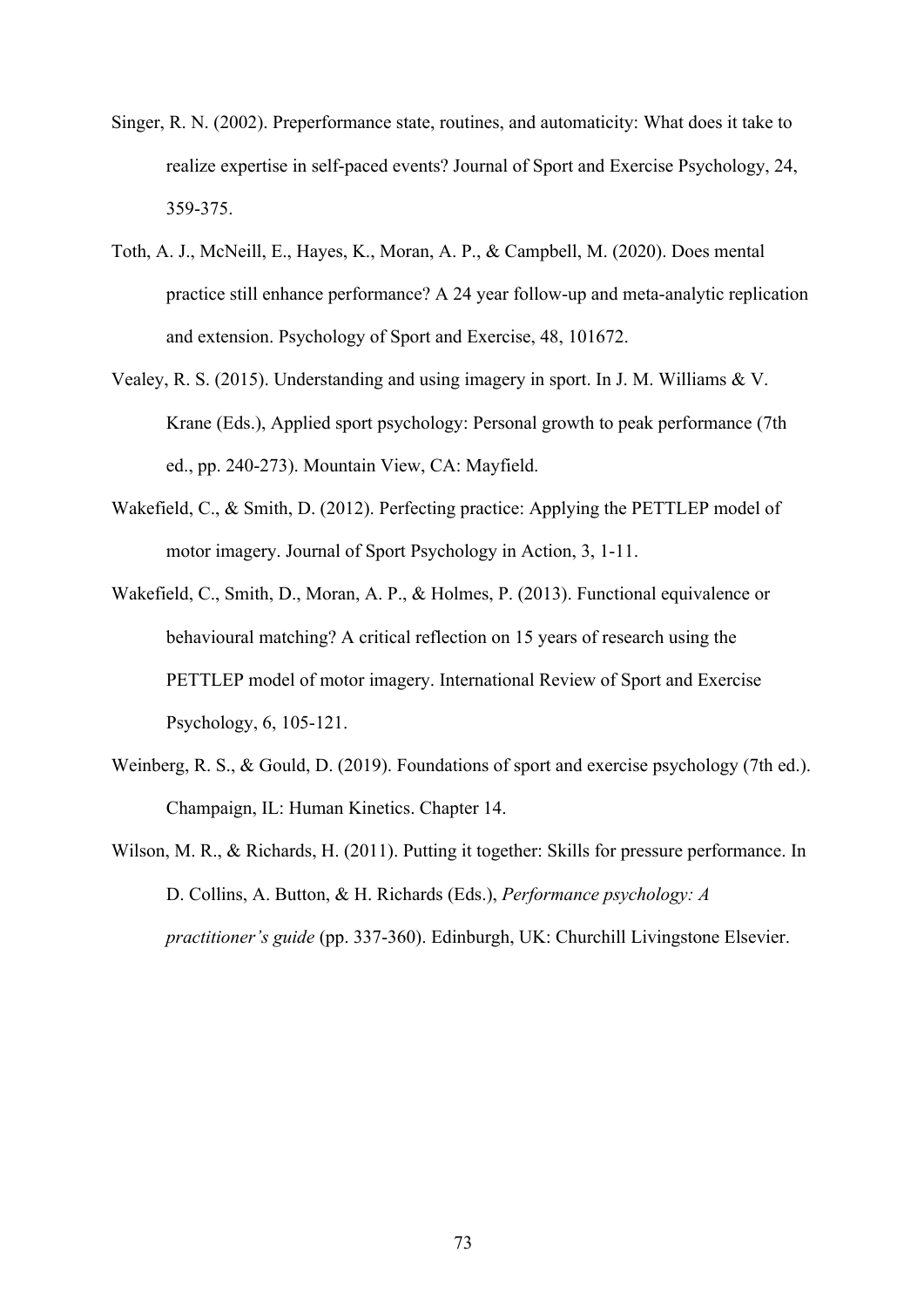Singer, R. N. (2002). Preperformance state, routines, and automaticity: What does it take to realize expertise in self-paced events? Journal of Sport and Exercise Psychology, 24, 359-375.

Toth, A. J., McNeill, E., Hayes, K., Moran, A. P., & Campbell, M. (2020). Does mental practice still enhance performance? A 24 year follow-up and meta-analytic replication and extension. Psychology of Sport and Exercise, 48, 101672.

Vealey, R. S. (2015). Understanding and using imagery in sport. In J. M. Williams & V. Krane (Eds.), Applied sport psychology: Personal growth to peak performance (7th ed., pp. 240-273). Mountain View, CA: Mayfield.

Wakefield, C., & Smith, D. (2012). Perfecting practice: Applying the PETTLEP model of motor imagery. Journal of Sport Psychology in Action, 3, 1-11.

Wakefield, C., Smith, D., Moran, A. P., & Holmes, P. (2013). Functional equivalence or behavioural matching? A critical reflection on 15 years of research using the PETTLEP model of motor imagery. International Review of Sport and Exercise Psychology, 6, 105-121.

Weinberg, R. S., & Gould, D. (2019). Foundations of sport and exercise psychology (7th ed.). Champaign, IL: Human Kinetics. Chapter 14.

Wilson, M. R., & Richards, H. (2011). Putting it together: Skills for pressure performance. In D. Collins, A. Button, & H. Richards (Eds.), *Performance psychology: A practitioner's guide* (pp. 337-360). Edinburgh, UK: Churchill Livingstone Elsevier.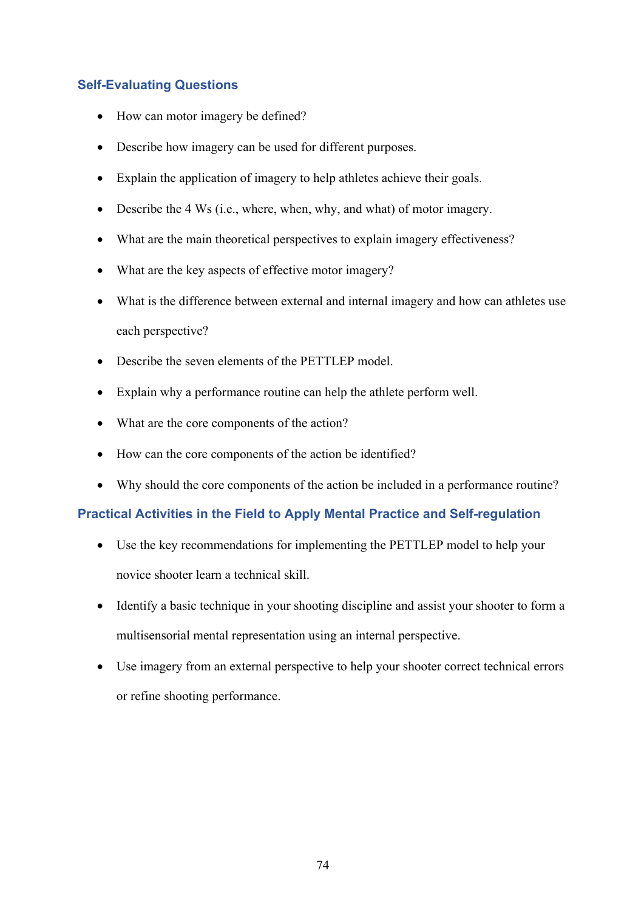### Self-Evaluating Questions

- How can motor imagery be defined?
- Describe how imagery can be used for different purposes.
- Explain the application of imagery to help athletes achieve their goals.
- Describe the 4 Ws (i.e., where, when, why, and what) of motor imagery.
- What are the main theoretical perspectives to explain imagery effectiveness?
- What are the key aspects of effective motor imagery?
- What is the difference between external and internal imagery and how can athletes use each perspective?
- Describe the seven elements of the PETTLEP model.
- Explain why a performance routine can help the athlete perform well.
- What are the core components of the action?
- How can the core components of the action be identified?
- Why should the core components of the action be included in a performance routine?

### Practical Activities in the Field to Apply Mental Practice and Self-regulation

- Use the key recommendations for implementing the PETTLEP model to help your novice shooter learn a technical skill.
- Identify a basic technique in your shooting discipline and assist your shooter to form a multisensorial mental representation using an internal perspective.
- Use imagery from an external perspective to help your shooter correct technical errors or refine shooting performance.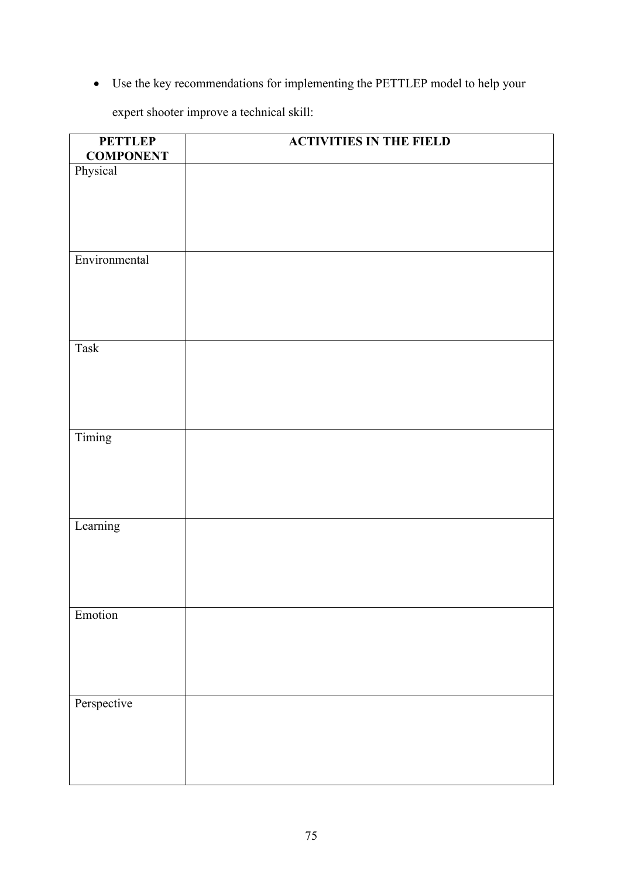- Use the key recommendations for implementing the PETTLEP model to help your expert shooter improve a technical skill:

| PETTLEP COMPONENT | ACTIVITIES IN THE FIELD |
|---|---|
| Physical | |
| Environmental | |
| Task | |
| Timing | |
| Learning | |
| Emotion | |
| Perspective | |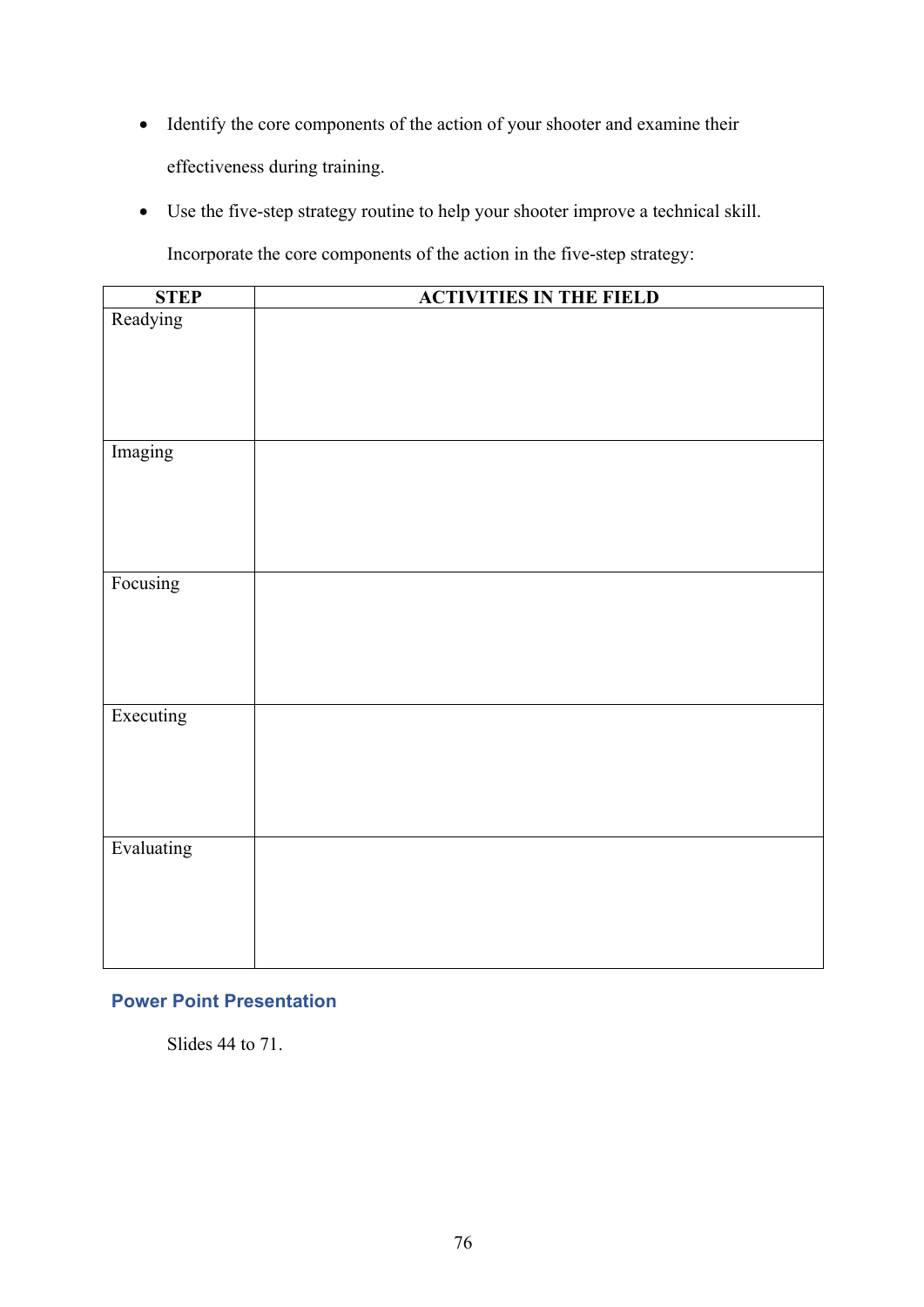- Identify the core components of the action of your shooter and examine their effectiveness during training.
- Use the five-step strategy routine to help your shooter improve a technical skill. Incorporate the core components of the action in the five-step strategy:

| STEP | ACTIVITIES IN THE FIELD |
|---|---|
| Readying | |
| Imaging | |
| Focusing | |
| Executing | |
| Evaluating | |

### Power Point Presentation

Slides 44 to 71.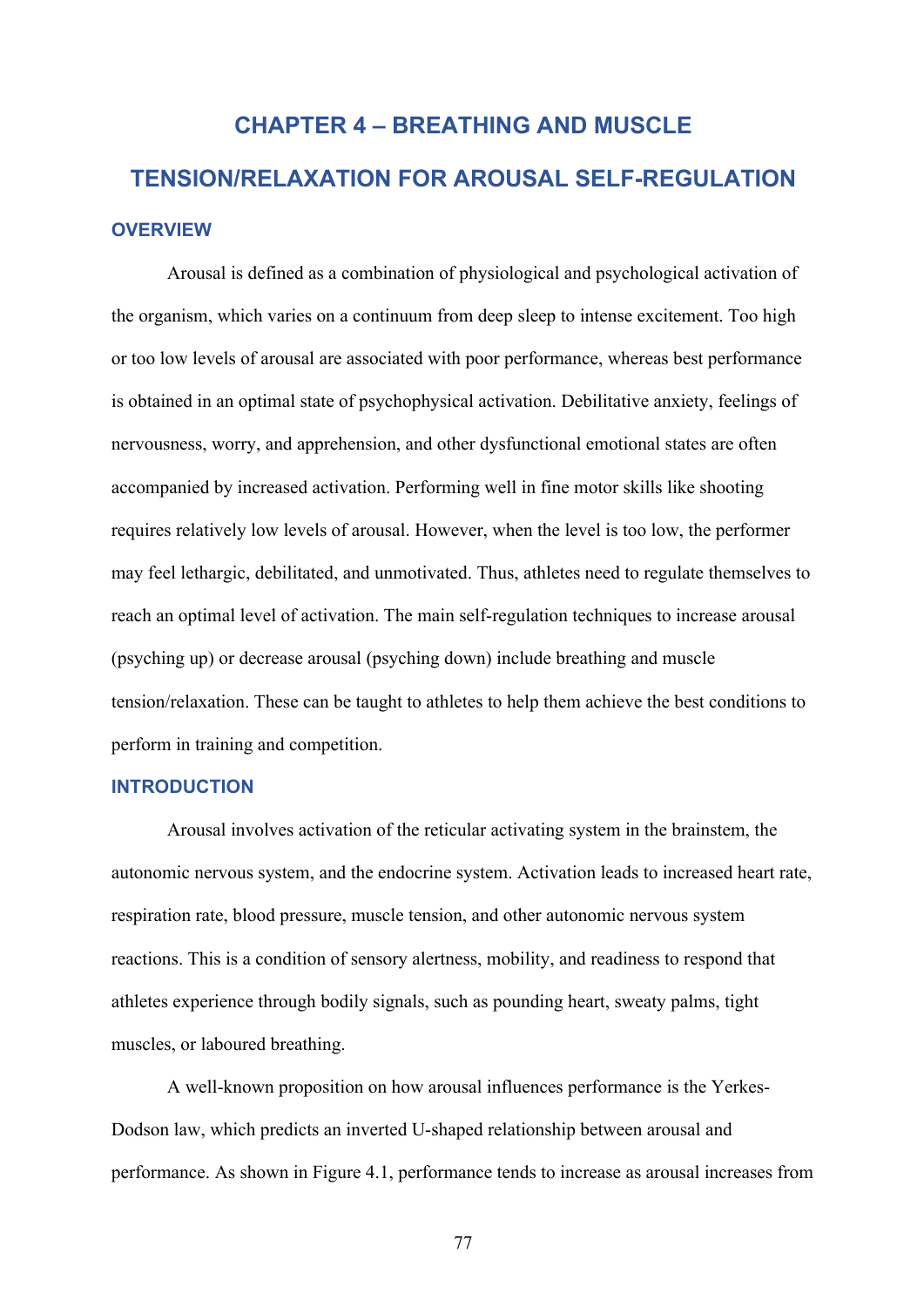# CHAPTER 4 – BREATHING AND MUSCLE TENSION/RELAXATION FOR AROUSAL SELF-REGULATION

## OVERVIEW

Arousal is defined as a combination of physiological and psychological activation of the organism, which varies on a continuum from deep sleep to intense excitement. Too high or too low levels of arousal are associated with poor performance, whereas best performance is obtained in an optimal state of psychophysical activation. Debilitative anxiety, feelings of nervousness, worry, and apprehension, and other dysfunctional emotional states are often accompanied by increased activation. Performing well in fine motor skills like shooting requires relatively low levels of arousal. However, when the level is too low, the performer may feel lethargic, debilitated, and unmotivated. Thus, athletes need to regulate themselves to reach an optimal level of activation. The main self-regulation techniques to increase arousal (psyching up) or decrease arousal (psyching down) include breathing and muscle tension/relaxation. These can be taught to athletes to help them achieve the best conditions to perform in training and competition.

## INTRODUCTION

Arousal involves activation of the reticular activating system in the brainstem, the autonomic nervous system, and the endocrine system. Activation leads to increased heart rate, respiration rate, blood pressure, muscle tension, and other autonomic nervous system reactions. This is a condition of sensory alertness, mobility, and readiness to respond that athletes experience through bodily signals, such as pounding heart, sweaty palms, tight muscles, or laboured breathing.

A well-known proposition on how arousal influences performance is the Yerkes-Dodson law, which predicts an inverted U-shaped relationship between arousal and performance. As shown in Figure 4.1, performance tends to increase as arousal increases from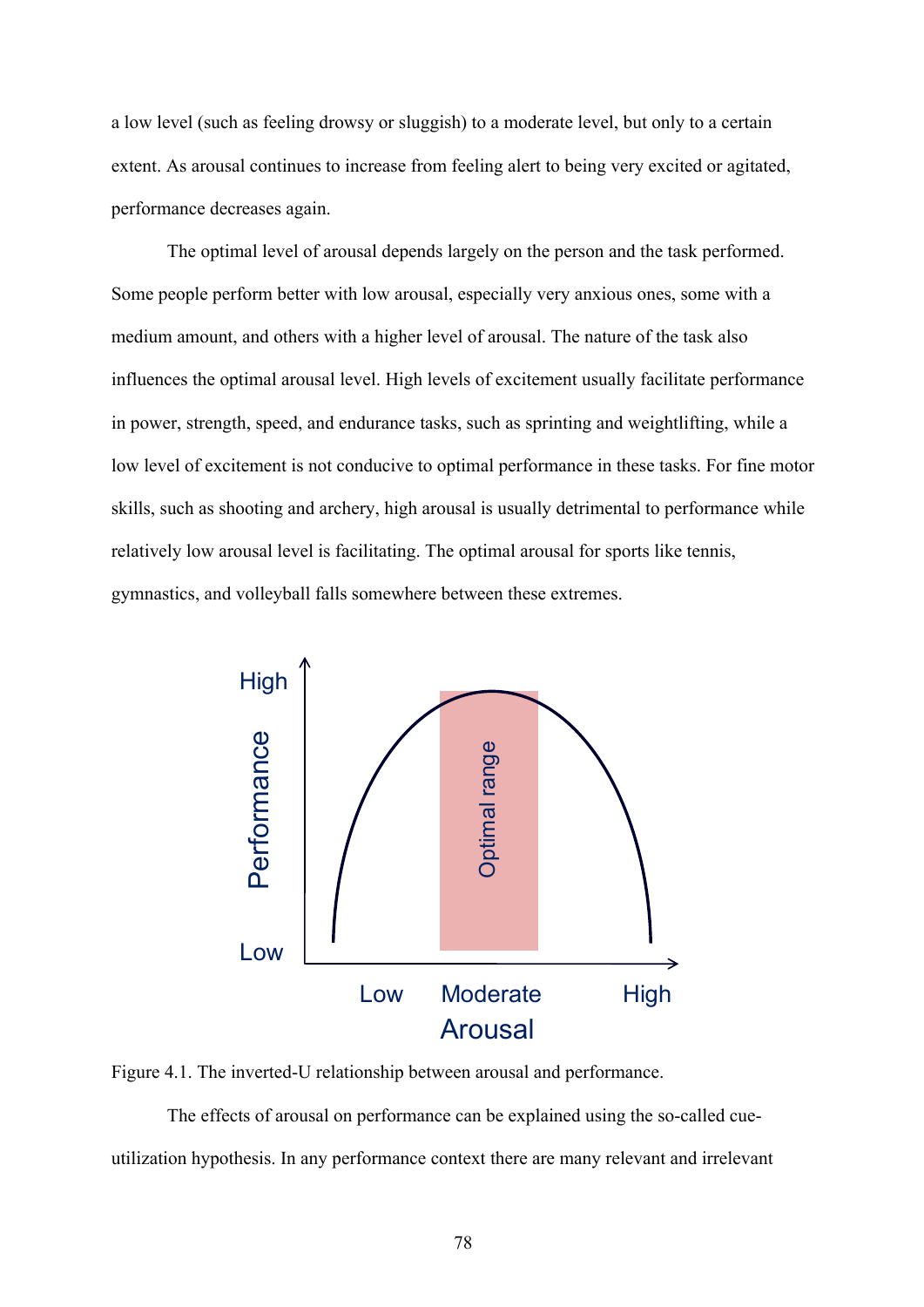a low level (such as feeling drowsy or sluggish) to a moderate level, but only to a certain extent. As arousal continues to increase from feeling alert to being very excited or agitated, performance decreases again.

The optimal level of arousal depends largely on the person and the task performed. Some people perform better with low arousal, especially very anxious ones, some with a medium amount, and others with a higher level of arousal. The nature of the task also influences the optimal arousal level. High levels of excitement usually facilitate performance in power, strength, speed, and endurance tasks, such as sprinting and weightlifting, while a low level of excitement is not conducive to optimal performance in these tasks. For fine motor skills, such as shooting and archery, high arousal is usually detrimental to performance while relatively low arousal level is facilitating. The optimal arousal for sports like tennis, gymnastics, and volleyball falls somewhere between these extremes.

Figure 4.1. The inverted-U relationship between arousal and performance.

The effects of arousal on performance can be explained using the so-called cue-utilization hypothesis. In any performance context there are many relevant and irrelevant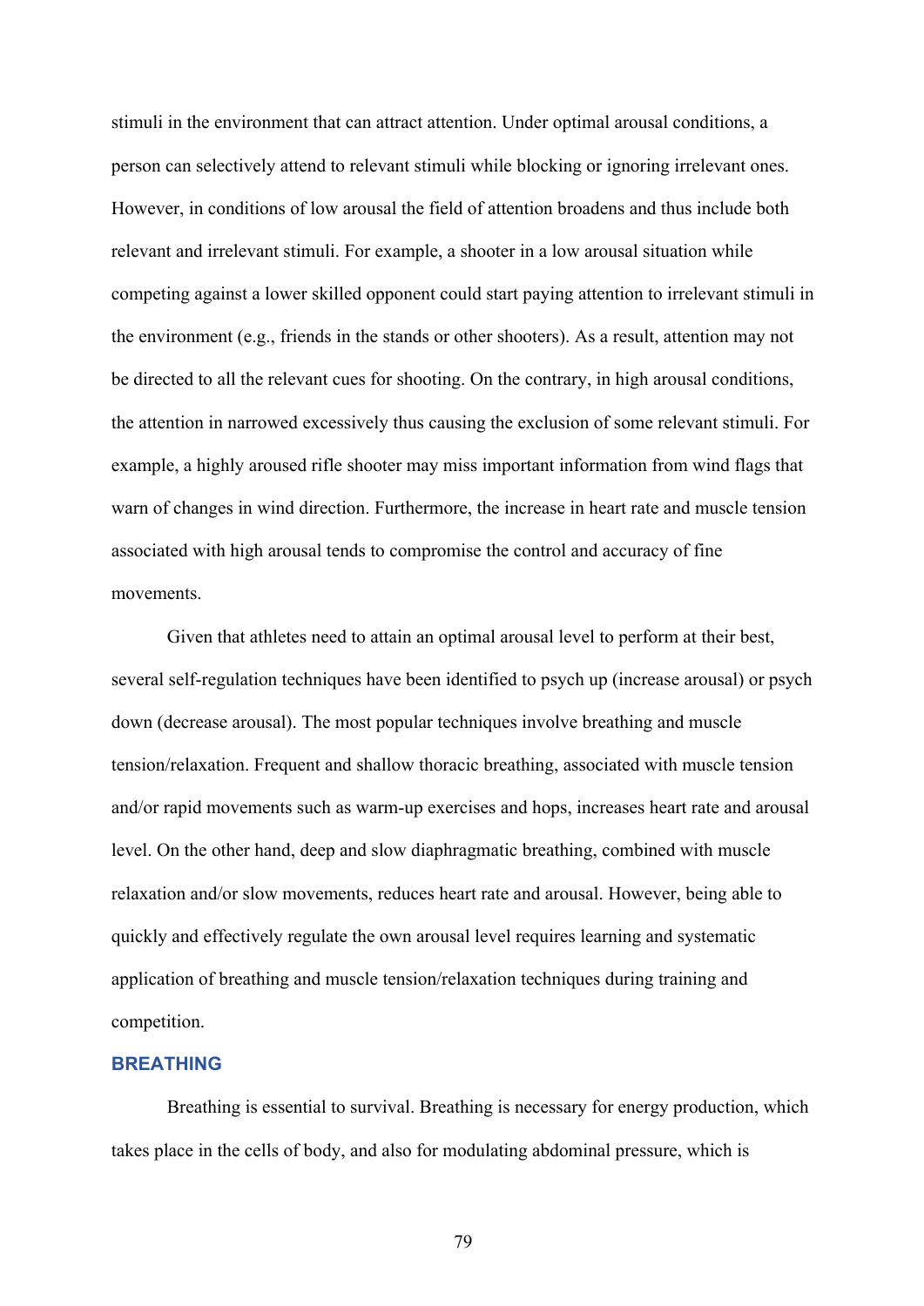stimuli in the environment that can attract attention. Under optimal arousal conditions, a person can selectively attend to relevant stimuli while blocking or ignoring irrelevant ones. However, in conditions of low arousal the field of attention broadens and thus include both relevant and irrelevant stimuli. For example, a shooter in a low arousal situation while competing against a lower skilled opponent could start paying attention to irrelevant stimuli in the environment (e.g., friends in the stands or other shooters). As a result, attention may not be directed to all the relevant cues for shooting. On the contrary, in high arousal conditions, the attention in narrowed excessively thus causing the exclusion of some relevant stimuli. For example, a highly aroused rifle shooter may miss important information from wind flags that warn of changes in wind direction. Furthermore, the increase in heart rate and muscle tension associated with high arousal tends to compromise the control and accuracy of fine movements.

Given that athletes need to attain an optimal arousal level to perform at their best, several self-regulation techniques have been identified to psych up (increase arousal) or psych down (decrease arousal). The most popular techniques involve breathing and muscle tension/relaxation. Frequent and shallow thoracic breathing, associated with muscle tension and/or rapid movements such as warm-up exercises and hops, increases heart rate and arousal level. On the other hand, deep and slow diaphragmatic breathing, combined with muscle relaxation and/or slow movements, reduces heart rate and arousal. However, being able to quickly and effectively regulate the own arousal level requires learning and systematic application of breathing and muscle tension/relaxation techniques during training and competition.

## BREATHING

Breathing is essential to survival. Breathing is necessary for energy production, which takes place in the cells of body, and also for modulating abdominal pressure, which is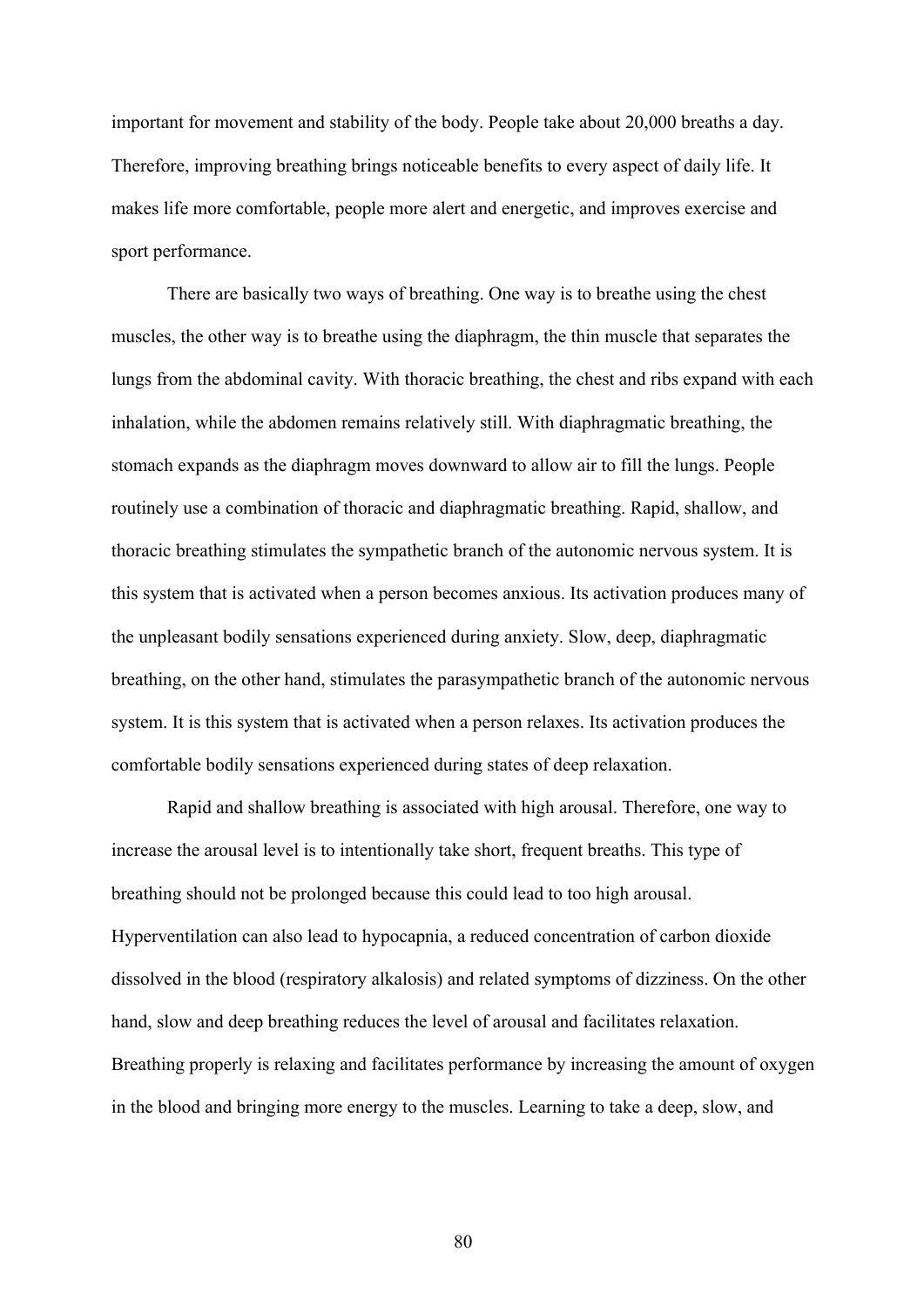important for movement and stability of the body. People take about 20,000 breaths a day. Therefore, improving breathing brings noticeable benefits to every aspect of daily life. It makes life more comfortable, people more alert and energetic, and improves exercise and sport performance.

There are basically two ways of breathing. One way is to breathe using the chest muscles, the other way is to breathe using the diaphragm, the thin muscle that separates the lungs from the abdominal cavity. With thoracic breathing, the chest and ribs expand with each inhalation, while the abdomen remains relatively still. With diaphragmatic breathing, the stomach expands as the diaphragm moves downward to allow air to fill the lungs. People routinely use a combination of thoracic and diaphragmatic breathing. Rapid, shallow, and thoracic breathing stimulates the sympathetic branch of the autonomic nervous system. It is this system that is activated when a person becomes anxious. Its activation produces many of the unpleasant bodily sensations experienced during anxiety. Slow, deep, diaphragmatic breathing, on the other hand, stimulates the parasympathetic branch of the autonomic nervous system. It is this system that is activated when a person relaxes. Its activation produces the comfortable bodily sensations experienced during states of deep relaxation.

Rapid and shallow breathing is associated with high arousal. Therefore, one way to increase the arousal level is to intentionally take short, frequent breaths. This type of breathing should not be prolonged because this could lead to too high arousal. Hyperventilation can also lead to hypocapnia, a reduced concentration of carbon dioxide dissolved in the blood (respiratory alkalosis) and related symptoms of dizziness. On the other hand, slow and deep breathing reduces the level of arousal and facilitates relaxation. Breathing properly is relaxing and facilitates performance by increasing the amount of oxygen in the blood and bringing more energy to the muscles. Learning to take a deep, slow, and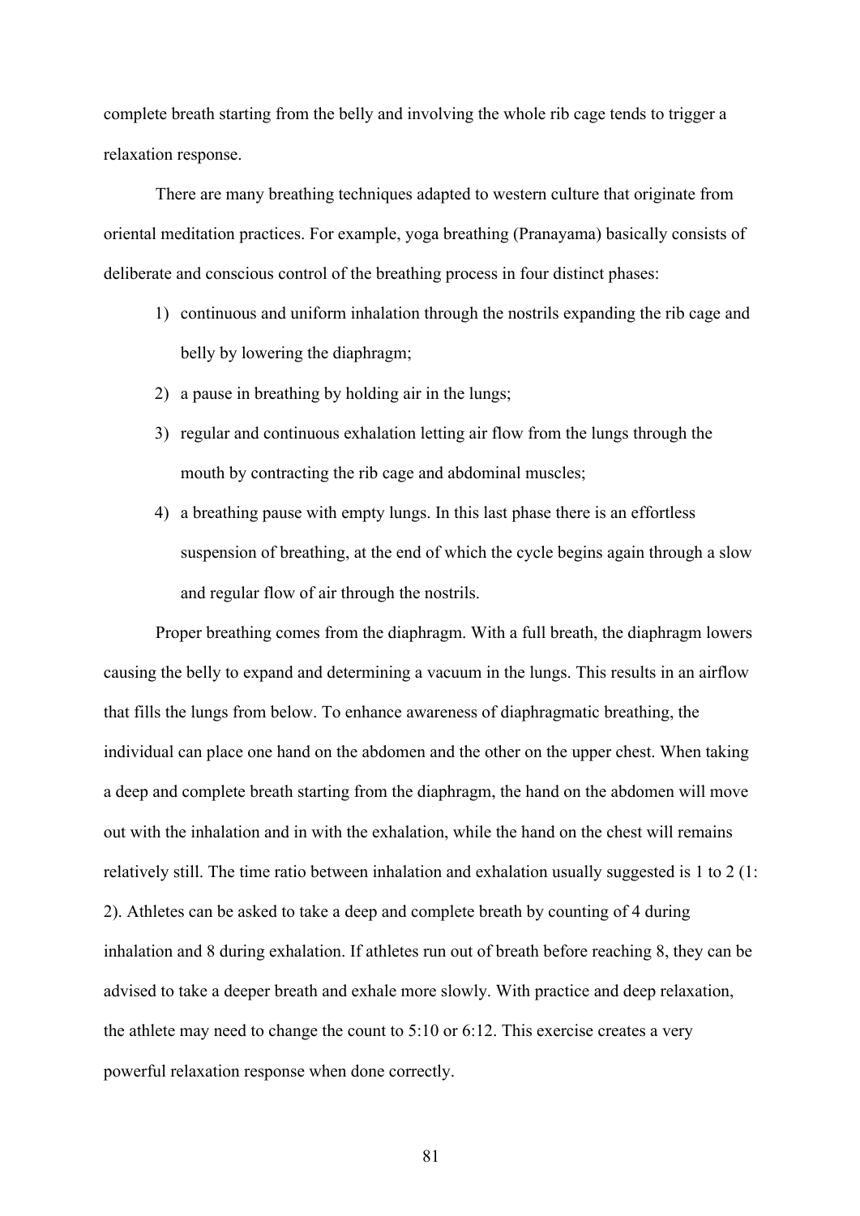complete breath starting from the belly and involving the whole rib cage tends to trigger a relaxation response.

There are many breathing techniques adapted to western culture that originate from oriental meditation practices. For example, yoga breathing (Pranayama) basically consists of deliberate and conscious control of the breathing process in four distinct phases:

1) continuous and uniform inhalation through the nostrils expanding the rib cage and belly by lowering the diaphragm;
2) a pause in breathing by holding air in the lungs;
3) regular and continuous exhalation letting air flow from the lungs through the mouth by contracting the rib cage and abdominal muscles;
4) a breathing pause with empty lungs. In this last phase there is an effortless suspension of breathing, at the end of which the cycle begins again through a slow and regular flow of air through the nostrils.

Proper breathing comes from the diaphragm. With a full breath, the diaphragm lowers causing the belly to expand and determining a vacuum in the lungs. This results in an airflow that fills the lungs from below. To enhance awareness of diaphragmatic breathing, the individual can place one hand on the abdomen and the other on the upper chest. When taking a deep and complete breath starting from the diaphragm, the hand on the abdomen will move out with the inhalation and in with the exhalation, while the hand on the chest will remains relatively still. The time ratio between inhalation and exhalation usually suggested is 1 to 2 (1: 2). Athletes can be asked to take a deep and complete breath by counting of 4 during inhalation and 8 during exhalation. If athletes run out of breath before reaching 8, they can be advised to take a deeper breath and exhale more slowly. With practice and deep relaxation, the athlete may need to change the count to 5:10 or 6:12. This exercise creates a very powerful relaxation response when done correctly.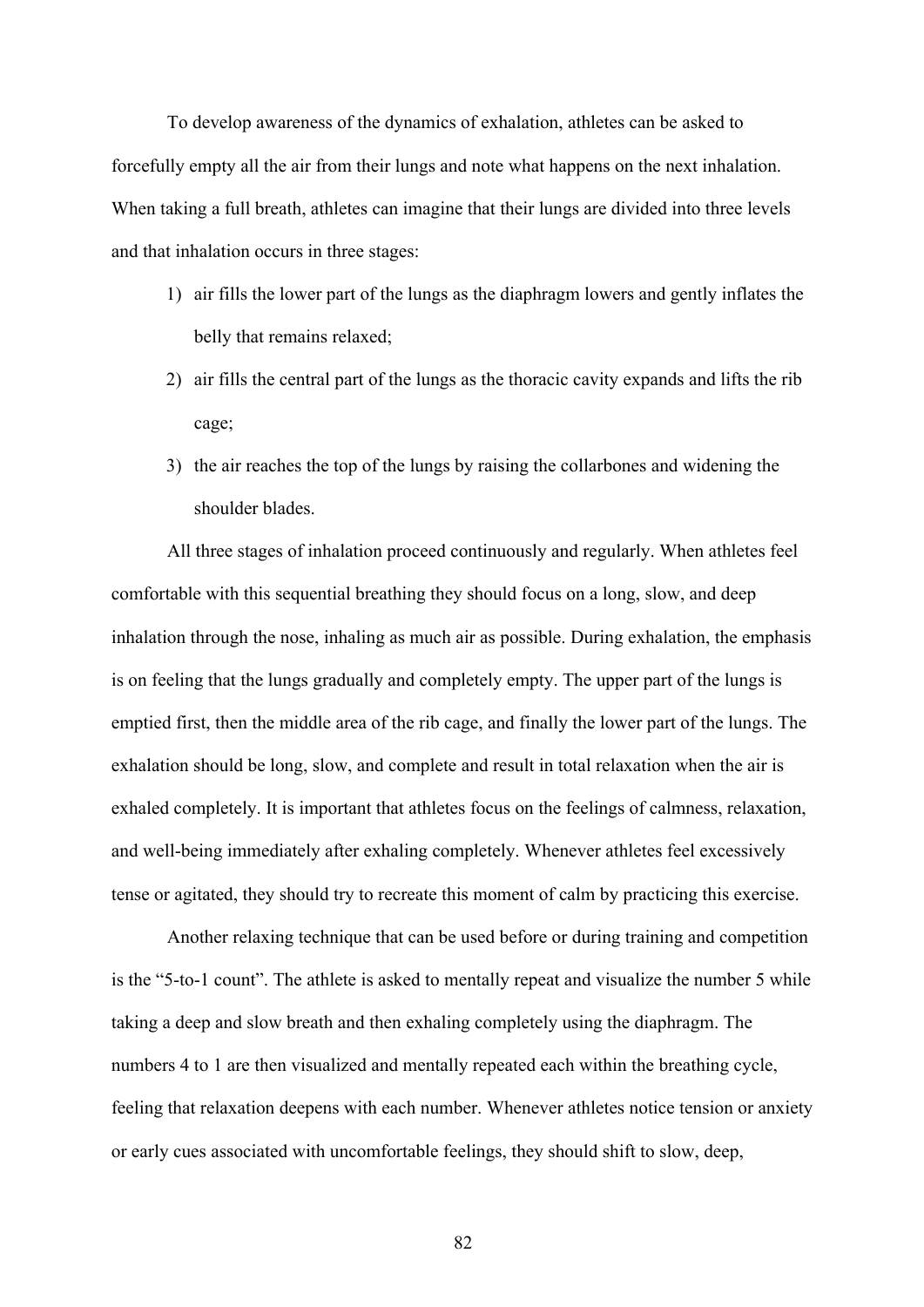To develop awareness of the dynamics of exhalation, athletes can be asked to forcefully empty all the air from their lungs and note what happens on the next inhalation. When taking a full breath, athletes can imagine that their lungs are divided into three levels and that inhalation occurs in three stages:

1) air fills the lower part of the lungs as the diaphragm lowers and gently inflates the belly that remains relaxed;
2) air fills the central part of the lungs as the thoracic cavity expands and lifts the rib cage;
3) the air reaches the top of the lungs by raising the collarbones and widening the shoulder blades.

All three stages of inhalation proceed continuously and regularly. When athletes feel comfortable with this sequential breathing they should focus on a long, slow, and deep inhalation through the nose, inhaling as much air as possible. During exhalation, the emphasis is on feeling that the lungs gradually and completely empty. The upper part of the lungs is emptied first, then the middle area of the rib cage, and finally the lower part of the lungs. The exhalation should be long, slow, and complete and result in total relaxation when the air is exhaled completely. It is important that athletes focus on the feelings of calmness, relaxation, and well-being immediately after exhaling completely. Whenever athletes feel excessively tense or agitated, they should try to recreate this moment of calm by practicing this exercise.

Another relaxing technique that can be used before or during training and competition is the "5-to-1 count". The athlete is asked to mentally repeat and visualize the number 5 while taking a deep and slow breath and then exhaling completely using the diaphragm. The numbers 4 to 1 are then visualized and mentally repeated each within the breathing cycle, feeling that relaxation deepens with each number. Whenever athletes notice tension or anxiety or early cues associated with uncomfortable feelings, they should shift to slow, deep,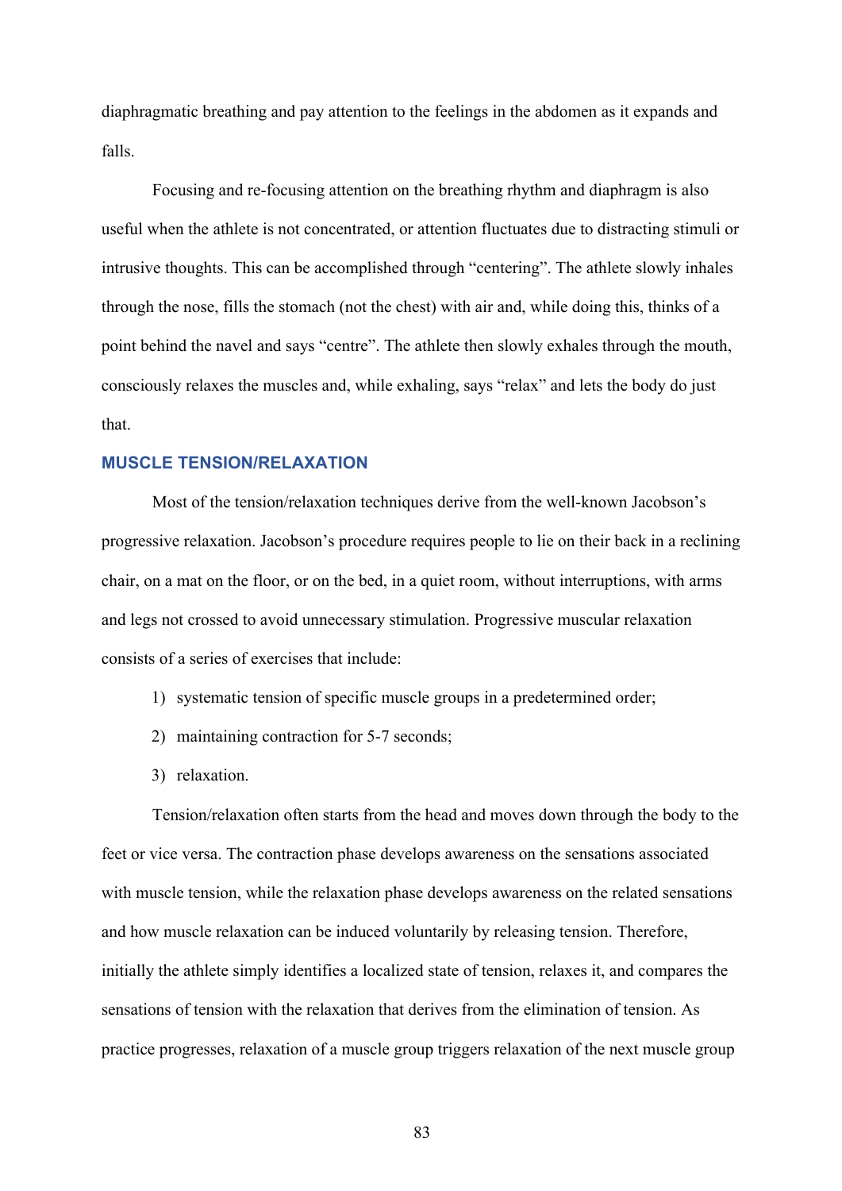diaphragmatic breathing and pay attention to the feelings in the abdomen as it expands and falls.

Focusing and re-focusing attention on the breathing rhythm and diaphragm is also useful when the athlete is not concentrated, or attention fluctuates due to distracting stimuli or intrusive thoughts. This can be accomplished through “centering”. The athlete slowly inhales through the nose, fills the stomach (not the chest) with air and, while doing this, thinks of a point behind the navel and says “centre”. The athlete then slowly exhales through the mouth, consciously relaxes the muscles and, while exhaling, says “relax” and lets the body do just that.

### MUSCLE TENSION/RELAXATION

Most of the tension/relaxation techniques derive from the well-known Jacobson’s progressive relaxation. Jacobson’s procedure requires people to lie on their back in a reclining chair, on a mat on the floor, or on the bed, in a quiet room, without interruptions, with arms and legs not crossed to avoid unnecessary stimulation. Progressive muscular relaxation consists of a series of exercises that include:

1) systematic tension of specific muscle groups in a predetermined order;
2) maintaining contraction for 5-7 seconds;
3) relaxation.

Tension/relaxation often starts from the head and moves down through the body to the feet or vice versa. The contraction phase develops awareness on the sensations associated with muscle tension, while the relaxation phase develops awareness on the related sensations and how muscle relaxation can be induced voluntarily by releasing tension. Therefore, initially the athlete simply identifies a localized state of tension, relaxes it, and compares the sensations of tension with the relaxation that derives from the elimination of tension. As practice progresses, relaxation of a muscle group triggers relaxation of the next muscle group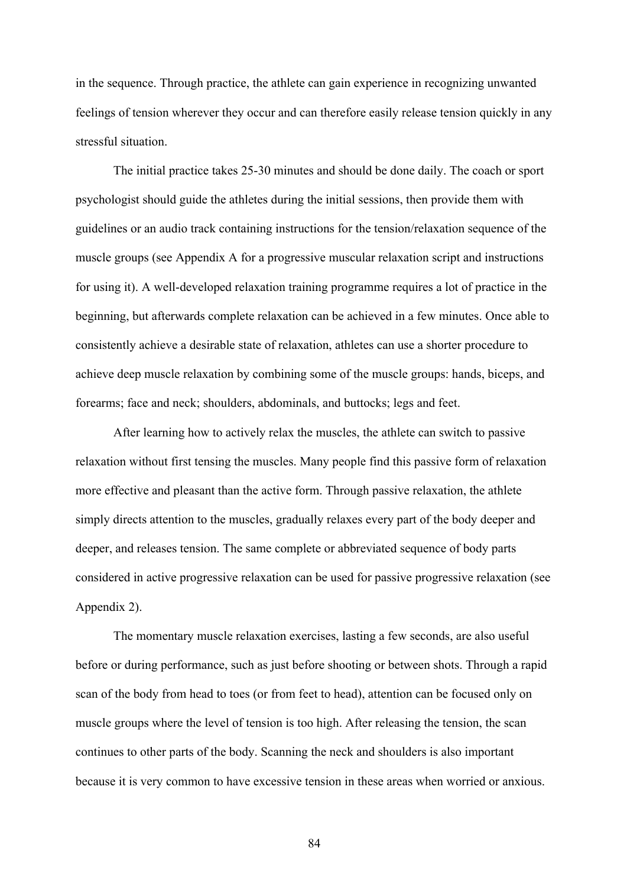in the sequence. Through practice, the athlete can gain experience in recognizing unwanted feelings of tension wherever they occur and can therefore easily release tension quickly in any stressful situation.

The initial practice takes 25-30 minutes and should be done daily. The coach or sport psychologist should guide the athletes during the initial sessions, then provide them with guidelines or an audio track containing instructions for the tension/relaxation sequence of the muscle groups (see Appendix A for a progressive muscular relaxation script and instructions for using it). A well-developed relaxation training programme requires a lot of practice in the beginning, but afterwards complete relaxation can be achieved in a few minutes. Once able to consistently achieve a desirable state of relaxation, athletes can use a shorter procedure to achieve deep muscle relaxation by combining some of the muscle groups: hands, biceps, and forearms; face and neck; shoulders, abdominals, and buttocks; legs and feet.

After learning how to actively relax the muscles, the athlete can switch to passive relaxation without first tensing the muscles. Many people find this passive form of relaxation more effective and pleasant than the active form. Through passive relaxation, the athlete simply directs attention to the muscles, gradually relaxes every part of the body deeper and deeper, and releases tension. The same complete or abbreviated sequence of body parts considered in active progressive relaxation can be used for passive progressive relaxation (see Appendix 2).

The momentary muscle relaxation exercises, lasting a few seconds, are also useful before or during performance, such as just before shooting or between shots. Through a rapid scan of the body from head to toes (or from feet to head), attention can be focused only on muscle groups where the level of tension is too high. After releasing the tension, the scan continues to other parts of the body. Scanning the neck and shoulders is also important because it is very common to have excessive tension in these areas when worried or anxious.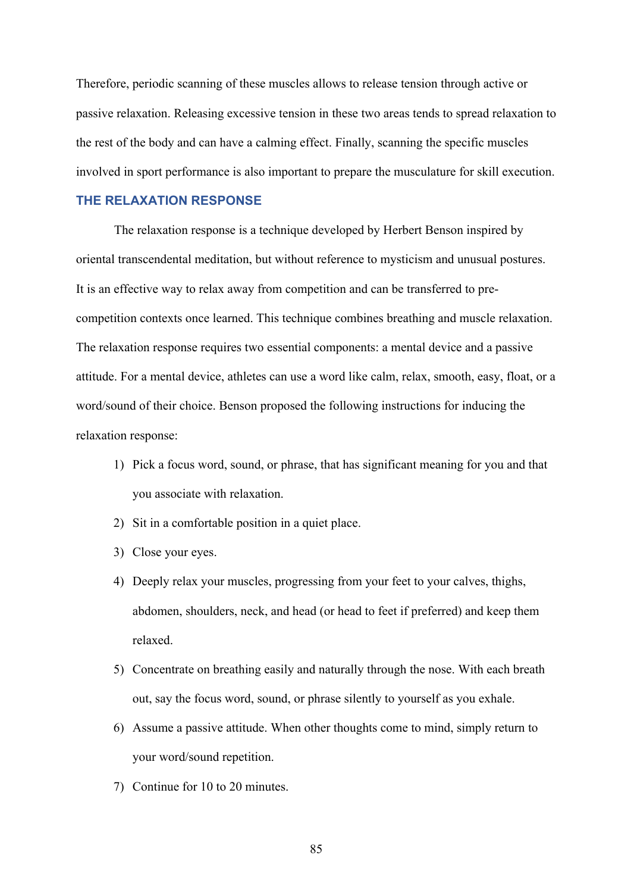Therefore, periodic scanning of these muscles allows to release tension through active or passive relaxation. Releasing excessive tension in these two areas tends to spread relaxation to the rest of the body and can have a calming effect. Finally, scanning the specific muscles involved in sport performance is also important to prepare the musculature for skill execution.

## THE RELAXATION RESPONSE

The relaxation response is a technique developed by Herbert Benson inspired by oriental transcendental meditation, but without reference to mysticism and unusual postures. It is an effective way to relax away from competition and can be transferred to pre-competition contexts once learned. This technique combines breathing and muscle relaxation. The relaxation response requires two essential components: a mental device and a passive attitude. For a mental device, athletes can use a word like calm, relax, smooth, easy, float, or a word/sound of their choice. Benson proposed the following instructions for inducing the relaxation response:

1) Pick a focus word, sound, or phrase, that has significant meaning for you and that you associate with relaxation.
2) Sit in a comfortable position in a quiet place.
3) Close your eyes.
4) Deeply relax your muscles, progressing from your feet to your calves, thighs, abdomen, shoulders, neck, and head (or head to feet if preferred) and keep them relaxed.
5) Concentrate on breathing easily and naturally through the nose. With each breath out, say the focus word, sound, or phrase silently to yourself as you exhale.
6) Assume a passive attitude. When other thoughts come to mind, simply return to your word/sound repetition.
7) Continue for 10 to 20 minutes.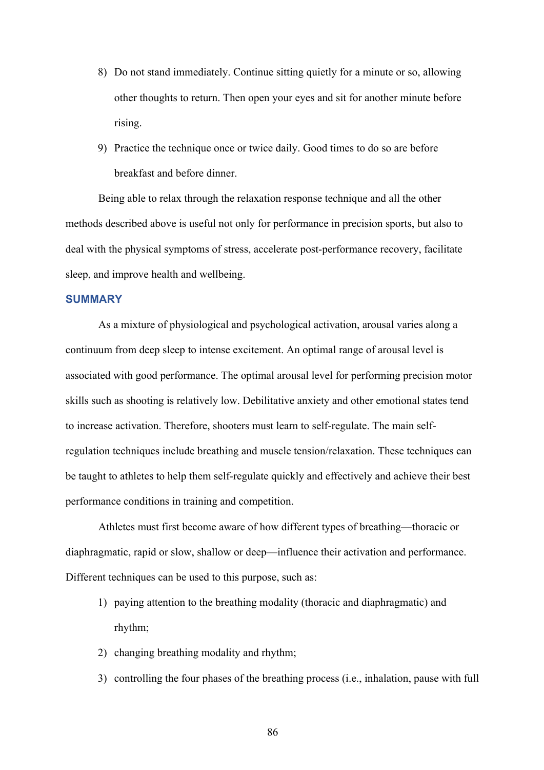8) Do not stand immediately. Continue sitting quietly for a minute or so, allowing other thoughts to return. Then open your eyes and sit for another minute before rising.
9) Practice the technique once or twice daily. Good times to do so are before breakfast and before dinner.

Being able to relax through the relaxation response technique and all the other methods described above is useful not only for performance in precision sports, but also to deal with the physical symptoms of stress, accelerate post-performance recovery, facilitate sleep, and improve health and wellbeing.

## SUMMARY

As a mixture of physiological and psychological activation, arousal varies along a continuum from deep sleep to intense excitement. An optimal range of arousal level is associated with good performance. The optimal arousal level for performing precision motor skills such as shooting is relatively low. Debilitative anxiety and other emotional states tend to increase activation. Therefore, shooters must learn to self-regulate. The main self-regulation techniques include breathing and muscle tension/relaxation. These techniques can be taught to athletes to help them self-regulate quickly and effectively and achieve their best performance conditions in training and competition.

Athletes must first become aware of how different types of breathing—thoracic or diaphragmatic, rapid or slow, shallow or deep—influence their activation and performance. Different techniques can be used to this purpose, such as:

1) paying attention to the breathing modality (thoracic and diaphragmatic) and rhythm;
2) changing breathing modality and rhythm;
3) controlling the four phases of the breathing process (i.e., inhalation, pause with full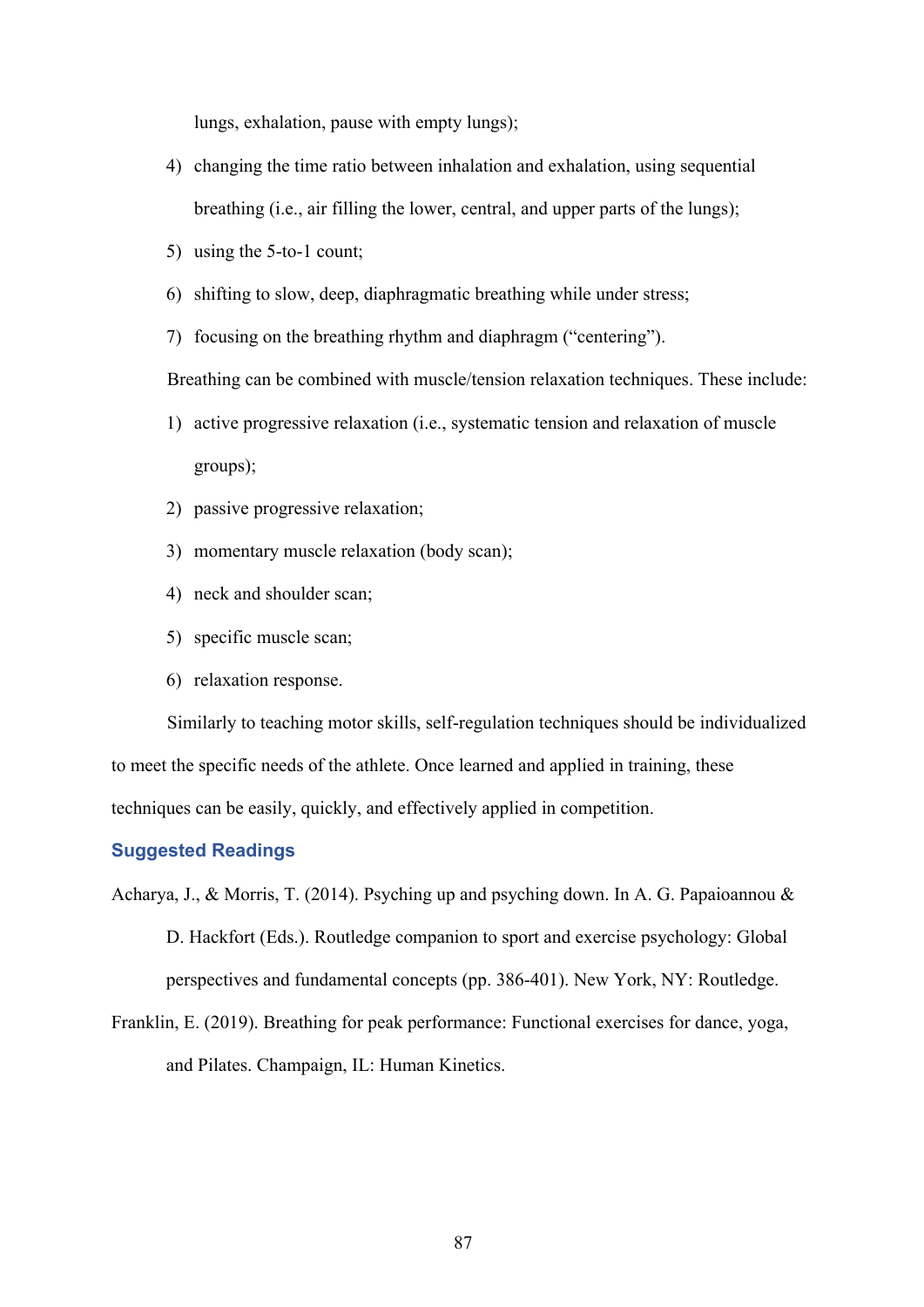lungs, exhalation, pause with empty lungs);

4) changing the time ratio between inhalation and exhalation, using sequential breathing (i.e., air filling the lower, central, and upper parts of the lungs);
5) using the 5-to-1 count;
6) shifting to slow, deep, diaphragmatic breathing while under stress;
7) focusing on the breathing rhythm and diaphragm ("centering").

Breathing can be combined with muscle/tension relaxation techniques. These include:

1) active progressive relaxation (i.e., systematic tension and relaxation of muscle groups);
2) passive progressive relaxation;
3) momentary muscle relaxation (body scan);
4) neck and shoulder scan;
5) specific muscle scan;
6) relaxation response.

Similarly to teaching motor skills, self-regulation techniques should be individualized to meet the specific needs of the athlete. Once learned and applied in training, these techniques can be easily, quickly, and effectively applied in competition.

## Suggested Readings

Acharya, J., & Morris, T. (2014). Psyching up and psyching down. In A. G. Papaioannou & D. Hackfort (Eds.). Routledge companion to sport and exercise psychology: Global perspectives and fundamental concepts (pp. 386-401). New York, NY: Routledge.

Franklin, E. (2019). Breathing for peak performance: Functional exercises for dance, yoga, and Pilates. Champaign, IL: Human Kinetics.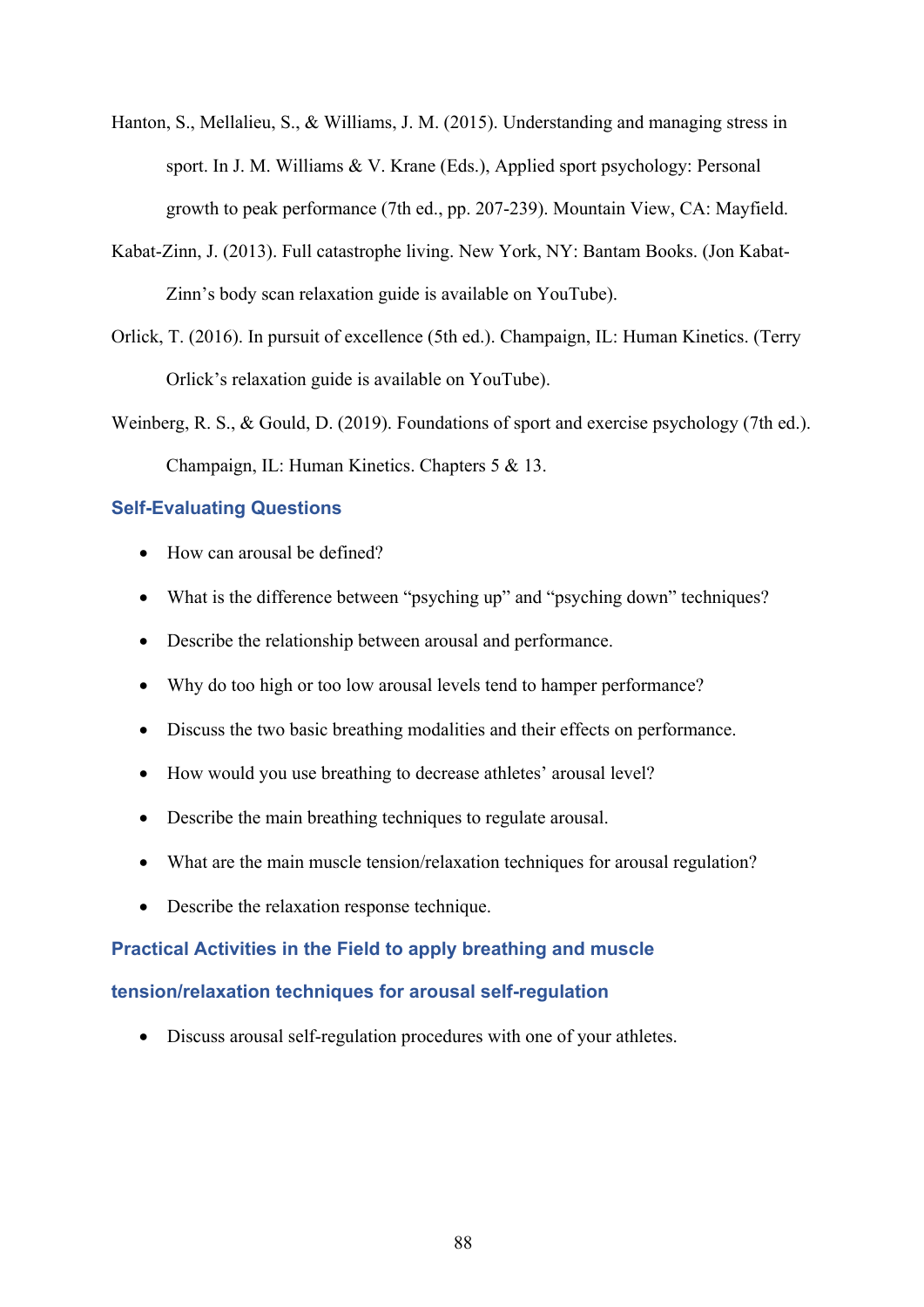Hanton, S., Mellalieu, S., & Williams, J. M. (2015). Understanding and managing stress in sport. In J. M. Williams & V. Krane (Eds.), Applied sport psychology: Personal growth to peak performance (7th ed., pp. 207-239). Mountain View, CA: Mayfield.

Kabat-Zinn, J. (2013). Full catastrophe living. New York, NY: Bantam Books. (Jon Kabat-Zinn's body scan relaxation guide is available on YouTube).

Orlick, T. (2016). In pursuit of excellence (5th ed.). Champaign, IL: Human Kinetics. (Terry Orlick's relaxation guide is available on YouTube).

Weinberg, R. S., & Gould, D. (2019). Foundations of sport and exercise psychology (7th ed.). Champaign, IL: Human Kinetics. Chapters 5 & 13.

### Self-Evaluating Questions

- How can arousal be defined?
- What is the difference between "psyching up" and "psyching down" techniques?
- Describe the relationship between arousal and performance.
- Why do too high or too low arousal levels tend to hamper performance?
- Discuss the two basic breathing modalities and their effects on performance.
- How would you use breathing to decrease athletes' arousal level?
- Describe the main breathing techniques to regulate arousal.
- What are the main muscle tension/relaxation techniques for arousal regulation?
- Describe the relaxation response technique.

### Practical Activities in the Field to apply breathing and muscle tension/relaxation techniques for arousal self-regulation

- Discuss arousal self-regulation procedures with one of your athletes.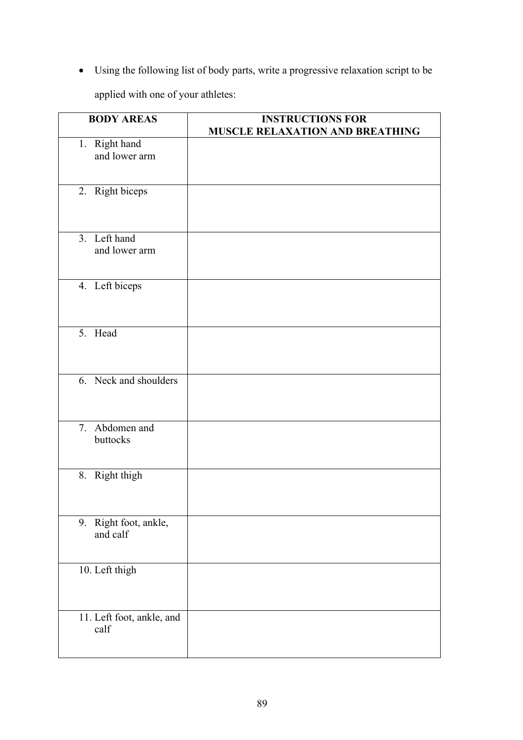- Using the following list of body parts, write a progressive relaxation script to be applied with one of your athletes:

| BODY AREAS | INSTRUCTIONS FOR MUSCLE RELAXATION AND BREATHING |
|---|---|
| 1. Right hand and lower arm | |
| 2. Right biceps | |
| 3. Left hand and lower arm | |
| 4. Left biceps | |
| 5. Head | |
| 6. Neck and shoulders | |
| 7. Abdomen and buttocks | |
| 8. Right thigh | |
| 9. Right foot, ankle, and calf | |
| 10. Left thigh | |
| 11. Left foot, ankle, and calf | |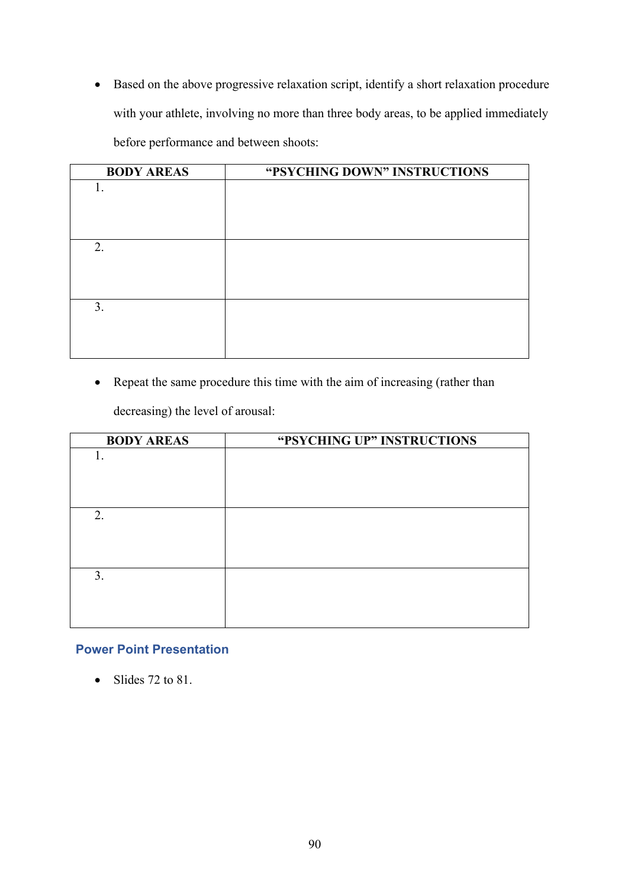- Based on the above progressive relaxation script, identify a short relaxation procedure with your athlete, involving no more than three body areas, to be applied immediately before performance and between shoots:

| BODY AREAS | "PSYCHING DOWN" INSTRUCTIONS |
|---|---|
| 1. | |
| 2. | |
| 3. | |

- Repeat the same procedure this time with the aim of increasing (rather than decreasing) the level of arousal:

| BODY AREAS | "PSYCHING UP" INSTRUCTIONS |
|---|---|
| 1. | |
| 2. | |
| 3. | |

### Power Point Presentation

- Slides 72 to 81.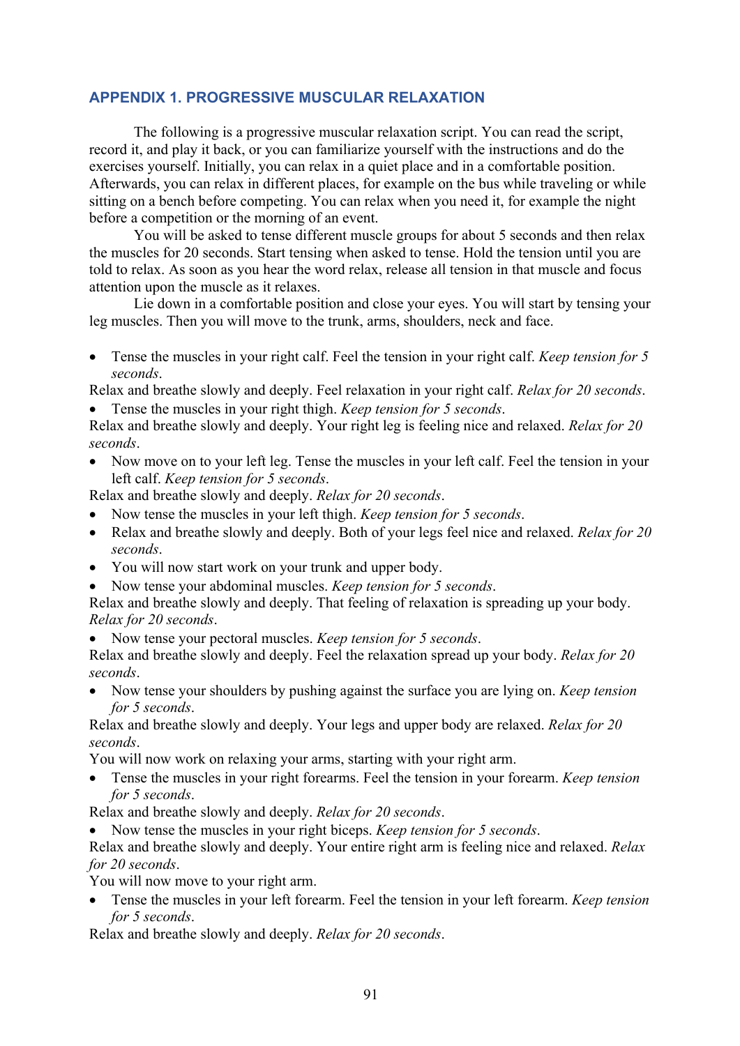## APPENDIX 1. PROGRESSIVE MUSCULAR RELAXATION

The following is a progressive muscular relaxation script. You can read the script, record it, and play it back, or you can familiarize yourself with the instructions and do the exercises yourself. Initially, you can relax in a quiet place and in a comfortable position. Afterwards, you can relax in different places, for example on the bus while traveling or while sitting on a bench before competing. You can relax when you need it, for example the night before a competition or the morning of an event.

You will be asked to tense different muscle groups for about 5 seconds and then relax the muscles for 20 seconds. Start tensing when asked to tense. Hold the tension until you are told to relax. As soon as you hear the word relax, release all tension in that muscle and focus attention upon the muscle as it relaxes.

Lie down in a comfortable position and close your eyes. You will start by tensing your leg muscles. Then you will move to the trunk, arms, shoulders, neck and face.

- Tense the muscles in your right calf. Feel the tension in your right calf. *Keep tension for 5 seconds*.

Relax and breathe slowly and deeply. Feel relaxation in your right calf. *Relax for 20 seconds*.

- Tense the muscles in your right thigh. *Keep tension for 5 seconds*.

Relax and breathe slowly and deeply. Your right leg is feeling nice and relaxed. *Relax for 20 seconds*.

- Now move on to your left leg. Tense the muscles in your left calf. Feel the tension in your left calf. *Keep tension for 5 seconds*.

Relax and breathe slowly and deeply. *Relax for 20 seconds*.

- Now tense the muscles in your left thigh. *Keep tension for 5 seconds*.
- Relax and breathe slowly and deeply. Both of your legs feel nice and relaxed. *Relax for 20 seconds*.
- You will now start work on your trunk and upper body.
- Now tense your abdominal muscles. *Keep tension for 5 seconds*.

Relax and breathe slowly and deeply. That feeling of relaxation is spreading up your body. *Relax for 20 seconds*.

- Now tense your pectoral muscles. *Keep tension for 5 seconds*.

Relax and breathe slowly and deeply. Feel the relaxation spread up your body. *Relax for 20 seconds*.

- Now tense your shoulders by pushing against the surface you are lying on. *Keep tension for 5 seconds*.

Relax and breathe slowly and deeply. Your legs and upper body are relaxed. *Relax for 20 seconds*.

You will now work on relaxing your arms, starting with your right arm.

- Tense the muscles in your right forearms. Feel the tension in your forearm. *Keep tension for 5 seconds*.

Relax and breathe slowly and deeply. *Relax for 20 seconds*.

- Now tense the muscles in your right biceps. *Keep tension for 5 seconds*.

Relax and breathe slowly and deeply. Your entire right arm is feeling nice and relaxed. *Relax for 20 seconds*.

You will now move to your right arm.

- Tense the muscles in your left forearm. Feel the tension in your left forearm. *Keep tension for 5 seconds*.

Relax and breathe slowly and deeply. *Relax for 20 seconds*.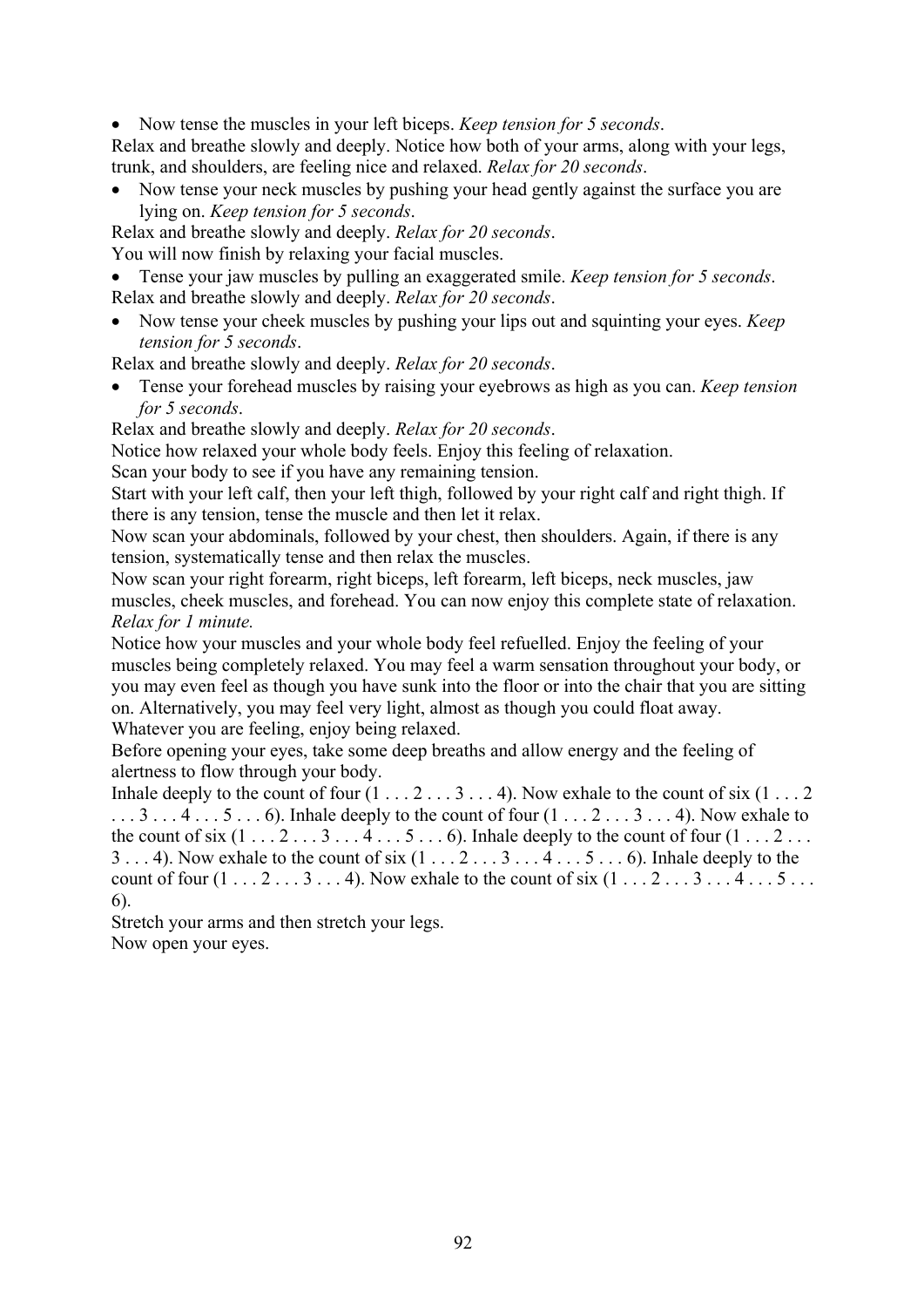- Now tense the muscles in your left biceps. *Keep tension for 5 seconds*.

Relax and breathe slowly and deeply. Notice how both of your arms, along with your legs, trunk, and shoulders, are feeling nice and relaxed. *Relax for 20 seconds*.

- Now tense your neck muscles by pushing your head gently against the surface you are lying on. *Keep tension for 5 seconds*.

Relax and breathe slowly and deeply. *Relax for 20 seconds*.

You will now finish by relaxing your facial muscles.

- Tense your jaw muscles by pulling an exaggerated smile. *Keep tension for 5 seconds*.

Relax and breathe slowly and deeply. *Relax for 20 seconds*.

- Now tense your cheek muscles by pushing your lips out and squinting your eyes. *Keep tension for 5 seconds*.

Relax and breathe slowly and deeply. *Relax for 20 seconds*.

- Tense your forehead muscles by raising your eyebrows as high as you can. *Keep tension for 5 seconds*.

Relax and breathe slowly and deeply. *Relax for 20 seconds*.

Notice how relaxed your whole body feels. Enjoy this feeling of relaxation.

Scan your body to see if you have any remaining tension.

Start with your left calf, then your left thigh, followed by your right calf and right thigh. If there is any tension, tense the muscle and then let it relax.

Now scan your abdominals, followed by your chest, then shoulders. Again, if there is any tension, systematically tense and then relax the muscles.

Now scan your right forearm, right biceps, left forearm, left biceps, neck muscles, jaw muscles, cheek muscles, and forehead. You can now enjoy this complete state of relaxation. *Relax for 1 minute.*

Notice how your muscles and your whole body feel refuelled. Enjoy the feeling of your muscles being completely relaxed. You may feel a warm sensation throughout your body, or you may even feel as though you have sunk into the floor or into the chair that you are sitting on. Alternatively, you may feel very light, almost as though you could float away. Whatever you are feeling, enjoy being relaxed.

Before opening your eyes, take some deep breaths and allow energy and the feeling of alertness to flow through your body.

Inhale deeply to the count of four (1 . . . 2 . . . 3 . . . 4). Now exhale to the count of six (1 . . . 2 . . . 3 . . . 4 . . . 5 . . . 6). Inhale deeply to the count of four (1 . . . 2 . . . 3 . . . 4). Now exhale to the count of six (1 . . . 2 . . . 3 . . . 4 . . . 5 . . . 6). Inhale deeply to the count of four (1 . . . 2 . . . 3 . . . 4). Now exhale to the count of six (1 . . . 2 . . . 3 . . . 4 . . . 5 . . . 6). Inhale deeply to the count of four (1 . . . 2 . . . 3 . . . 4). Now exhale to the count of six (1 . . . 2 . . . 3 . . . 4 . . . 5 . . . 6).

Stretch your arms and then stretch your legs.

Now open your eyes.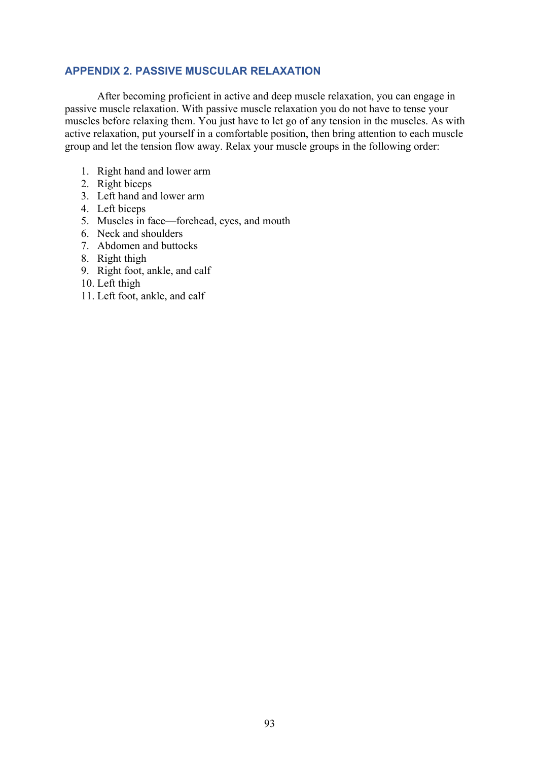## APPENDIX 2. PASSIVE MUSCULAR RELAXATION

After becoming proficient in active and deep muscle relaxation, you can engage in passive muscle relaxation. With passive muscle relaxation you do not have to tense your muscles before relaxing them. You just have to let go of any tension in the muscles. As with active relaxation, put yourself in a comfortable position, then bring attention to each muscle group and let the tension flow away. Relax your muscle groups in the following order:

1. Right hand and lower arm
2. Right biceps
3. Left hand and lower arm
4. Left biceps
5. Muscles in face—forehead, eyes, and mouth
6. Neck and shoulders
7. Abdomen and buttocks
8. Right thigh
9. Right foot, ankle, and calf
10. Left thigh
11. Left foot, ankle, and calf